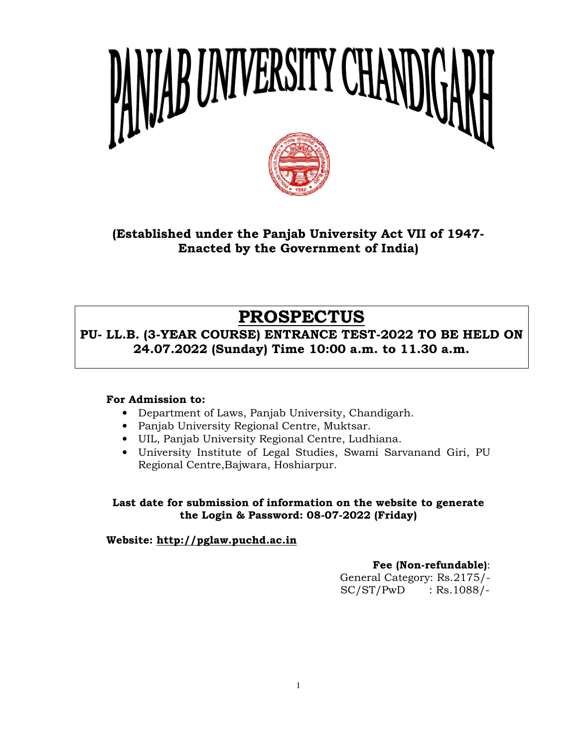# PANJAB UNIVERSITY CHANDIGARH

**(Established under the Panjab University Act VII of 1947- Enacted by the Government of India)**

## PROSPECTUS

**PU- LL.B. (3-YEAR COURSE) ENTRANCE TEST-2022 TO BE HELD ON 24.07.2022 (Sunday) Time 10:00 a.m. to 11.30 a.m.**

**For Admission to:**

- Department of Laws, Panjab University, Chandigarh.
- Panjab University Regional Centre, Muktsar.
- UIL, Panjab University Regional Centre, Ludhiana.
- University Institute of Legal Studies, Swami Sarvanand Giri, PU Regional Centre,Bajwara, Hoshiarpur.

**Last date for submission of information on the website to generate the Login & Password: 08-07-2022 (Friday)**

**Website: http://pglaw.puchd.ac.in**

**Fee (Non-refundable)**:
General Category: Rs.2175/-
SC/ST/PwD : Rs.1088/-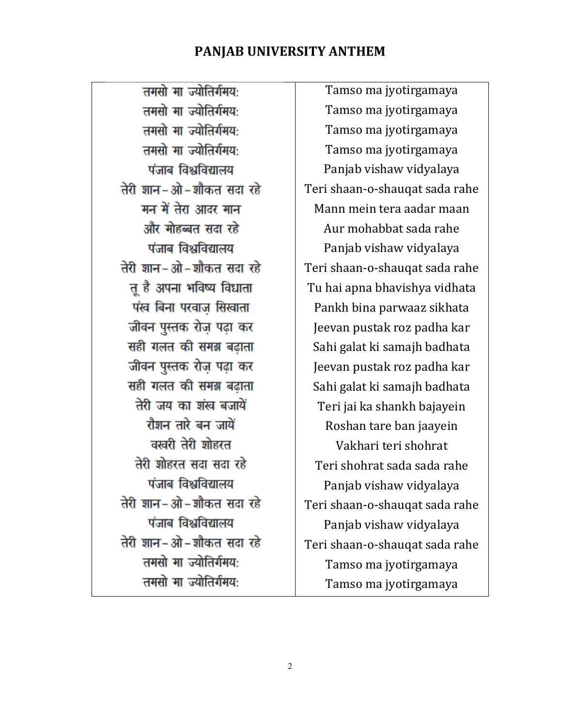# PANJAB UNIVERSITY ANTHEM

| तमसो मा ज्योतिर्गमय: | Tamso ma jyotirgamaya |
|---|---|
| तमसो मा ज्योतिर्गमय: | Tamso ma jyotirgamaya |
| तमसो मा ज्योतिर्गमय: | Tamso ma jyotirgamaya |
| तमसो मा ज्योतिर्गमय: | Tamso ma jyotirgamaya |
| पंजाब विश्वविद्यालय | Panjab vishaw vidyalaya |
| तेरी शान-ओ-शौकत सदा रहे | Teri shaan-o-shauqat sada rahe |
| मन में तेरा आदर मान | Mann mein tera aadar maan |
| और मोहब्बत सदा रहे | Aur mohabbat sada rahe |
| पंजाब विश्वविद्यालय | Panjab vishaw vidyalaya |
| तेरी शान-ओ-शौकत सदा रहे | Teri shaan-o-shauqat sada rahe |
| तू है अपना भविष्य विधाता | Tu hai apna bhavishya vidhata |
| पंख बिना परवाज़ सिखाता | Pankh bina parwaaz sikhata |
| जीवन पुस्तक रोज़ पढ़ा कर | Jeevan pustak roz padha kar |
| सही गलत की समझ बढ़ाता | Sahi galat ki samajh badhata |
| जीवन पुस्तक रोज़ पढ़ा कर | Jeevan pustak roz padha kar |
| सही गलत की समझ बढ़ाता | Sahi galat ki samajh badhata |
| तेरी जय का शंख बजायें | Teri jai ka shankh bajayein |
| रौशन तारे बन जायें | Roshan tare ban jaayein |
| वखरी तेरी शोहरत | Vakhari teri shohrat |
| तेरी शोहरत सदा सदा रहे | Teri shohrat sada sada rahe |
| पंजाब विश्वविद्यालय | Panjab vishaw vidyalaya |
| तेरी शान-ओ-शौकत सदा रहे | Teri shaan-o-shauqat sada rahe |
| पंजाब विश्वविद्यालय | Panjab vishaw vidyalaya |
| तेरी शान-ओ-शौकत सदा रहे | Teri shaan-o-shauqat sada rahe |
| तमसो मा ज्योतिर्गमय: | Tamso ma jyotirgamaya |
| तमसो मा ज्योतिर्गमय: | Tamso ma jyotirgamaya |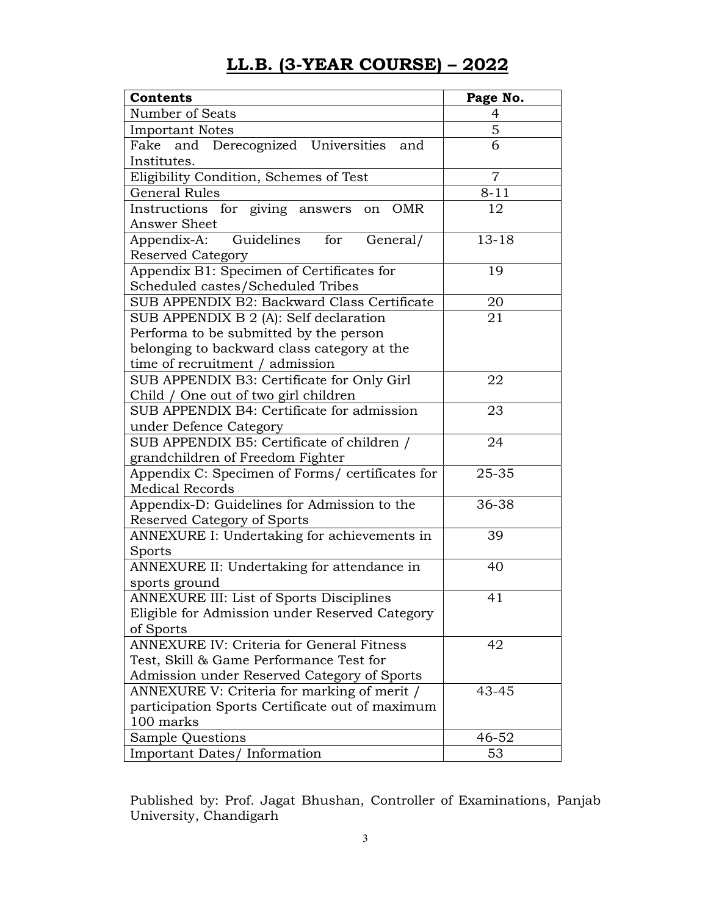# LL.B. (3-YEAR COURSE) – 2022

| Contents | Page No. |
| --- | --- |
| Number of Seats | 4 |
| Important Notes | 5 |
| Fake and Derecognized Universities and Institutes. | 6 |
| Eligibility Condition, Schemes of Test | 7 |
| General Rules | 8-11 |
| Instructions for giving answers on OMR Answer Sheet | 12 |
| Appendix-A: Guidelines for General/ Reserved Category | 13-18 |
| Appendix B1: Specimen of Certificates for Scheduled castes/Scheduled Tribes | 19 |
| SUB APPENDIX B2: Backward Class Certificate | 20 |
| SUB APPENDIX B 2 (A): Self declaration Performa to be submitted by the person belonging to backward class category at the time of recruitment / admission | 21 |
| SUB APPENDIX B3: Certificate for Only Girl Child / One out of two girl children | 22 |
| SUB APPENDIX B4: Certificate for admission under Defence Category | 23 |
| SUB APPENDIX B5: Certificate of children / grandchildren of Freedom Fighter | 24 |
| Appendix C: Specimen of Forms/ certificates for Medical Records | 25-35 |
| Appendix-D: Guidelines for Admission to the Reserved Category of Sports | 36-38 |
| ANNEXURE I: Undertaking for achievements in Sports | 39 |
| ANNEXURE II: Undertaking for attendance in sports ground | 40 |
| ANNEXURE III: List of Sports Disciplines Eligible for Admission under Reserved Category of Sports | 41 |
| ANNEXURE IV: Criteria for General Fitness Test, Skill & Game Performance Test for Admission under Reserved Category of Sports | 42 |
| ANNEXURE V: Criteria for marking of merit / participation Sports Certificate out of maximum 100 marks | 43-45 |
| Sample Questions | 46-52 |
| Important Dates/ Information | 53 |

Published by: Prof. Jagat Bhushan, Controller of Examinations, Panjab University, Chandigarh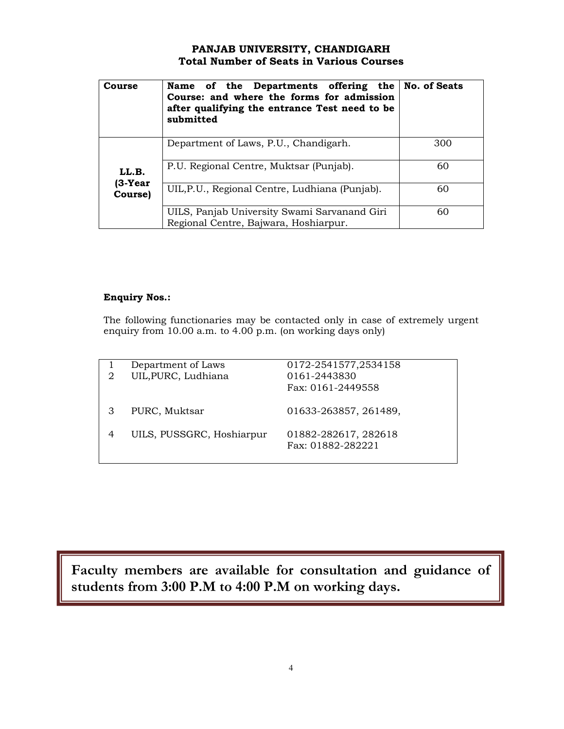## PANJAB UNIVERSITY, CHANDIGARH
## Total Number of Seats in Various Courses

| Course | Name of the Departments offering the Course: and where the forms for admission after qualifying the entrance Test need to be submitted | No. of Seats |
|---|---|---|
| **LL.B. (3-Year Course)** | Department of Laws, P.U., Chandigarh. | 300 |
| | P.U. Regional Centre, Muktsar (Punjab). | 60 |
| | UIL,P.U., Regional Centre, Ludhiana (Punjab). | 60 |
| | UILS, Panjab University Swami Sarvanand Giri Regional Centre, Bajwara, Hoshiarpur. | 60 |

**Enquiry Nos.:**

The following functionaries may be contacted only in case of extremely urgent enquiry from 10.00 a.m. to 4.00 p.m. (on working days only)

| | | |
|---|---|---|
| 1 | Department of Laws | 0172-2541577,2534158 |
| 2 | UIL,PURC, Ludhiana | 0161-2443830<br>Fax: 0161-2449558 |
| 3 | PURC, Muktsar | 01633-263857, 261489, |
| 4 | UILS, PUSSGRC, Hoshiarpur | 01882-282617, 282618<br>Fax: 01882-282221 |

**Faculty members are available for consultation and guidance of students from 3:00 P.M to 4:00 P.M on working days.**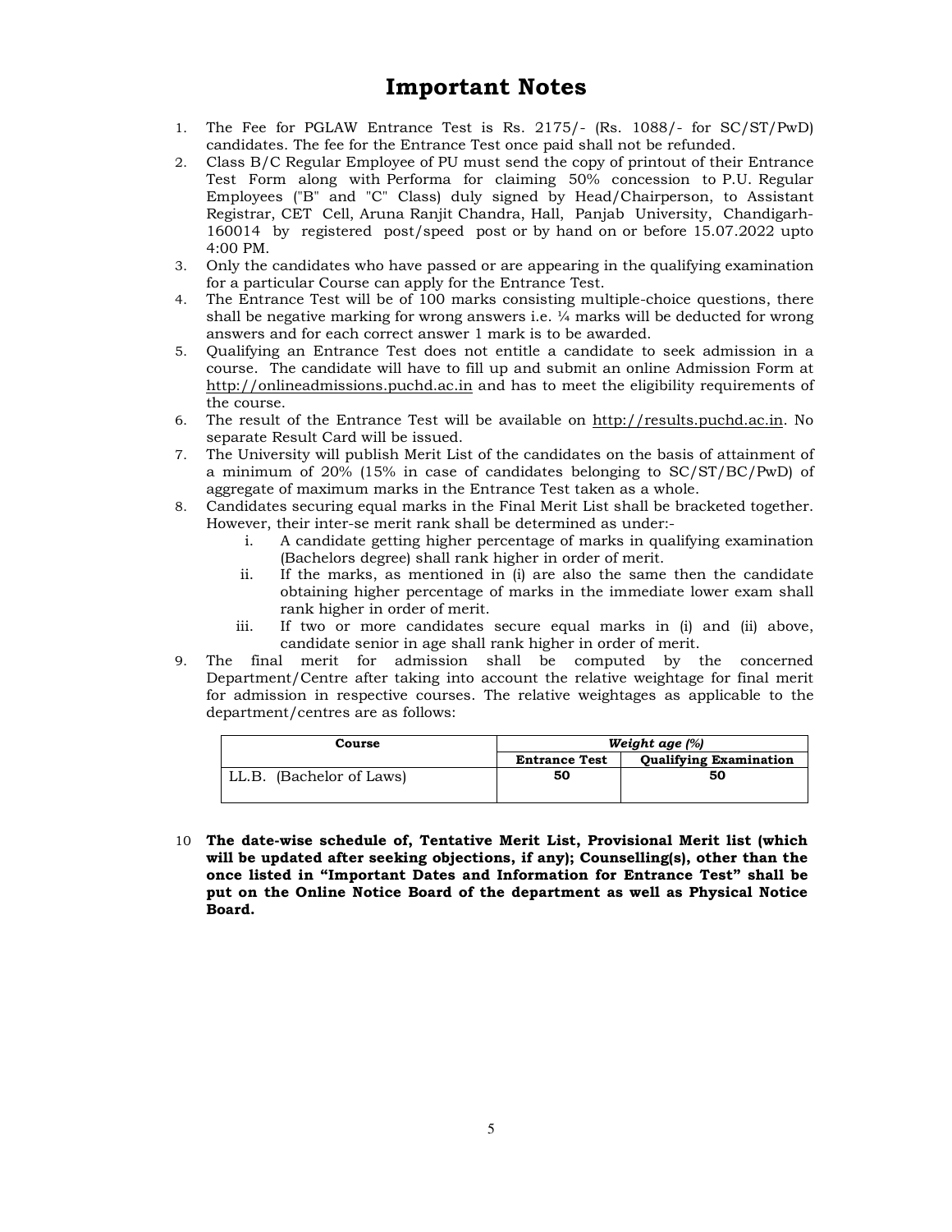# Important Notes

1. The Fee for PGLAW Entrance Test is Rs. 2175/- (Rs. 1088/- for SC/ST/PwD) candidates. The fee for the Entrance Test once paid shall not be refunded.
2. Class B/C Regular Employee of PU must send the copy of printout of their Entrance Test Form along with Performa for claiming 50% concession to P.U. Regular Employees ("B" and "C" Class) duly signed by Head/Chairperson, to Assistant Registrar, CET Cell, Aruna Ranjit Chandra, Hall, Panjab University, Chandigarh-160014 by registered post/speed post or by hand on or before 15.07.2022 upto 4:00 PM.
3. Only the candidates who have passed or are appearing in the qualifying examination for a particular Course can apply for the Entrance Test.
4. The Entrance Test will be of 100 marks consisting multiple-choice questions, there shall be negative marking for wrong answers i.e. ¼ marks will be deducted for wrong answers and for each correct answer 1 mark is to be awarded.
5. Qualifying an Entrance Test does not entitle a candidate to seek admission in a course. The candidate will have to fill up and submit an online Admission Form at http://onlineadmissions.puchd.ac.in and has to meet the eligibility requirements of the course.
6. The result of the Entrance Test will be available on http://results.puchd.ac.in. No separate Result Card will be issued.
7. The University will publish Merit List of the candidates on the basis of attainment of a minimum of 20% (15% in case of candidates belonging to SC/ST/BC/PwD) of aggregate of maximum marks in the Entrance Test taken as a whole.
8. Candidates securing equal marks in the Final Merit List shall be bracketed together. However, their inter-se merit rank shall be determined as under:-
   i. A candidate getting higher percentage of marks in qualifying examination (Bachelors degree) shall rank higher in order of merit.
   ii. If the marks, as mentioned in (i) are also the same then the candidate obtaining higher percentage of marks in the immediate lower exam shall rank higher in order of merit.
   iii. If two or more candidates secure equal marks in (i) and (ii) above, candidate senior in age shall rank higher in order of merit.
9. The final merit for admission shall be computed by the concerned Department/Centre after taking into account the relative weightage for final merit for admission in respective courses. The relative weightages as applicable to the department/centres are as follows:

| Course | *Weight age (%)* | |
|---|---|---|
| | **Entrance Test** | **Qualifying Examination** |
| LL.B. (Bachelor of Laws) | **50** | **50** |

10. **The date-wise schedule of, Tentative Merit List, Provisional Merit list (which will be updated after seeking objections, if any); Counselling(s), other than the once listed in "Important Dates and Information for Entrance Test" shall be put on the Online Notice Board of the department as well as Physical Notice Board.**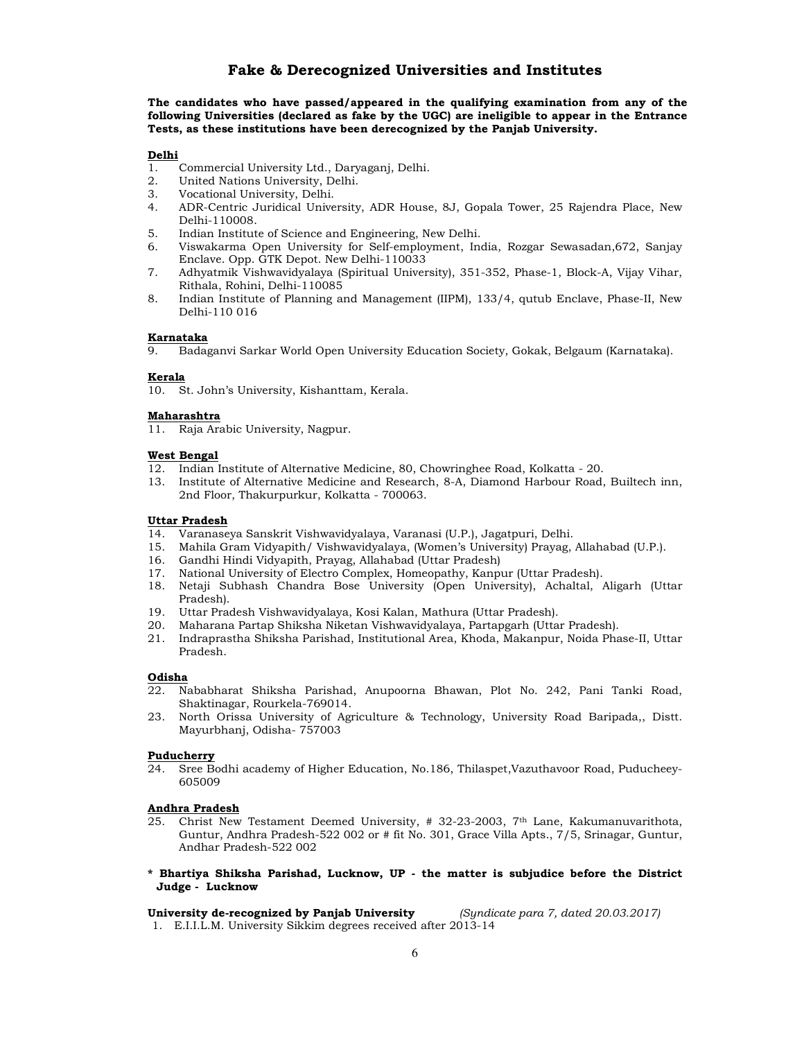# Fake & Derecognized Universities and Institutes

**The candidates who have passed/appeared in the qualifying examination from any of the following Universities (declared as fake by the UGC) are ineligible to appear in the Entrance Tests, as these institutions have been derecognized by the Panjab University.**

**Delhi**

1. Commercial University Ltd., Daryaganj, Delhi.
2. United Nations University, Delhi.
3. Vocational University, Delhi.
4. ADR-Centric Juridical University, ADR House, 8J, Gopala Tower, 25 Rajendra Place, New Delhi-110008.
5. Indian Institute of Science and Engineering, New Delhi.
6. Viswakarma Open University for Self-employment, India, Rozgar Sewasadan,672, Sanjay Enclave. Opp. GTK Depot. New Delhi-110033
7. Adhyatmik Vishwavidyalaya (Spiritual University), 351-352, Phase-1, Block-A, Vijay Vihar, Rithala, Rohini, Delhi-110085
8. Indian Institute of Planning and Management (IIPM), 133/4, qutub Enclave, Phase-II, New Delhi-110 016

**Karnataka**

9. Badaganvi Sarkar World Open University Education Society, Gokak, Belgaum (Karnataka).

**Kerala**

10. St. John's University, Kishanttam, Kerala.

**Maharashtra**

11. Raja Arabic University, Nagpur.

**West Bengal**

12. Indian Institute of Alternative Medicine, 80, Chowringhee Road, Kolkatta - 20.
13. Institute of Alternative Medicine and Research, 8-A, Diamond Harbour Road, Builtech inn, 2nd Floor, Thakurpurkur, Kolkatta - 700063.

**Uttar Pradesh**

14. Varanaseya Sanskrit Vishwavidyalaya, Varanasi (U.P.), Jagatpuri, Delhi.
15. Mahila Gram Vidyapith/ Vishwavidyalaya, (Women's University) Prayag, Allahabad (U.P.).
16. Gandhi Hindi Vidyapith, Prayag, Allahabad (Uttar Pradesh)
17. National University of Electro Complex, Homeopathy, Kanpur (Uttar Pradesh).
18. Netaji Subhash Chandra Bose University (Open University), Achaltal, Aligarh (Uttar Pradesh).
19. Uttar Pradesh Vishwavidyalaya, Kosi Kalan, Mathura (Uttar Pradesh).
20. Maharana Partap Shiksha Niketan Vishwavidyalaya, Partapgarh (Uttar Pradesh).
21. Indraprastha Shiksha Parishad, Institutional Area, Khoda, Makanpur, Noida Phase-II, Uttar Pradesh.

**Odisha**

22. Nababharat Shiksha Parishad, Anupoorna Bhawan, Plot No. 242, Pani Tanki Road, Shaktinagar, Rourkela-769014.
23. North Orissa University of Agriculture & Technology, University Road Baripada,, Distt. Mayurbhanj, Odisha- 757003

**Puducherry**

24. Sree Bodhi academy of Higher Education, No.186, Thilaspet,Vazuthavoor Road, Puducheey-605009

**Andhra Pradesh**

25. Christ New Testament Deemed University, # 32-23-2003, 7th Lane, Kakumanuvarithota, Guntur, Andhra Pradesh-522 002 or # fit No. 301, Grace Villa Apts., 7/5, Srinagar, Guntur, Andhar Pradesh-522 002

**\* Bhartiya Shiksha Parishad, Lucknow, UP - the matter is subjudice before the District Judge - Lucknow**

**University de-recognized by Panjab University** *(Syndicate para 7, dated 20.03.2017)*

1. E.I.I.L.M. University Sikkim degrees received after 2013-14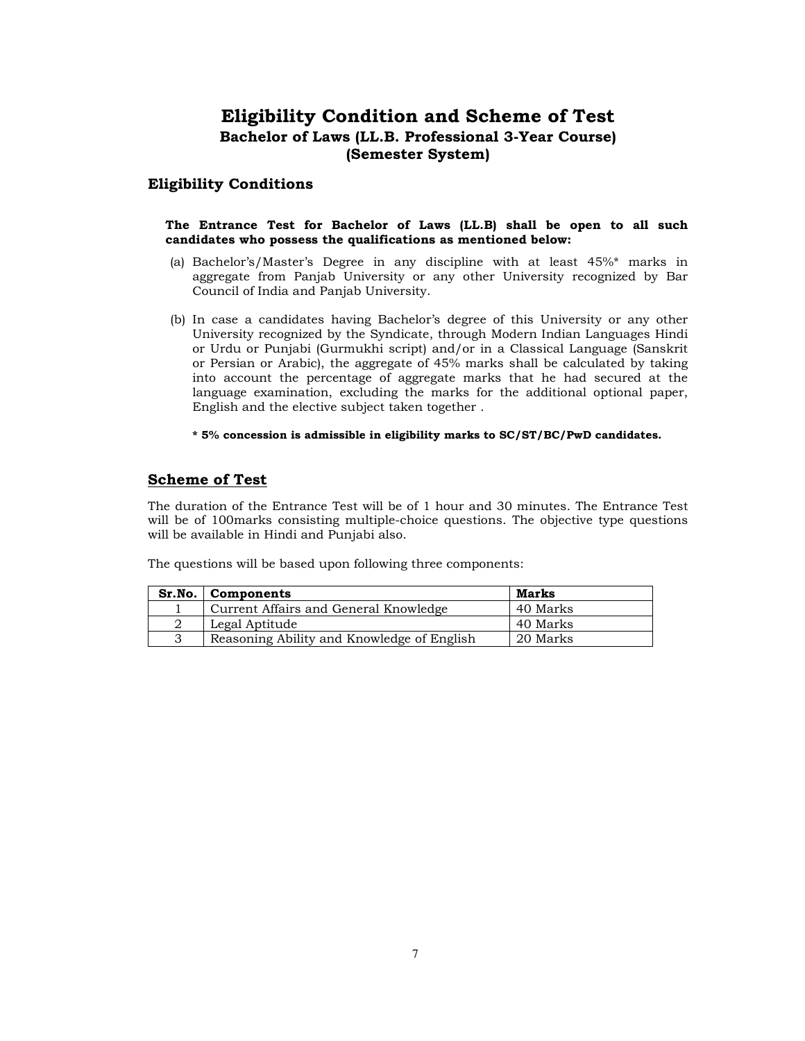# Eligibility Condition and Scheme of Test

## Bachelor of Laws (LL.B. Professional 3-Year Course) (Semester System)

### Eligibility Conditions

**The Entrance Test for Bachelor of Laws (LL.B) shall be open to all such candidates who possess the qualifications as mentioned below:**

(a) Bachelor's/Master's Degree in any discipline with at least 45%* marks in aggregate from Panjab University or any other University recognized by Bar Council of India and Panjab University.

(b) In case a candidates having Bachelor's degree of this University or any other University recognized by the Syndicate, through Modern Indian Languages Hindi or Urdu or Punjabi (Gurmukhi script) and/or in a Classical Language (Sanskrit or Persian or Arabic), the aggregate of 45% marks shall be calculated by taking into account the percentage of aggregate marks that he had secured at the language examination, excluding the marks for the additional optional paper, English and the elective subject taken together .

**\* 5% concession is admissible in eligibility marks to SC/ST/BC/PwD candidates.**

### Scheme of Test

The duration of the Entrance Test will be of 1 hour and 30 minutes. The Entrance Test will be of 100marks consisting multiple-choice questions. The objective type questions will be available in Hindi and Punjabi also.

The questions will be based upon following three components:

| Sr.No. | Components | Marks |
|---|---|---|
| 1 | Current Affairs and General Knowledge | 40 Marks |
| 2 | Legal Aptitude | 40 Marks |
| 3 | Reasoning Ability and Knowledge of English | 20 Marks |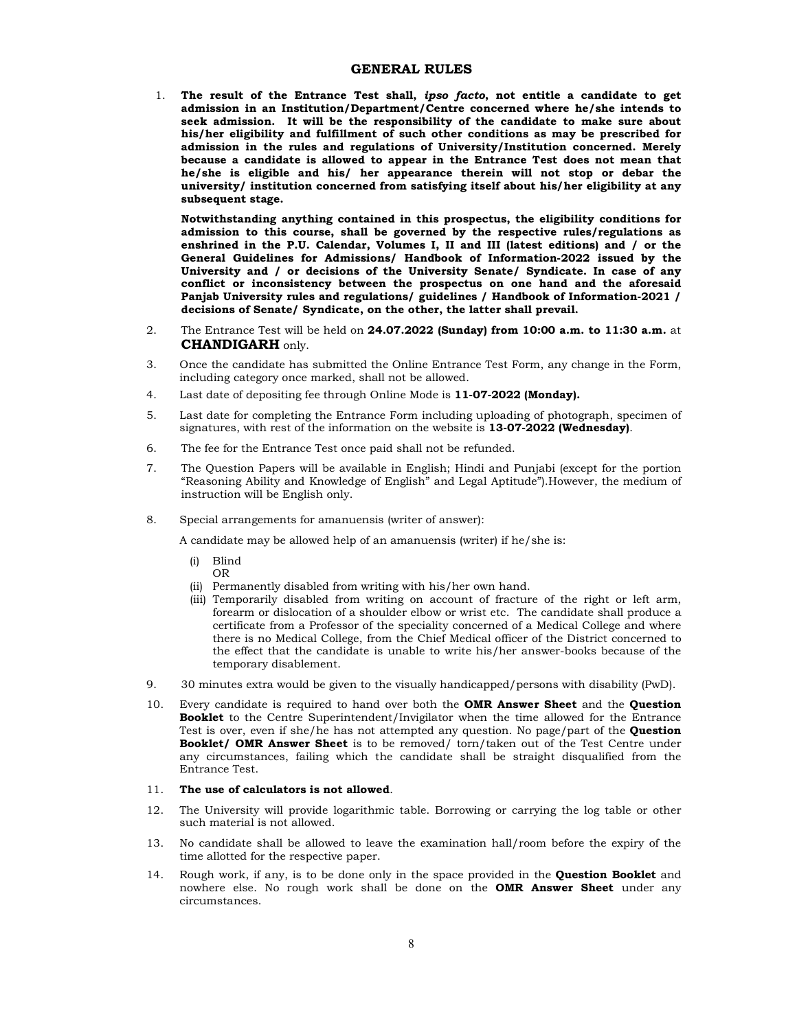## GENERAL RULES

1. **The result of the Entrance Test shall, *ipso facto*, not entitle a candidate to get admission in an Institution/Department/Centre concerned where he/she intends to seek admission. It will be the responsibility of the candidate to make sure about his/her eligibility and fulfillment of such other conditions as may be prescribed for admission in the rules and regulations of University/Institution concerned. Merely because a candidate is allowed to appear in the Entrance Test does not mean that he/she is eligible and his/ her appearance therein will not stop or debar the university/ institution concerned from satisfying itself about his/her eligibility at any subsequent stage.**

   **Notwithstanding anything contained in this prospectus, the eligibility conditions for admission to this course, shall be governed by the respective rules/regulations as enshrined in the P.U. Calendar, Volumes I, II and III (latest editions) and / or the General Guidelines for Admissions/ Handbook of Information-2022 issued by the University and / or decisions of the University Senate/ Syndicate. In case of any conflict or inconsistency between the prospectus on one hand and the aforesaid Panjab University rules and regulations/ guidelines / Handbook of Information-2021 / decisions of Senate/ Syndicate, on the other, the latter shall prevail.**

2. The Entrance Test will be held on **24.07.2022 (Sunday) from 10:00 a.m. to 11:30 a.m.** at **CHANDIGARH** only.
3. Once the candidate has submitted the Online Entrance Test Form, any change in the Form, including category once marked, shall not be allowed.
4. Last date of depositing fee through Online Mode is **11-07-2022 (Monday).**
5. Last date for completing the Entrance Form including uploading of photograph, specimen of signatures, with rest of the information on the website is **13-07-2022 (Wednesday)**.
6. The fee for the Entrance Test once paid shall not be refunded.
7. The Question Papers will be available in English; Hindi and Punjabi (except for the portion "Reasoning Ability and Knowledge of English" and Legal Aptitude").However, the medium of instruction will be English only.
8. Special arrangements for amanuensis (writer of answer):

   A candidate may be allowed help of an amanuensis (writer) if he/she is:

   (i) Blind
   OR
   (ii) Permanently disabled from writing with his/her own hand.
   (iii) Temporarily disabled from writing on account of fracture of the right or left arm, forearm or dislocation of a shoulder elbow or wrist etc. The candidate shall produce a certificate from a Professor of the speciality concerned of a Medical College and where there is no Medical College, from the Chief Medical officer of the District concerned to the effect that the candidate is unable to write his/her answer-books because of the temporary disablement.

9. 30 minutes extra would be given to the visually handicapped/persons with disability (PwD).
10. Every candidate is required to hand over both the **OMR Answer Sheet** and the **Question Booklet** to the Centre Superintendent/Invigilator when the time allowed for the Entrance Test is over, even if she/he has not attempted any question. No page/part of the **Question Booklet/ OMR Answer Sheet** is to be removed/ torn/taken out of the Test Centre under any circumstances, failing which the candidate shall be straight disqualified from the Entrance Test.
11. **The use of calculators is not allowed**.
12. The University will provide logarithmic table. Borrowing or carrying the log table or other such material is not allowed.
13. No candidate shall be allowed to leave the examination hall/room before the expiry of the time allotted for the respective paper.
14. Rough work, if any, is to be done only in the space provided in the **Question Booklet** and nowhere else. No rough work shall be done on the **OMR Answer Sheet** under any circumstances.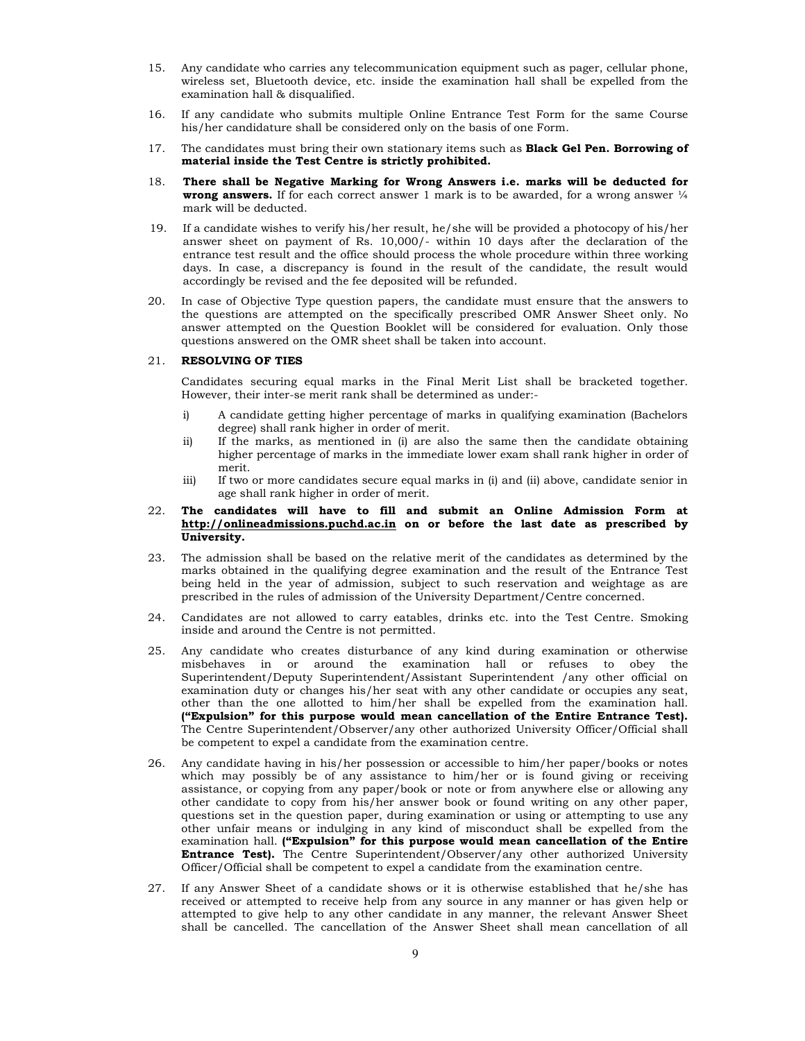15. Any candidate who carries any telecommunication equipment such as pager, cellular phone, wireless set, Bluetooth device, etc. inside the examination hall shall be expelled from the examination hall & disqualified.

16. If any candidate who submits multiple Online Entrance Test Form for the same Course his/her candidature shall be considered only on the basis of one Form.

17. The candidates must bring their own stationary items such as **Black Gel Pen. Borrowing of material inside the Test Centre is strictly prohibited.**

18. **There shall be Negative Marking for Wrong Answers i.e. marks will be deducted for wrong answers.** If for each correct answer 1 mark is to be awarded, for a wrong answer ¼ mark will be deducted.

19. If a candidate wishes to verify his/her result, he/she will be provided a photocopy of his/her answer sheet on payment of Rs. 10,000/- within 10 days after the declaration of the entrance test result and the office should process the whole procedure within three working days. In case, a discrepancy is found in the result of the candidate, the result would accordingly be revised and the fee deposited will be refunded.

20. In case of Objective Type question papers, the candidate must ensure that the answers to the questions are attempted on the specifically prescribed OMR Answer Sheet only. No answer attempted on the Question Booklet will be considered for evaluation. Only those questions answered on the OMR sheet shall be taken into account.

21. **RESOLVING OF TIES**

    Candidates securing equal marks in the Final Merit List shall be bracketed together. However, their inter-se merit rank shall be determined as under:-

    i) A candidate getting higher percentage of marks in qualifying examination (Bachelors degree) shall rank higher in order of merit.
    ii) If the marks, as mentioned in (i) are also the same then the candidate obtaining higher percentage of marks in the immediate lower exam shall rank higher in order of merit.
    iii) If two or more candidates secure equal marks in (i) and (ii) above, candidate senior in age shall rank higher in order of merit.

22. **The candidates will have to fill and submit an Online Admission Form at http://onlineadmissions.puchd.ac.in on or before the last date as prescribed by University.**

23. The admission shall be based on the relative merit of the candidates as determined by the marks obtained in the qualifying degree examination and the result of the Entrance Test being held in the year of admission, subject to such reservation and weightage as are prescribed in the rules of admission of the University Department/Centre concerned.

24. Candidates are not allowed to carry eatables, drinks etc. into the Test Centre. Smoking inside and around the Centre is not permitted.

25. Any candidate who creates disturbance of any kind during examination or otherwise misbehaves in or around the examination hall or refuses to obey the Superintendent/Deputy Superintendent/Assistant Superintendent /any other official on examination duty or changes his/her seat with any other candidate or occupies any seat, other than the one allotted to him/her shall be expelled from the examination hall. **("Expulsion" for this purpose would mean cancellation of the Entire Entrance Test).** The Centre Superintendent/Observer/any other authorized University Officer/Official shall be competent to expel a candidate from the examination centre.

26. Any candidate having in his/her possession or accessible to him/her paper/books or notes which may possibly be of any assistance to him/her or is found giving or receiving assistance, or copying from any paper/book or note or from anywhere else or allowing any other candidate to copy from his/her answer book or found writing on any other paper, questions set in the question paper, during examination or using or attempting to use any other unfair means or indulging in any kind of misconduct shall be expelled from the examination hall. **("Expulsion" for this purpose would mean cancellation of the Entire Entrance Test).** The Centre Superintendent/Observer/any other authorized University Officer/Official shall be competent to expel a candidate from the examination centre.

27. If any Answer Sheet of a candidate shows or it is otherwise established that he/she has received or attempted to receive help from any source in any manner or has given help or attempted to give help to any other candidate in any manner, the relevant Answer Sheet shall be cancelled. The cancellation of the Answer Sheet shall mean cancellation of all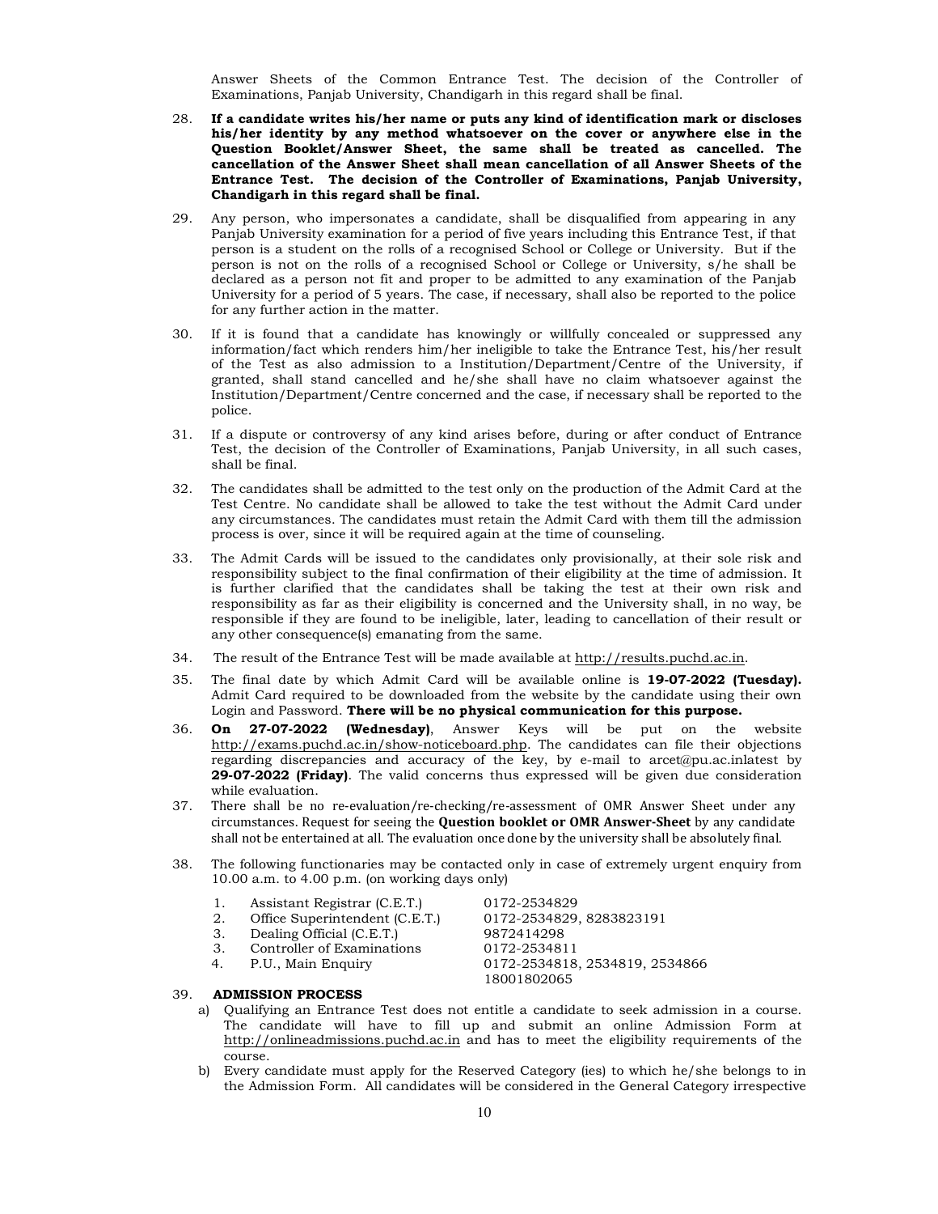Answer Sheets of the Common Entrance Test. The decision of the Controller of Examinations, Panjab University, Chandigarh in this regard shall be final.

28. **If a candidate writes his/her name or puts any kind of identification mark or discloses his/her identity by any method whatsoever on the cover or anywhere else in the Question Booklet/Answer Sheet, the same shall be treated as cancelled. The cancellation of the Answer Sheet shall mean cancellation of all Answer Sheets of the Entrance Test. The decision of the Controller of Examinations, Panjab University, Chandigarh in this regard shall be final.**

29. Any person, who impersonates a candidate, shall be disqualified from appearing in any Panjab University examination for a period of five years including this Entrance Test, if that person is a student on the rolls of a recognised School or College or University. But if the person is not on the rolls of a recognised School or College or University, s/he shall be declared as a person not fit and proper to be admitted to any examination of the Panjab University for a period of 5 years. The case, if necessary, shall also be reported to the police for any further action in the matter.

30. If it is found that a candidate has knowingly or willfully concealed or suppressed any information/fact which renders him/her ineligible to take the Entrance Test, his/her result of the Test as also admission to a Institution/Department/Centre of the University, if granted, shall stand cancelled and he/she shall have no claim whatsoever against the Institution/Department/Centre concerned and the case, if necessary shall be reported to the police.

31. If a dispute or controversy of any kind arises before, during or after conduct of Entrance Test, the decision of the Controller of Examinations, Panjab University, in all such cases, shall be final.

32. The candidates shall be admitted to the test only on the production of the Admit Card at the Test Centre. No candidate shall be allowed to take the test without the Admit Card under any circumstances. The candidates must retain the Admit Card with them till the admission process is over, since it will be required again at the time of counseling.

33. The Admit Cards will be issued to the candidates only provisionally, at their sole risk and responsibility subject to the final confirmation of their eligibility at the time of admission. It is further clarified that the candidates shall be taking the test at their own risk and responsibility as far as their eligibility is concerned and the University shall, in no way, be responsible if they are found to be ineligible, later, leading to cancellation of their result or any other consequence(s) emanating from the same.

34. The result of the Entrance Test will be made available at http://results.puchd.ac.in.

35. The final date by which Admit Card will be available online is **19-07-2022 (Tuesday).** Admit Card required to be downloaded from the website by the candidate using their own Login and Password. **There will be no physical communication for this purpose.**

36. **On 27-07-2022 (Wednesday)**, Answer Keys will be put on the website http://exams.puchd.ac.in/show-noticeboard.php. The candidates can file their objections regarding discrepancies and accuracy of the key, by e-mail to arcet@pu.ac.inlatest by **29-07-2022 (Friday)**. The valid concerns thus expressed will be given due consideration while evaluation.

37. There shall be no re-evaluation/re-checking/re-assessment of OMR Answer Sheet under any circumstances. Request for seeing the **Question booklet or OMR Answer-Sheet** by any candidate shall not be entertained at all. The evaluation once done by the university shall be absolutely final.

38. The following functionaries may be contacted only in case of extremely urgent enquiry from 10.00 a.m. to 4.00 p.m. (on working days only)

| | | |
|---|---|---|
| 1. | Assistant Registrar (C.E.T.) | 0172-2534829 |
| 2. | Office Superintendent (C.E.T.) | 0172-2534829, 8283823191 |
| 3. | Dealing Official (C.E.T.) | 9872414298 |
| 3. | Controller of Examinations | 0172-2534811 |
| 4. | P.U., Main Enquiry | 0172-2534818, 2534819, 2534866<br>18001802065 |

39. **ADMISSION PROCESS**

   a) Qualifying an Entrance Test does not entitle a candidate to seek admission in a course. The candidate will have to fill up and submit an online Admission Form at http://onlineadmissions.puchd.ac.in and has to meet the eligibility requirements of the course.

   b) Every candidate must apply for the Reserved Category (ies) to which he/she belongs to in the Admission Form. All candidates will be considered in the General Category irrespective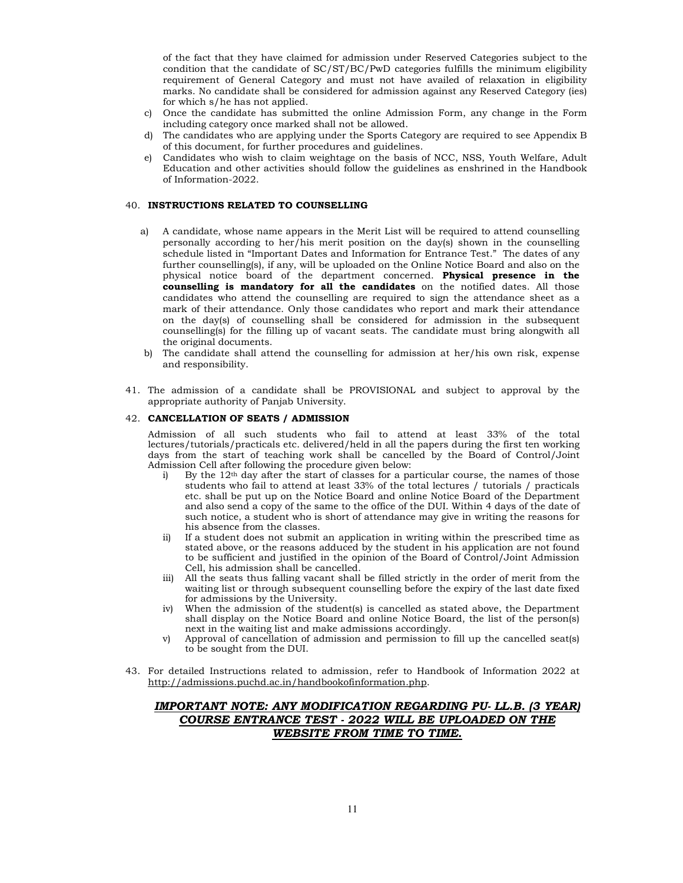of the fact that they have claimed for admission under Reserved Categories subject to the condition that the candidate of SC/ST/BC/PwD categories fulfills the minimum eligibility requirement of General Category and must not have availed of relaxation in eligibility marks. No candidate shall be considered for admission against any Reserved Category (ies) for which s/he has not applied.

c) Once the candidate has submitted the online Admission Form, any change in the Form including category once marked shall not be allowed.
d) The candidates who are applying under the Sports Category are required to see Appendix B of this document, for further procedures and guidelines.
e) Candidates who wish to claim weightage on the basis of NCC, NSS, Youth Welfare, Adult Education and other activities should follow the guidelines as enshrined in the Handbook of Information-2022.

40. **INSTRUCTIONS RELATED TO COUNSELLING**

a) A candidate, whose name appears in the Merit List will be required to attend counselling personally according to her/his merit position on the day(s) shown in the counselling schedule listed in "Important Dates and Information for Entrance Test." The dates of any further counselling(s), if any, will be uploaded on the Online Notice Board and also on the physical notice board of the department concerned. **Physical presence in the counselling is mandatory for all the candidates** on the notified dates. All those candidates who attend the counselling are required to sign the attendance sheet as a mark of their attendance. Only those candidates who report and mark their attendance on the day(s) of counselling shall be considered for admission in the subsequent counselling(s) for the filling up of vacant seats. The candidate must bring alongwith all the original documents.
b) The candidate shall attend the counselling for admission at her/his own risk, expense and responsibility.

41. The admission of a candidate shall be PROVISIONAL and subject to approval by the appropriate authority of Panjab University.

42. **CANCELLATION OF SEATS / ADMISSION**

Admission of all such students who fail to attend at least 33% of the total lectures/tutorials/practicals etc. delivered/held in all the papers during the first ten working days from the start of teaching work shall be cancelled by the Board of Control/Joint Admission Cell after following the procedure given below:

i) By the 12th day after the start of classes for a particular course, the names of those students who fail to attend at least 33% of the total lectures / tutorials / practicals etc. shall be put up on the Notice Board and online Notice Board of the Department and also send a copy of the same to the office of the DUI. Within 4 days of the date of such notice, a student who is short of attendance may give in writing the reasons for his absence from the classes.
ii) If a student does not submit an application in writing within the prescribed time as stated above, or the reasons adduced by the student in his application are not found to be sufficient and justified in the opinion of the Board of Control/Joint Admission Cell, his admission shall be cancelled.
iii) All the seats thus falling vacant shall be filled strictly in the order of merit from the waiting list or through subsequent counselling before the expiry of the last date fixed for admissions by the University.
iv) When the admission of the student(s) is cancelled as stated above, the Department shall display on the Notice Board and online Notice Board, the list of the person(s) next in the waiting list and make admissions accordingly.
v) Approval of cancellation of admission and permission to fill up the cancelled seat(s) to be sought from the DUI.

43. For detailed Instructions related to admission, refer to Handbook of Information 2022 at http://admissions.puchd.ac.in/handbookofinformation.php.

***IMPORTANT NOTE: ANY MODIFICATION REGARDING PU- LL.B. (3 YEAR) COURSE ENTRANCE TEST - 2022 WILL BE UPLOADED ON THE WEBSITE FROM TIME TO TIME.***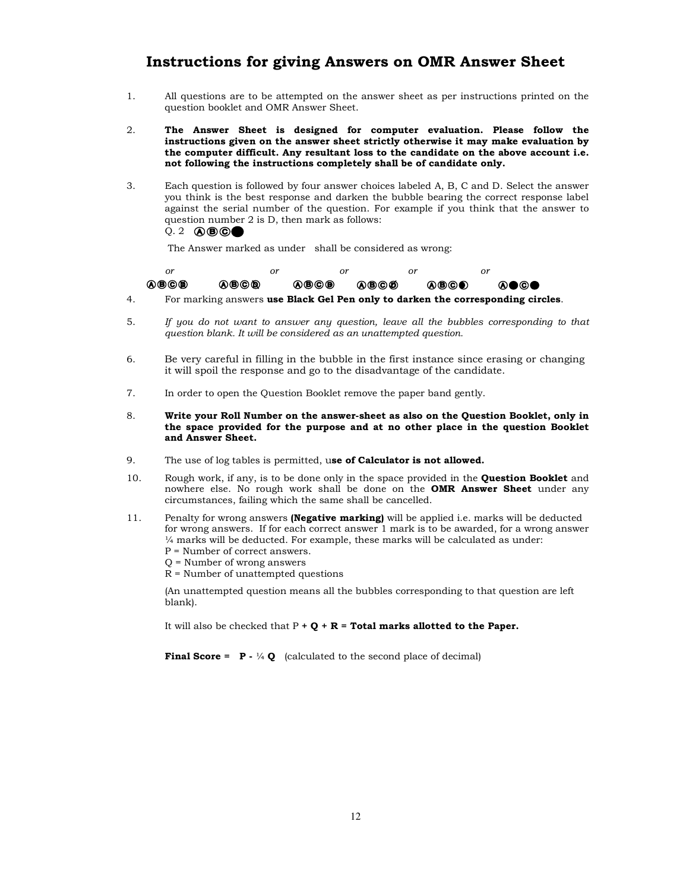# Instructions for giving Answers on OMR Answer Sheet

1. All questions are to be attempted on the answer sheet as per instructions printed on the question booklet and OMR Answer Sheet.

2. **The Answer Sheet is designed for computer evaluation. Please follow the instructions given on the answer sheet strictly otherwise it may make evaluation by the computer difficult. Any resultant loss to the candidate on the above account i.e. not following the instructions completely shall be of candidate only.**

3. Each question is followed by four answer choices labeled A, B, C and D. Select the answer you think is the best response and darken the bubble bearing the correct response label against the serial number of the question. For example if you think that the answer to question number 2 is D, then mark as follows:

   Q. 2 Ⓐ Ⓑ Ⓒ ●

   The Answer marked as under shall be considered as wrong:

   Ⓐ Ⓑ Ⓒ Ⓓ *or* Ⓐ Ⓑ Ⓒ Ⓓ *or* Ⓐ Ⓑ Ⓒ Ⓓ *or* Ⓐ Ⓑ Ⓒ Ⓓ *or* Ⓐ Ⓑ Ⓒ ◐ *or* Ⓐ ● Ⓒ ●

4. For marking answers **use Black Gel Pen only to darken the corresponding circles**.

5. *If you do not want to answer any question, leave all the bubbles corresponding to that question blank. It will be considered as an unattempted question.*

6. Be very careful in filling in the bubble in the first instance since erasing or changing it will spoil the response and go to the disadvantage of the candidate.

7. In order to open the Question Booklet remove the paper band gently.

8. **Write your Roll Number on the answer-sheet as also on the Question Booklet, only in the space provided for the purpose and at no other place in the question Booklet and Answer Sheet.**

9. The use of log tables is permitted, u**se of Calculator is not allowed.**

10. Rough work, if any, is to be done only in the space provided in the **Question Booklet** and nowhere else. No rough work shall be done on the **OMR Answer Sheet** under any circumstances, failing which the same shall be cancelled.

11. Penalty for wrong answers **(Negative marking)** will be applied i.e. marks will be deducted for wrong answers. If for each correct answer 1 mark is to be awarded, for a wrong answer ¼ marks will be deducted. For example, these marks will be calculated as under:

    P = Number of correct answers.

    Q = Number of wrong answers

    R = Number of unattempted questions

    (An unattempted question means all the bubbles corresponding to that question are left blank).

    It will also be checked that P **+ Q + R = Total marks allotted to the Paper.**

    **Final Score = P - ¼ Q** (calculated to the second place of decimal)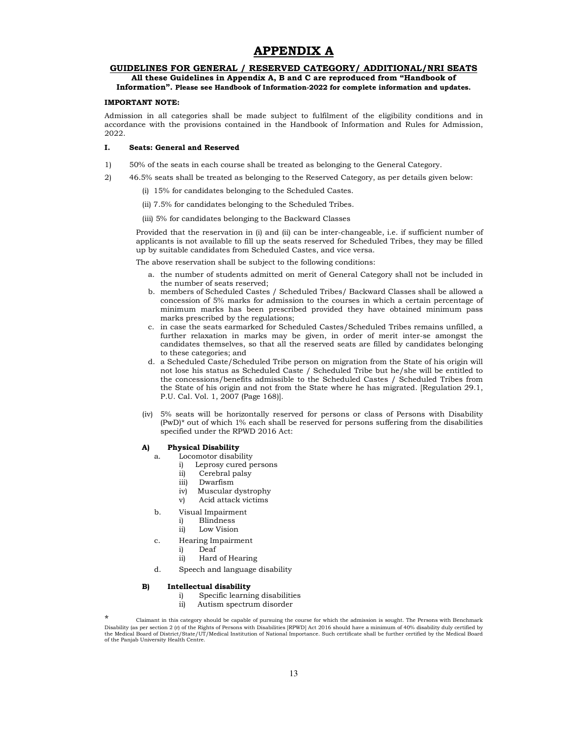# APPENDIX A

## GUIDELINES FOR GENERAL / RESERVED CATEGORY/ ADDITIONAL/NRI SEATS

**All these Guidelines in Appendix A, B and C are reproduced from "Handbook of Information". Please see Handbook of Information-2022 for complete information and updates.**

**IMPORTANT NOTE:**

Admission in all categories shall be made subject to fulfilment of the eligibility conditions and in accordance with the provisions contained in the Handbook of Information and Rules for Admission, 2022.

**I. Seats: General and Reserved**

1) 50% of the seats in each course shall be treated as belonging to the General Category.

2) 46.5% seats shall be treated as belonging to the Reserved Category, as per details given below:

   (i) 15% for candidates belonging to the Scheduled Castes.

   (ii) 7.5% for candidates belonging to the Scheduled Tribes.

   (iii) 5% for candidates belonging to the Backward Classes

   Provided that the reservation in (i) and (ii) can be inter-changeable, i.e. if sufficient number of applicants is not available to fill up the seats reserved for Scheduled Tribes, they may be filled up by suitable candidates from Scheduled Castes, and vice versa.

   The above reservation shall be subject to the following conditions:

   a. the number of students admitted on merit of General Category shall not be included in the number of seats reserved;
   b. members of Scheduled Castes / Scheduled Tribes/ Backward Classes shall be allowed a concession of 5% marks for admission to the courses in which a certain percentage of minimum marks has been prescribed provided they have obtained minimum pass marks prescribed by the regulations;
   c. in case the seats earmarked for Scheduled Castes/Scheduled Tribes remains unfilled, a further relaxation in marks may be given, in order of merit inter-se amongst the candidates themselves, so that all the reserved seats are filled by candidates belonging to these categories; and
   d. a Scheduled Caste/Scheduled Tribe person on migration from the State of his origin will not lose his status as Scheduled Caste / Scheduled Tribe but he/she will be entitled to the concessions/benefits admissible to the Scheduled Castes / Scheduled Tribes from the State of his origin and not from the State where he has migrated. [Regulation 29.1, P.U. Cal. Vol. 1, 2007 (Page 168)].

   (iv) 5% seats will be horizontally reserved for persons or class of Persons with Disability (PwD)* out of which 1% each shall be reserved for persons suffering from the disabilities specified under the RPWD 2016 Act:

   **A) Physical Disability**

   a. Locomotor disability
      i) Leprosy cured persons
      ii) Cerebral palsy
      iii) Dwarfism
      iv) Muscular dystrophy
      v) Acid attack victims

   b. Visual Impairment
      i) Blindness
      ii) Low Vision

   c. Hearing Impairment
      i) Deaf
      ii) Hard of Hearing

   d. Speech and language disability

   **B) Intellectual disability**

      i) Specific learning disabilities
      ii) Autism spectrum disorder

\* Claimant in this category should be capable of pursuing the course for which the admission is sought. The Persons with Benchmark Disability (as per section 2 (r) of the Rights of Persons with Disabilities [RPWD] Act 2016 should have a minimum of 40% disability duly certified by the Medical Board of District/State/UT/Medical Institution of National Importance. Such certificate shall be further certified by the Medical Board of the Panjab University Health Centre.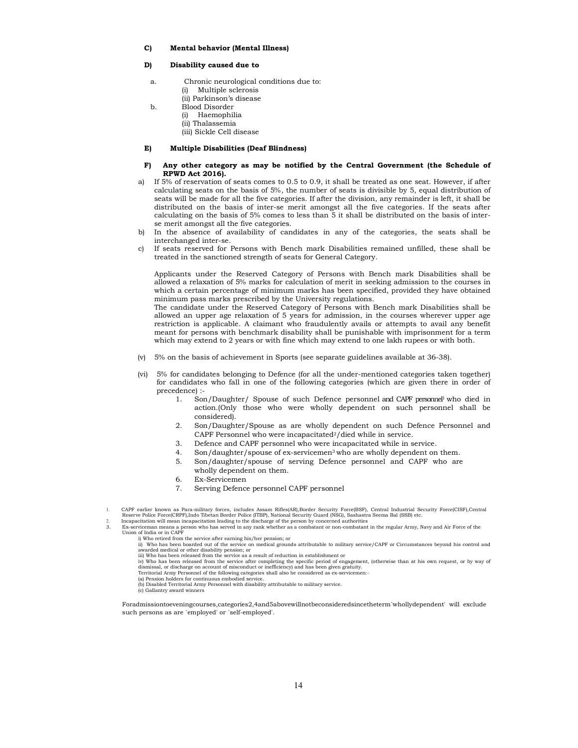**C) Mental behavior (Mental Illness)**

**D) Disability caused due to**

a. Chronic neurological conditions due to:
   (i) Multiple sclerosis
   (ii) Parkinson's disease

b. Blood Disorder
   (i) Haemophilia
   (ii) Thalassemia
   (iii) Sickle Cell disease

**E) Multiple Disabilities (Deaf Blindness)**

**F) Any other category as may be notified by the Central Government (the Schedule of RPWD Act 2016).**

a) If 5% of reservation of seats comes to 0.5 to 0.9, it shall be treated as one seat. However, if after calculating seats on the basis of 5%, the number of seats is divisible by 5, equal distribution of seats will be made for all the five categories. If after the division, any remainder is left, it shall be distributed on the basis of inter-se merit amongst all the five categories. If the seats after calculating on the basis of 5% comes to less than 5 it shall be distributed on the basis of inter-se merit amongst all the five categories.

b) In the absence of availability of candidates in any of the categories, the seats shall be interchanged inter-se.

c) If seats reserved for Persons with Bench mark Disabilities remained unfilled, these shall be treated in the sanctioned strength of seats for General Category.

Applicants under the Reserved Category of Persons with Bench mark Disabilities shall be allowed a relaxation of 5% marks for calculation of merit in seeking admission to the courses in which a certain percentage of minimum marks has been specified, provided they have obtained minimum pass marks prescribed by the University regulations.

The candidate under the Reserved Category of Persons with Bench mark Disabilities shall be allowed an upper age relaxation of 5 years for admission, in the courses wherever upper age restriction is applicable. A claimant who fraudulently avails or attempts to avail any benefit meant for persons with benchmark disability shall be punishable with imprisonment for a term which may extend to 2 years or with fine which may extend to one lakh rupees or with both.

(v) 5% on the basis of achievement in Sports (see separate guidelines available at 36-38).

(vi) 5% for candidates belonging to Defence (for all the under-mentioned categories taken together) for candidates who fall in one of the following categories (which are given there in order of precedence) :-

1. Son/Daughter/ Spouse of such Defence personnel and CAPF personnel[1] who died in action.(Only those who were wholly dependent on such personnel shall be considered).
2. Son/Daughter/Spouse as are wholly dependent on such Defence Personnel and CAPF Personnel who were incapacitated[2]/died while in service.
3. Defence and CAPF personnel who were incapacitated while in service.
4. Son/daughter/spouse of ex-servicemen[3] who are wholly dependent on them.
5. Son/daughter/spouse of serving Defence personnel and CAPF who are wholly dependent on them.
6. Ex-Servicemen
7. Serving Defence personnel CAPF personnel

---

1. CAPF earlier known as Para-military forces, includes Assam Rifles(AR),Border Security Force(BSF), Central Industrial Security Force(CISF),Central Reserve Police Force(CRPF),Indo Tibetan Border Police (ITBP), National Security Guard (NSG), Sashastra Seema Bal (SSB) etc.
2. Incapacitation will mean incapacitation leading to the discharge of the person by concerned authorities
3. Ex-serviceman means a person who has served in any rank whether as a combatant or non-combatant in the regular Army, Navy and Air Force of the Union of India or in CAPF
   i) Who retired from the service after earning his/her pension; or
   ii) Who has been boarded out of the service on medical grounds attributable to military service/CAPF or Circumstances beyond his control and awarded medical or other disability pension; or
   iii) Who has been released from the service as a result of reduction in establishment or
   iv) Who has been released from the service after completing the specific period of engagement, (otherwise than at his own request, or by way of dismissal, or discharge on account of misconduct or inefficiency) and has been given gratuity.
   Territorial Army Personnel of the following categories shall also be considered as ex-servicemen:-
   (a) Pension holders for continuous embodied service.
   (b) Disabled Territorial Army Personnel with disability attributable to military service.
   (c) Gallantry award winners

For admission to evening courses, categories 2, 4 and 5 above will not be considered since the term `wholly dependent' will exclude such persons as are `employed' or `self-employed'.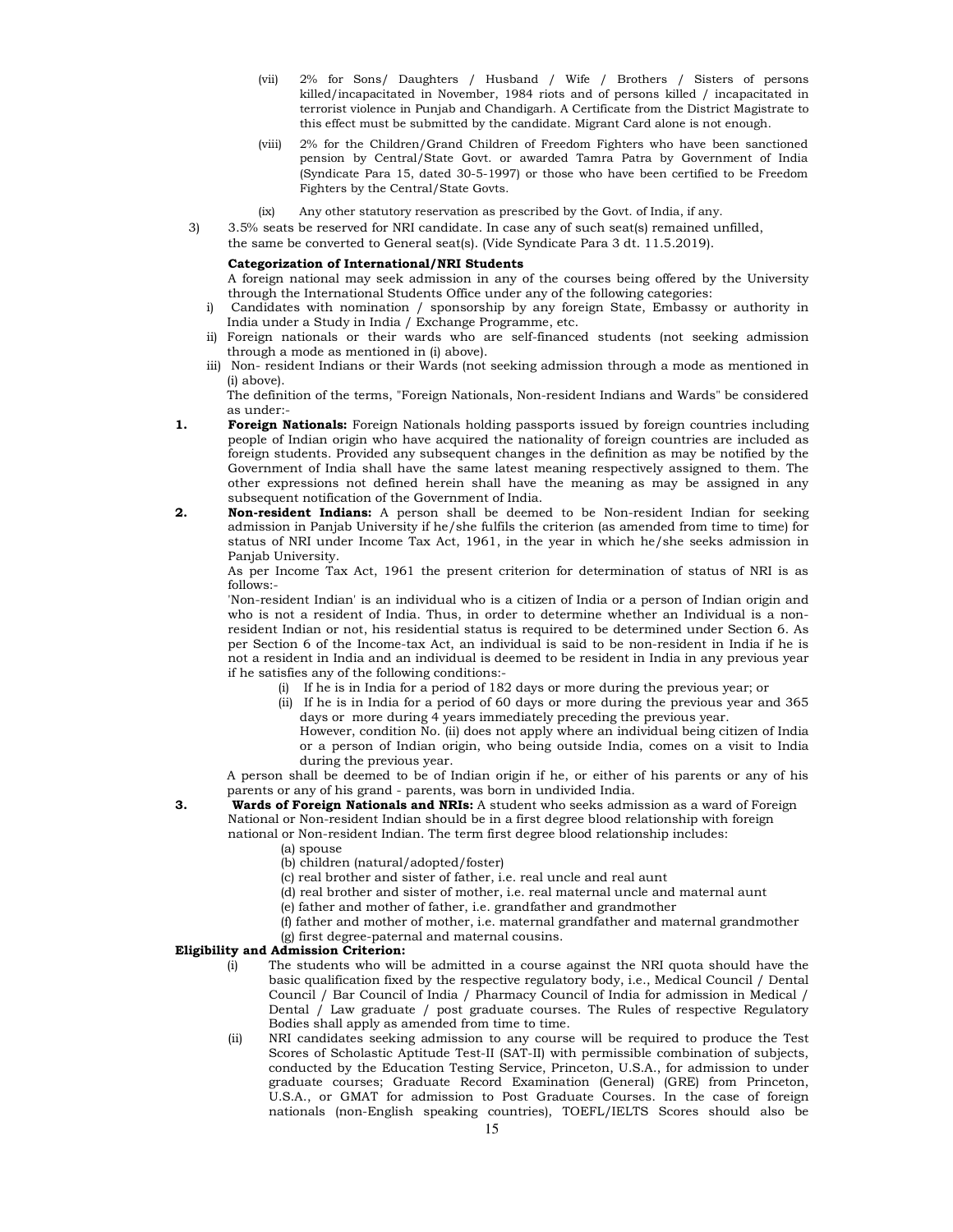(vii) 2% for Sons/ Daughters / Husband / Wife / Brothers / Sisters of persons killed/incapacitated in November, 1984 riots and of persons killed / incapacitated in terrorist violence in Punjab and Chandigarh. A Certificate from the District Magistrate to this effect must be submitted by the candidate. Migrant Card alone is not enough.

(viii) 2% for the Children/Grand Children of Freedom Fighters who have been sanctioned pension by Central/State Govt. or awarded Tamra Patra by Government of India (Syndicate Para 15, dated 30-5-1997) or those who have been certified to be Freedom Fighters by the Central/State Govts.

(ix) Any other statutory reservation as prescribed by the Govt. of India, if any.

3) 3.5% seats be reserved for NRI candidate. In case any of such seat(s) remained unfilled, the same be converted to General seat(s). (Vide Syndicate Para 3 dt. 11.5.2019).

**Categorization of International/NRI Students**

A foreign national may seek admission in any of the courses being offered by the University through the International Students Office under any of the following categories:

i) Candidates with nomination / sponsorship by any foreign State, Embassy or authority in India under a Study in India / Exchange Programme, etc.

ii) Foreign nationals or their wards who are self-financed students (not seeking admission through a mode as mentioned in (i) above).

iii) Non- resident Indians or their Wards (not seeking admission through a mode as mentioned in (i) above).

The definition of the terms, "Foreign Nationals, Non-resident Indians and Wards" be considered as under:-

**1. Foreign Nationals:** Foreign Nationals holding passports issued by foreign countries including people of Indian origin who have acquired the nationality of foreign countries are included as foreign students. Provided any subsequent changes in the definition as may be notified by the Government of India shall have the same latest meaning respectively assigned to them. The other expressions not defined herein shall have the meaning as may be assigned in any subsequent notification of the Government of India.

**2. Non-resident Indians:** A person shall be deemed to be Non-resident Indian for seeking admission in Panjab University if he/she fulfils the criterion (as amended from time to time) for status of NRI under Income Tax Act, 1961, in the year in which he/she seeks admission in Panjab University.

As per Income Tax Act, 1961 the present criterion for determination of status of NRI is as follows:-

'Non-resident Indian' is an individual who is a citizen of India or a person of Indian origin and who is not a resident of India. Thus, in order to determine whether an Individual is a non-resident Indian or not, his residential status is required to be determined under Section 6. As per Section 6 of the Income-tax Act, an individual is said to be non-resident in India if he is not a resident in India and an individual is deemed to be resident in India in any previous year if he satisfies any of the following conditions:-

(i) If he is in India for a period of 182 days or more during the previous year; or

(ii) If he is in India for a period of 60 days or more during the previous year and 365 days or more during 4 years immediately preceding the previous year.

However, condition No. (ii) does not apply where an individual being citizen of India or a person of Indian origin, who being outside India, comes on a visit to India during the previous year.

A person shall be deemed to be of Indian origin if he, or either of his parents or any of his parents or any of his grand - parents, was born in undivided India.

**3. Wards of Foreign Nationals and NRIs:** A student who seeks admission as a ward of Foreign National or Non-resident Indian should be in a first degree blood relationship with foreign national or Non-resident Indian. The term first degree blood relationship includes:

(a) spouse
(b) children (natural/adopted/foster)
(c) real brother and sister of father, i.e. real uncle and real aunt
(d) real brother and sister of mother, i.e. real maternal uncle and maternal aunt
(e) father and mother of father, i.e. grandfather and grandmother
(f) father and mother of mother, i.e. maternal grandfather and maternal grandmother
(g) first degree-paternal and maternal cousins.

**Eligibility and Admission Criterion:**

(i) The students who will be admitted in a course against the NRI quota should have the basic qualification fixed by the respective regulatory body, i.e., Medical Council / Dental Council / Bar Council of India / Pharmacy Council of India for admission in Medical / Dental / Law graduate / post graduate courses. The Rules of respective Regulatory Bodies shall apply as amended from time to time.

(ii) NRI candidates seeking admission to any course will be required to produce the Test Scores of Scholastic Aptitude Test-II (SAT-II) with permissible combination of subjects, conducted by the Education Testing Service, Princeton, U.S.A., for admission to under graduate courses; Graduate Record Examination (General) (GRE) from Princeton, U.S.A., or GMAT for admission to Post Graduate Courses. In the case of foreign nationals (non-English speaking countries), TOEFL/IELTS Scores should also be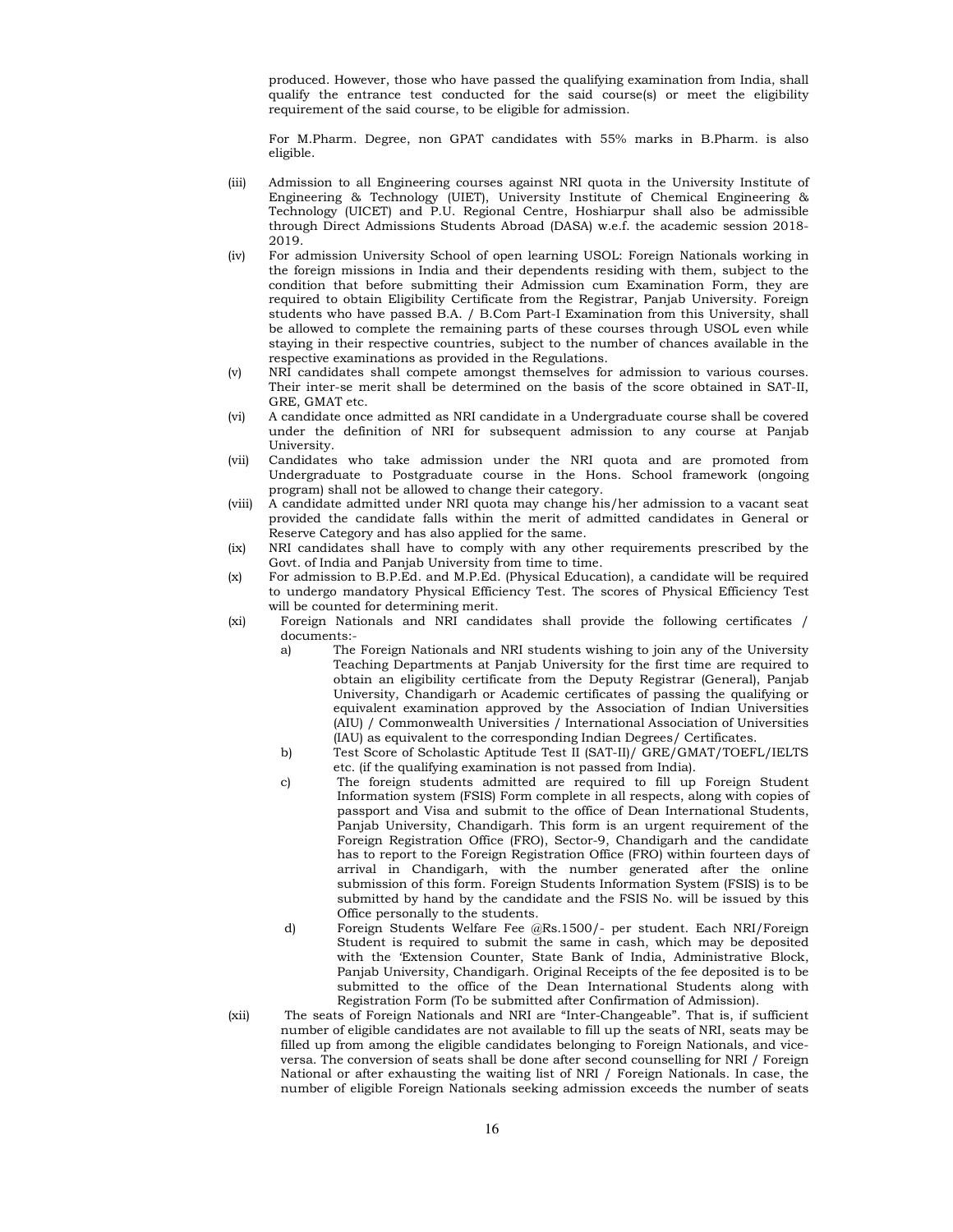produced. However, those who have passed the qualifying examination from India, shall qualify the entrance test conducted for the said course(s) or meet the eligibility requirement of the said course, to be eligible for admission.

For M.Pharm. Degree, non GPAT candidates with 55% marks in B.Pharm. is also eligible.

(iii) Admission to all Engineering courses against NRI quota in the University Institute of Engineering & Technology (UIET), University Institute of Chemical Engineering & Technology (UICET) and P.U. Regional Centre, Hoshiarpur shall also be admissible through Direct Admissions Students Abroad (DASA) w.e.f. the academic session 2018-2019.

(iv) For admission University School of open learning USOL: Foreign Nationals working in the foreign missions in India and their dependents residing with them, subject to the condition that before submitting their Admission cum Examination Form, they are required to obtain Eligibility Certificate from the Registrar, Panjab University. Foreign students who have passed B.A. / B.Com Part-I Examination from this University, shall be allowed to complete the remaining parts of these courses through USOL even while staying in their respective countries, subject to the number of chances available in the respective examinations as provided in the Regulations.

(v) NRI candidates shall compete amongst themselves for admission to various courses. Their inter-se merit shall be determined on the basis of the score obtained in SAT-II, GRE, GMAT etc.

(vi) A candidate once admitted as NRI candidate in a Undergraduate course shall be covered under the definition of NRI for subsequent admission to any course at Panjab University.

(vii) Candidates who take admission under the NRI quota and are promoted from Undergraduate to Postgraduate course in the Hons. School framework (ongoing program) shall not be allowed to change their category.

(viii) A candidate admitted under NRI quota may change his/her admission to a vacant seat provided the candidate falls within the merit of admitted candidates in General or Reserve Category and has also applied for the same.

(ix) NRI candidates shall have to comply with any other requirements prescribed by the Govt. of India and Panjab University from time to time.

(x) For admission to B.P.Ed. and M.P.Ed. (Physical Education), a candidate will be required to undergo mandatory Physical Efficiency Test. The scores of Physical Efficiency Test will be counted for determining merit.

(xi) Foreign Nationals and NRI candidates shall provide the following certificates / documents:-

a) The Foreign Nationals and NRI students wishing to join any of the University Teaching Departments at Panjab University for the first time are required to obtain an eligibility certificate from the Deputy Registrar (General), Panjab University, Chandigarh or Academic certificates of passing the qualifying or equivalent examination approved by the Association of Indian Universities (AIU) / Commonwealth Universities / International Association of Universities (IAU) as equivalent to the corresponding Indian Degrees/ Certificates.

b) Test Score of Scholastic Aptitude Test II (SAT-II)/ GRE/GMAT/TOEFL/IELTS etc. (if the qualifying examination is not passed from India).

c) The foreign students admitted are required to fill up Foreign Student Information system (FSIS) Form complete in all respects, along with copies of passport and Visa and submit to the office of Dean International Students, Panjab University, Chandigarh. This form is an urgent requirement of the Foreign Registration Office (FRO), Sector-9, Chandigarh and the candidate has to report to the Foreign Registration Office (FRO) within fourteen days of arrival in Chandigarh, with the number generated after the online submission of this form. Foreign Students Information System (FSIS) is to be submitted by hand by the candidate and the FSIS No. will be issued by this Office personally to the students.

d) Foreign Students Welfare Fee @Rs.1500/- per student. Each NRI/Foreign Student is required to submit the same in cash, which may be deposited with the 'Extension Counter, State Bank of India, Administrative Block, Panjab University, Chandigarh. Original Receipts of the fee deposited is to be submitted to the office of the Dean International Students along with Registration Form (To be submitted after Confirmation of Admission).

(xii) The seats of Foreign Nationals and NRI are "Inter-Changeable". That is, if sufficient number of eligible candidates are not available to fill up the seats of NRI, seats may be filled up from among the eligible candidates belonging to Foreign Nationals, and vice-versa. The conversion of seats shall be done after second counselling for NRI / Foreign National or after exhausting the waiting list of NRI / Foreign Nationals. In case, the number of eligible Foreign Nationals seeking admission exceeds the number of seats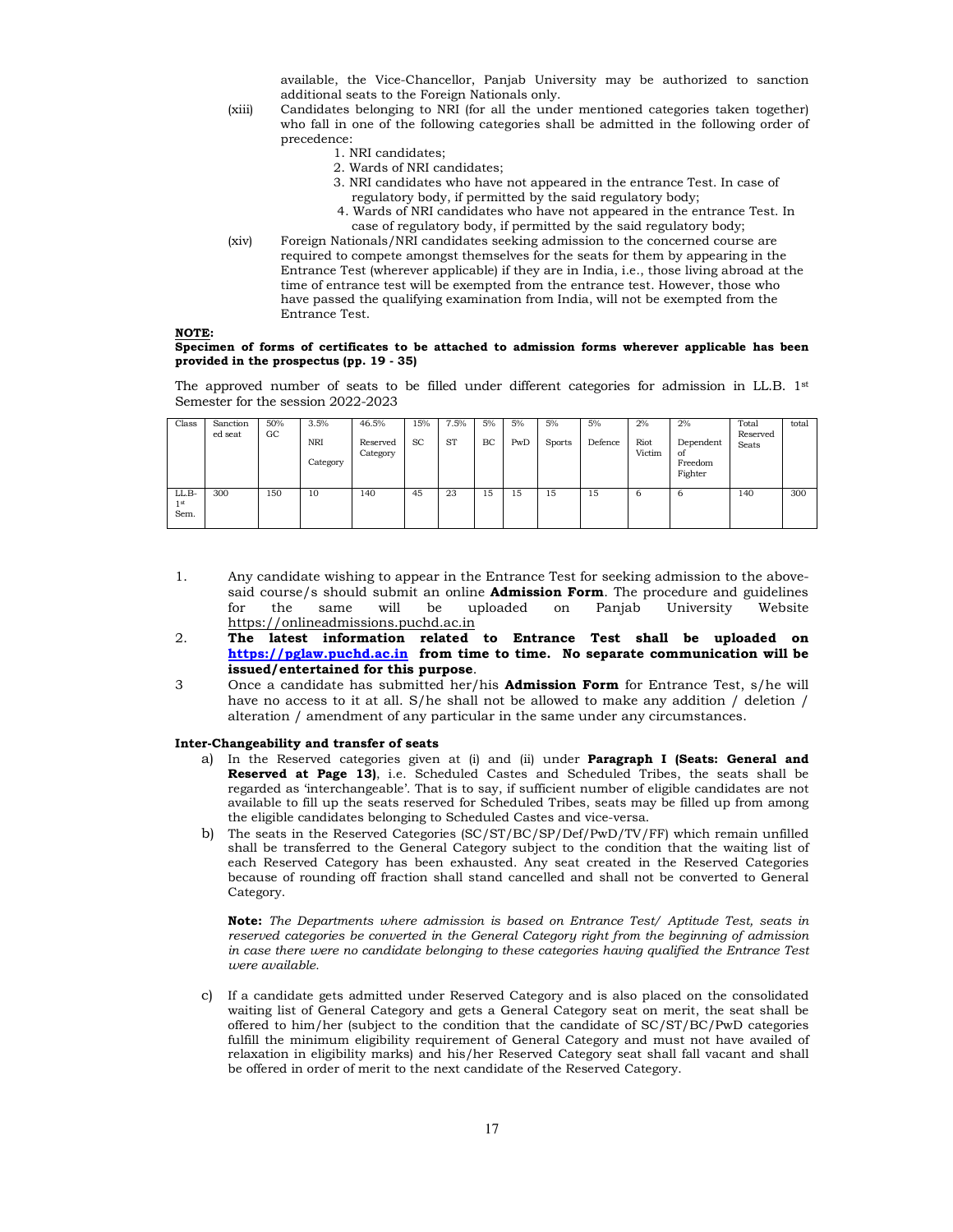available, the Vice-Chancellor, Panjab University may be authorized to sanction additional seats to the Foreign Nationals only.

(xiii) Candidates belonging to NRI (for all the under mentioned categories taken together) who fall in one of the following categories shall be admitted in the following order of precedence:

1. NRI candidates;
2. Wards of NRI candidates;
3. NRI candidates who have not appeared in the entrance Test. In case of regulatory body, if permitted by the said regulatory body;
4. Wards of NRI candidates who have not appeared in the entrance Test. In case of regulatory body, if permitted by the said regulatory body;

(xiv) Foreign Nationals/NRI candidates seeking admission to the concerned course are required to compete amongst themselves for the seats for them by appearing in the Entrance Test (wherever applicable) if they are in India, i.e., those living abroad at the time of entrance test will be exempted from the entrance test. However, those who have passed the qualifying examination from India, will not be exempted from the Entrance Test.

**NOTE:**
**Specimen of forms of certificates to be attached to admission forms wherever applicable has been provided in the prospectus (pp. 19 - 35)**

The approved number of seats to be filled under different categories for admission in LL.B. 1st Semester for the session 2022-2023

| Class | Sanctioned seat | 50% GC | 3.5% NRI Category | 46.5% Reserved Category | 15% SC | 7.5% ST | 5% BC | 5% PwD | 5% Sports | 5% Defence | 2% Riot Victim | 2% Dependent of Freedom Fighter | Total Reserved Seats | total |
|---|---|---|---|---|---|---|---|---|---|---|---|---|---|---|
| LL.B-1st Sem. | 300 | 150 | 10 | 140 | 45 | 23 | 15 | 15 | 15 | 15 | 6 | 6 | 140 | 300 |

1. Any candidate wishing to appear in the Entrance Test for seeking admission to the above-said course/s should submit an online **Admission Form**. The procedure and guidelines for the same will be uploaded on Panjab University Website https://onlineadmissions.puchd.ac.in
2. **The latest information related to Entrance Test shall be uploaded on https://pglaw.puchd.ac.in from time to time. No separate communication will be issued/entertained for this purpose**.
3. Once a candidate has submitted her/his **Admission Form** for Entrance Test, s/he will have no access to it at all. S/he shall not be allowed to make any addition / deletion / alteration / amendment of any particular in the same under any circumstances.

**Inter-Changeability and transfer of seats**

a) In the Reserved categories given at (i) and (ii) under **Paragraph I (Seats: General and Reserved at Page 13)**, i.e. Scheduled Castes and Scheduled Tribes, the seats shall be regarded as 'interchangeable'. That is to say, if sufficient number of eligible candidates are not available to fill up the seats reserved for Scheduled Tribes, seats may be filled up from among the eligible candidates belonging to Scheduled Castes and vice-versa.

b) The seats in the Reserved Categories (SC/ST/BC/SP/Def/PwD/TV/FF) which remain unfilled shall be transferred to the General Category subject to the condition that the waiting list of each Reserved Category has been exhausted. Any seat created in the Reserved Categories because of rounding off fraction shall stand cancelled and shall not be converted to General Category.

**Note:** *The Departments where admission is based on Entrance Test/ Aptitude Test, seats in reserved categories be converted in the General Category right from the beginning of admission in case there were no candidate belonging to these categories having qualified the Entrance Test were available.*

c) If a candidate gets admitted under Reserved Category and is also placed on the consolidated waiting list of General Category and gets a General Category seat on merit, the seat shall be offered to him/her (subject to the condition that the candidate of SC/ST/BC/PwD categories fulfill the minimum eligibility requirement of General Category and must not have availed of relaxation in eligibility marks) and his/her Reserved Category seat shall fall vacant and shall be offered in order of merit to the next candidate of the Reserved Category.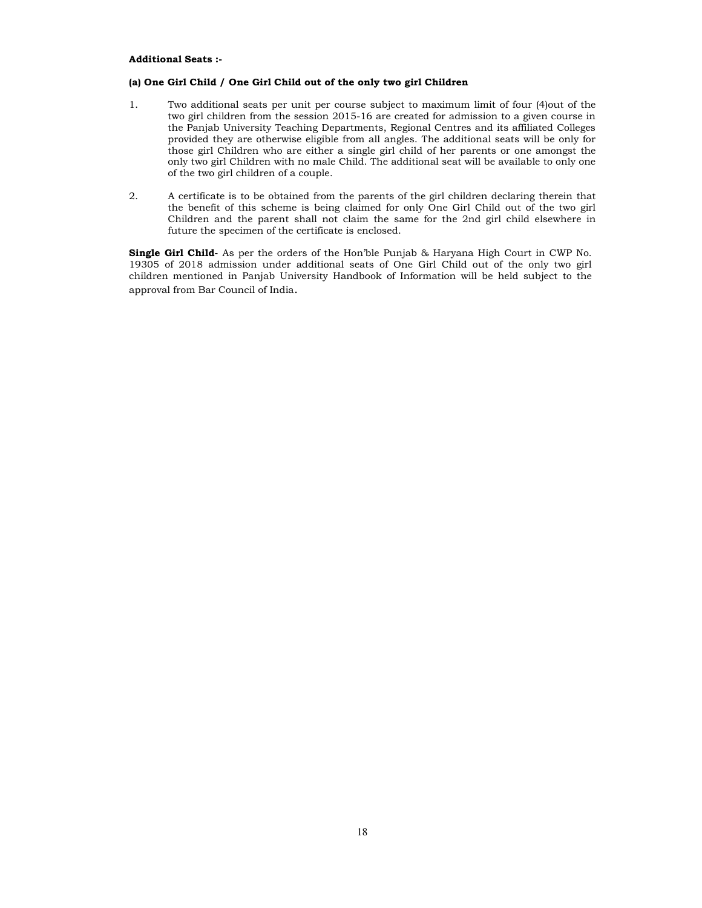**Additional Seats :-**

**(a) One Girl Child / One Girl Child out of the only two girl Children**

1. Two additional seats per unit per course subject to maximum limit of four (4)out of the two girl children from the session 2015-16 are created for admission to a given course in the Panjab University Teaching Departments, Regional Centres and its affiliated Colleges provided they are otherwise eligible from all angles. The additional seats will be only for those girl Children who are either a single girl child of her parents or one amongst the only two girl Children with no male Child. The additional seat will be available to only one of the two girl children of a couple.

2. A certificate is to be obtained from the parents of the girl children declaring therein that the benefit of this scheme is being claimed for only One Girl Child out of the two girl Children and the parent shall not claim the same for the 2nd girl child elsewhere in future the specimen of the certificate is enclosed.

**Single Girl Child-** As per the orders of the Hon'ble Punjab & Haryana High Court in CWP No. 19305 of 2018 admission under additional seats of One Girl Child out of the only two girl children mentioned in Panjab University Handbook of Information will be held subject to the approval from Bar Council of India.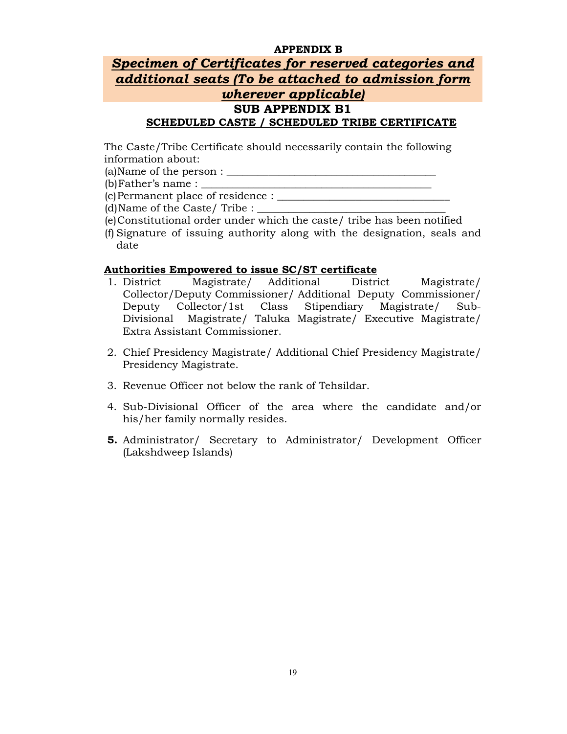**APPENDIX B**

## ***Specimen of Certificates for reserved categories and additional seats (To be attached to admission form wherever applicable)***

### SUB APPENDIX B1

**SCHEDULED CASTE / SCHEDULED TRIBE CERTIFICATE**

The Caste/Tribe Certificate should necessarily contain the following information about:

(a) Name of the person : ______________________________________

(b) Father's name : ___________________________________________

(c) Permanent place of residence : ______________________________

(d) Name of the Caste/ Tribe : __________________________________

(e) Constitutional order under which the caste/ tribe has been notified

(f) Signature of issuing authority along with the designation, seals and date

**Authorities Empowered to issue SC/ST certificate**

1. District Magistrate/ Additional District Magistrate/ Collector/Deputy Commissioner/ Additional Deputy Commissioner/ Deputy Collector/1st Class Stipendiary Magistrate/ Sub-Divisional Magistrate/ Taluka Magistrate/ Executive Magistrate/ Extra Assistant Commissioner.

2. Chief Presidency Magistrate/ Additional Chief Presidency Magistrate/ Presidency Magistrate.

3. Revenue Officer not below the rank of Tehsildar.

4. Sub-Divisional Officer of the area where the candidate and/or his/her family normally resides.

5. Administrator/ Secretary to Administrator/ Development Officer (Lakshdweep Islands)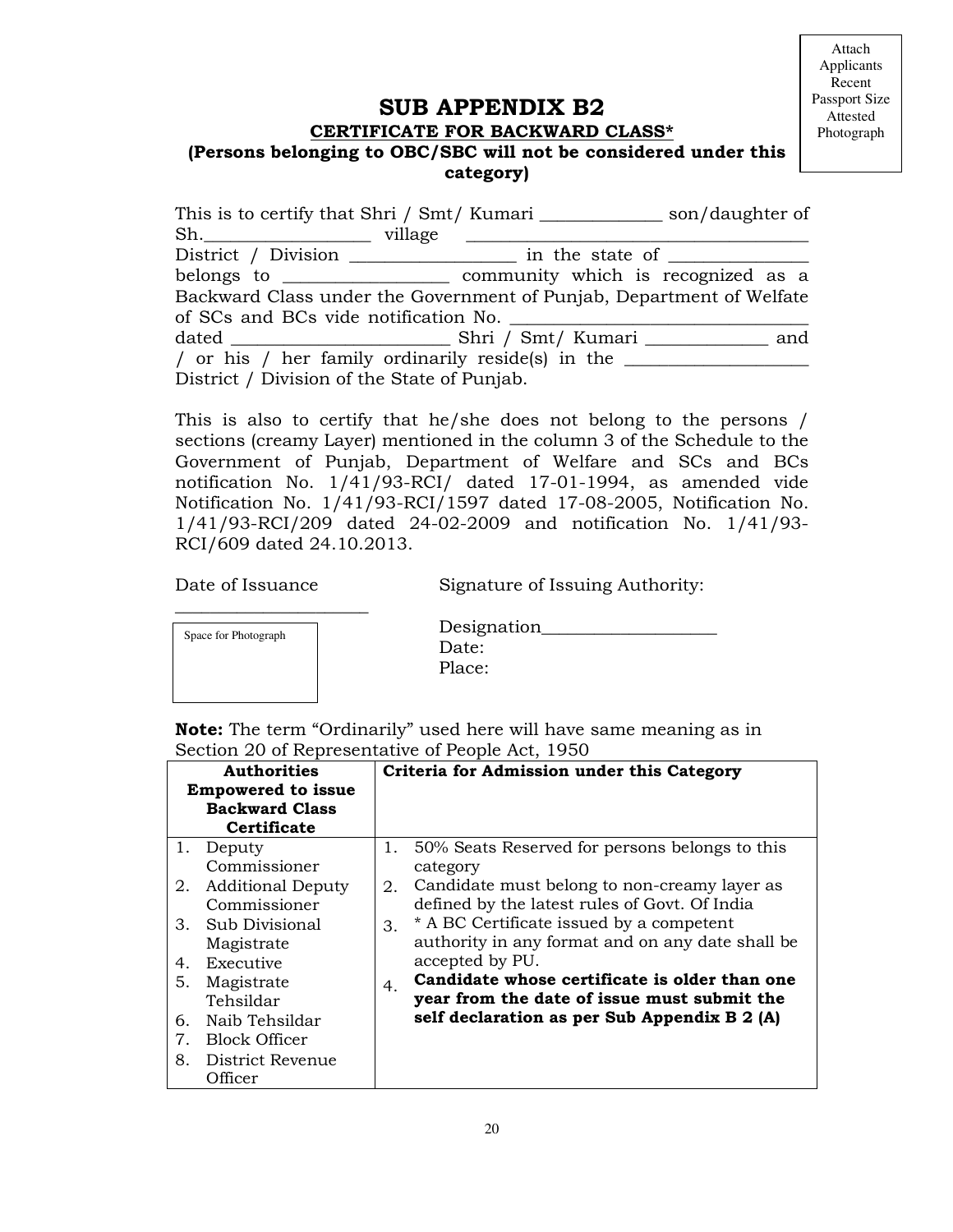Attach Applicants Recent Passport Size Attested Photograph

# SUB APPENDIX B2

## CERTIFICATE FOR BACKWARD CLASS*

**(Persons belonging to OBC/SBC will not be considered under this category)**

This is to certify that Shri / Smt/ Kumari _____________ son/daughter of Sh._________________ village _____________________________________ District / Division _________________ in the state of ______________ belongs to ________________ community which is recognized as a Backward Class under the Government of Punjab, Department of Welfate of SCs and BCs vide notification No. ______________________________ dated _______________________ Shri / Smt/ Kumari _____________ and / or his / her family ordinarily reside(s) in the __________________ District / Division of the State of Punjab.

This is also to certify that he/she does not belong to the persons / sections (creamy Layer) mentioned in the column 3 of the Schedule to the Government of Punjab, Department of Welfare and SCs and BCs notification No. 1/41/93-RCI/ dated 17-01-1994, as amended vide Notification No. 1/41/93-RCI/1597 dated 17-08-2005, Notification No. 1/41/93-RCI/209 dated 24-02-2009 and notification No. 1/41/93-RCI/609 dated 24.10.2013.

Date of Issuance

____________________

Space for Photograph

Signature of Issuing Authority:

Designation__________________

Date:

Place:

**Note:** The term "Ordinarily" used here will have same meaning as in Section 20 of Representative of People Act, 1950

| Authorities Empowered to issue Backward Class Certificate | Criteria for Admission under this Category |
|---|---|
| 1. Deputy Commissioner<br>2. Additional Deputy Commissioner<br>3. Sub Divisional Magistrate<br>4. Executive<br>5. Magistrate Tehsildar<br>6. Naib Tehsildar<br>7. Block Officer<br>8. District Revenue Officer | 1. 50% Seats Reserved for persons belongs to this category<br>2. Candidate must belong to non-creamy layer as defined by the latest rules of Govt. Of India<br>3. * A BC Certificate issued by a competent authority in any format and on any date shall be accepted by PU.<br>4. **Candidate whose certificate is older than one year from the date of issue must submit the self declaration as per Sub Appendix B 2 (A)** |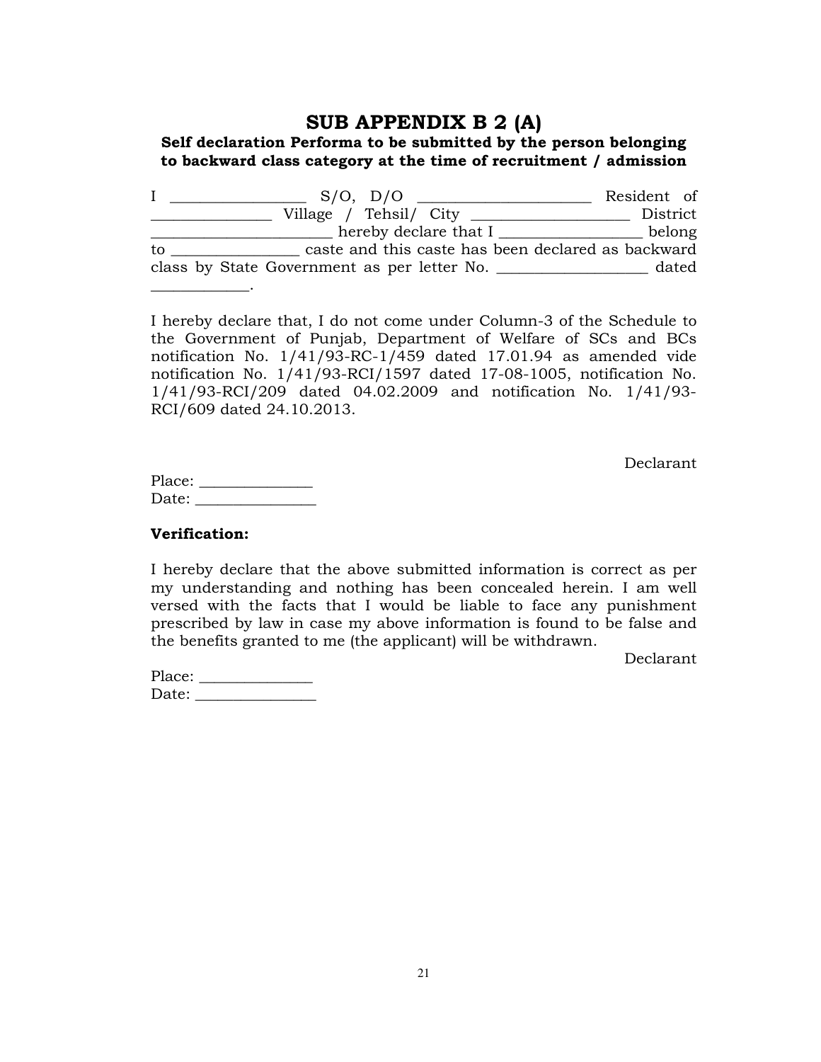# SUB APPENDIX B 2 (A)

**Self declaration Performa to be submitted by the person belonging to backward class category at the time of recruitment / admission**

I _________________ S/O, D/O ______________________ Resident of _______________ Village / Tehsil/ City ____________________ District _______________________ hereby declare that I __________________ belong to ________________ caste and this caste has been declared as backward class by State Government as per letter No. ___________________ dated ____________.

I hereby declare that, I do not come under Column-3 of the Schedule to the Government of Punjab, Department of Welfare of SCs and BCs notification No. 1/41/93-RC-1/459 dated 17.01.94 as amended vide notification No. 1/41/93-RCI/1597 dated 17-08-1005, notification No. 1/41/93-RCI/209 dated 04.02.2009 and notification No. 1/41/93-RCI/609 dated 24.10.2013.

Declarant

Place: ______________
Date: _______________

**Verification:**

I hereby declare that the above submitted information is correct as per my understanding and nothing has been concealed herein. I am well versed with the facts that I would be liable to face any punishment prescribed by law in case my above information is found to be false and the benefits granted to me (the applicant) will be withdrawn.

Declarant

Place: ______________
Date: _______________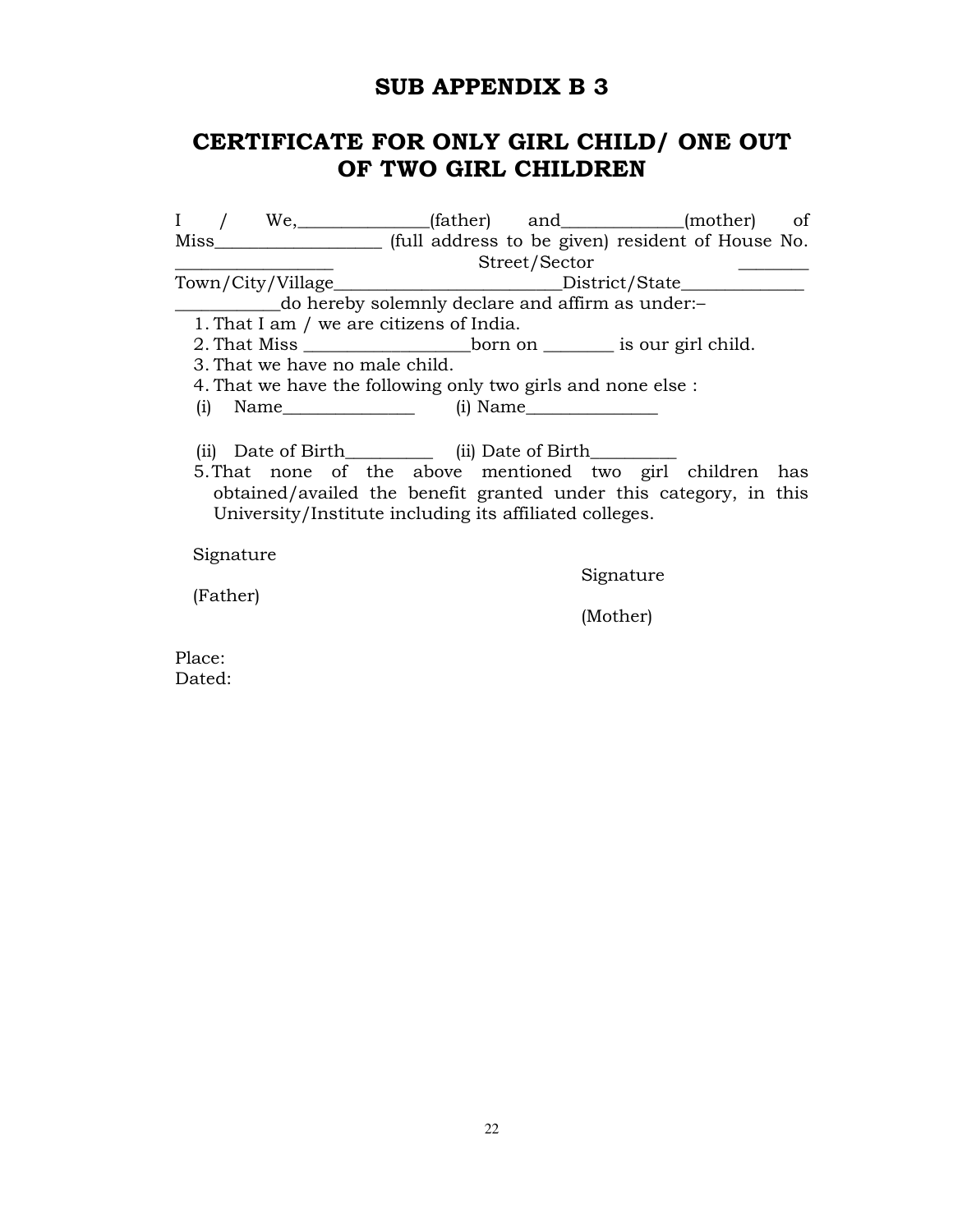# SUB APPENDIX B 3

## CERTIFICATE FOR ONLY GIRL CHILD/ ONE OUT OF TWO GIRL CHILDREN

I / We,______________(father) and_____________(mother) of Miss__________________ (full address to be given) resident of House No. _________________ Street/Sector ________ Town/City/Village_________________________District/State_____________ ___________do hereby solemnly declare and affirm as under:–

1. That I am / we are citizens of India.
2. That Miss __________________born on _______ is our girl child.
3. That we have no male child.
4. That we have the following only two girls and none else :

   (i) Name______________ (i) Name______________

   (ii) Date of Birth_________ (ii) Date of Birth_________

5. That none of the above mentioned two girl children has obtained/availed the benefit granted under this category, in this University/Institute including its affiliated colleges.

Signature

(Father)

Signature

(Mother)

Place:
Dated: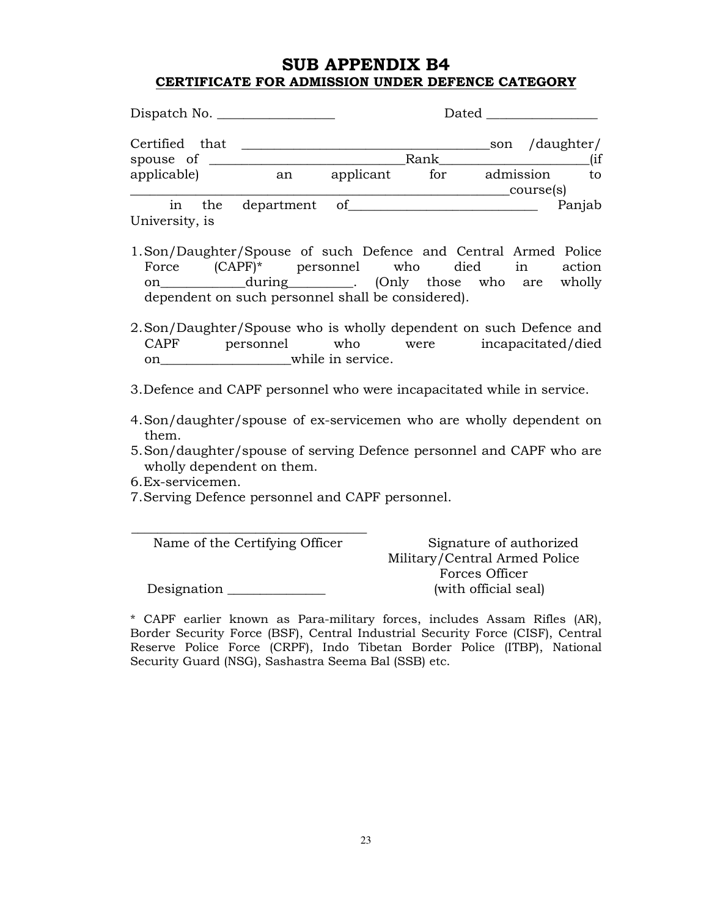# SUB APPENDIX B4

## CERTIFICATE FOR ADMISSION UNDER DEFENCE CATEGORY

Dispatch No. _________________ Dated ________________

Certified that _____________________________________son /daughter/ spouse of _____________________________Rank_____________________(if applicable) an applicant for admission to _________________________________________________________course(s) in the department of___________________________ Panjab University, is

1. Son/Daughter/Spouse of such Defence and Central Armed Police Force (CAPF)* personnel who died in action on____________during_________. (Only those who are wholly dependent on such personnel shall be considered).

2. Son/Daughter/Spouse who is wholly dependent on such Defence and CAPF personnel who were incapacitated/died on__________________while in service.

3. Defence and CAPF personnel who were incapacitated while in service.

4. Son/daughter/spouse of ex-servicemen who are wholly dependent on them.
5. Son/daughter/spouse of serving Defence personnel and CAPF who are wholly dependent on them.
6. Ex-servicemen.
7. Serving Defence personnel and CAPF personnel.

___________________________________

Name of the Certifying Officer

Designation ______________

Signature of authorized Military/Central Armed Police Forces Officer (with official seal)

\* CAPF earlier known as Para-military forces, includes Assam Rifles (AR), Border Security Force (BSF), Central Industrial Security Force (CISF), Central Reserve Police Force (CRPF), Indo Tibetan Border Police (ITBP), National Security Guard (NSG), Sashastra Seema Bal (SSB) etc.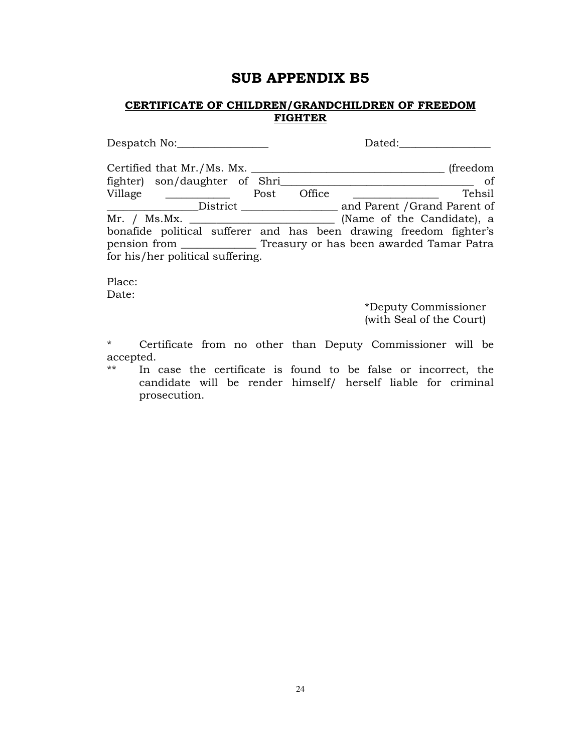# SUB APPENDIX B5

## CERTIFICATE OF CHILDREN/GRANDCHILDREN OF FREEDOM FIGHTER

Despatch No:________________ Dated:________________

Certified that Mr./Ms. Mx. ___________________________________ (freedom fighter) son/daughter of Shri___________________________________ of Village ___________ Post Office _______________ Tehsil ________________District _________________ and Parent /Grand Parent of Mr. / Ms.Mx. _________________________ (Name of the Candidate), a bonafide political sufferer and has been drawing freedom fighter's pension from _____________ Treasury or has been awarded Tamar Patra for his/her political suffering.

Place:
Date:

*Deputy Commissioner
(with Seal of the Court)

\* Certificate from no other than Deputy Commissioner will be accepted.

** In case the certificate is found to be false or incorrect, the candidate will be render himself/ herself liable for criminal prosecution.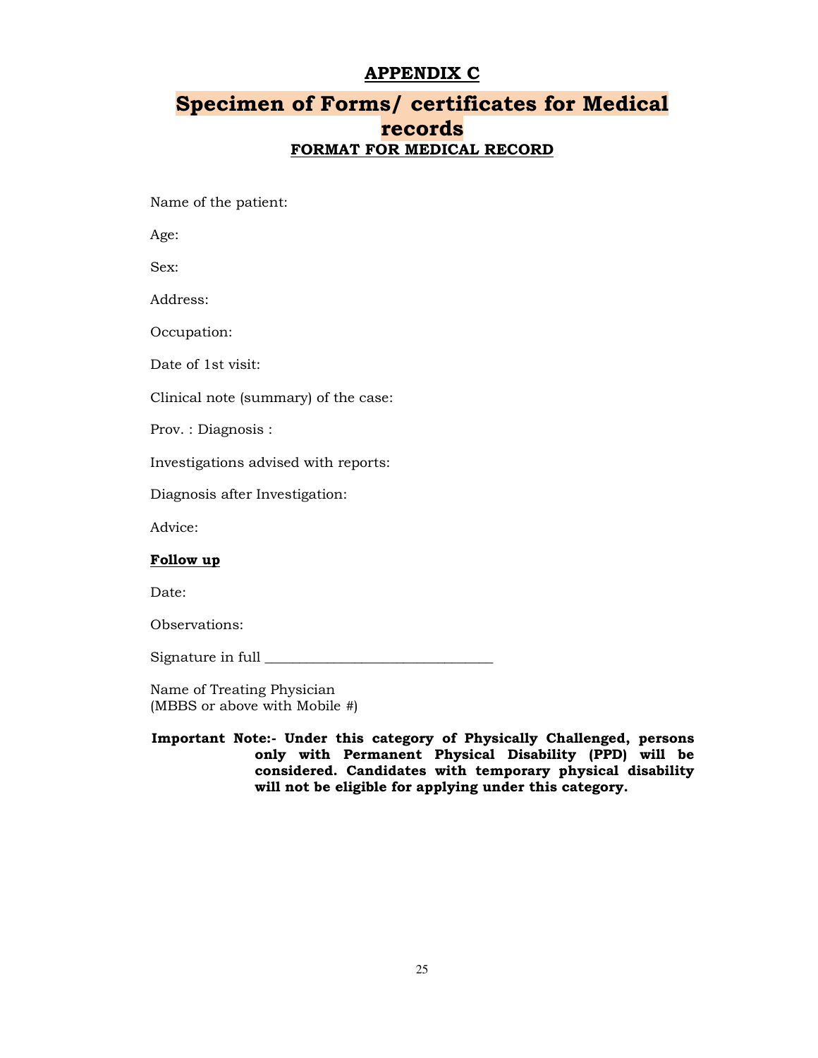## APPENDIX C

# Specimen of Forms/ certificates for Medical records

### FORMAT FOR MEDICAL RECORD

Name of the patient:

Age:

Sex:

Address:

Occupation:

Date of 1st visit:

Clinical note (summary) of the case:

Prov. : Diagnosis :

Investigations advised with reports:

Diagnosis after Investigation:

Advice:

**Follow up**

Date:

Observations:

Signature in full ________________________________

Name of Treating Physician
(MBBS or above with Mobile #)

**Important Note:- Under this category of Physically Challenged, persons only with Permanent Physical Disability (PPD) will be considered. Candidates with temporary physical disability will not be eligible for applying under this category.**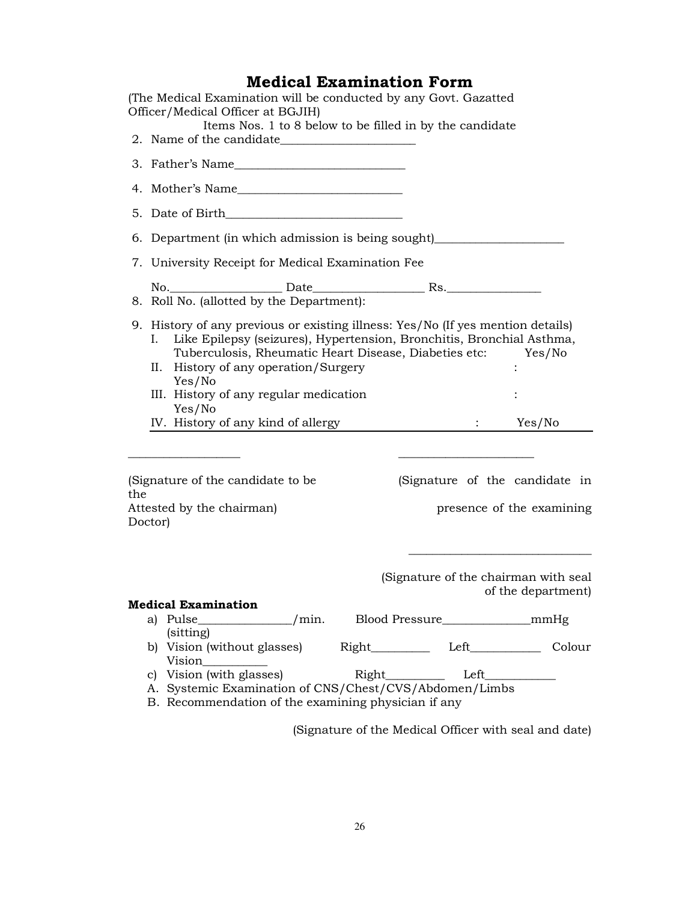# Medium Examination Form

# Medical Examination Form

(The Medical Examination will be conducted by any Govt. Gazatted Officer/Medical Officer at BGJIH)

Items Nos. 1 to 8 below to be filled in by the candidate

2. Name of the candidate______________________

3. Father's Name____________________________

4. Mother's Name___________________________

5. Date of Birth_____________________________

6. Department (in which admission is being sought)_____________________

7. University Receipt for Medical Examination Fee

   No.__________________ Date__________________ Rs._______________

8. Roll No. (allotted by the Department):

9. History of any previous or existing illness: Yes/No (If yes mention details)
   I. Like Epilepsy (seizures), Hypertension, Bronchitis, Bronchial Asthma, Tuberculosis, Rheumatic Heart Disease, Diabetes etc: Yes/No
   II. History of any operation/Surgery : Yes/No
   III. History of any regular medication : Yes/No
   IV. History of any kind of allergy : Yes/No

__________________ ______________________

(Signature of the candidate to be the Attested by the chairman) (Signature of the candidate in presence of the examining Doctor)

______________________________

(Signature of the chairman with seal of the department)

**Medical Examination**

a) Pulse_______________/min. Blood Pressure______________mmHg (sitting)
b) Vision (without glasses) Right_________ Left___________ Colour Vision__________
c) Vision (with glasses) Right_________ Left___________

A. Systemic Examination of CNS/Chest/CVS/Abdomen/Limbs
B. Recommendation of the examining physician if any

(Signature of the Medical Officer with seal and date)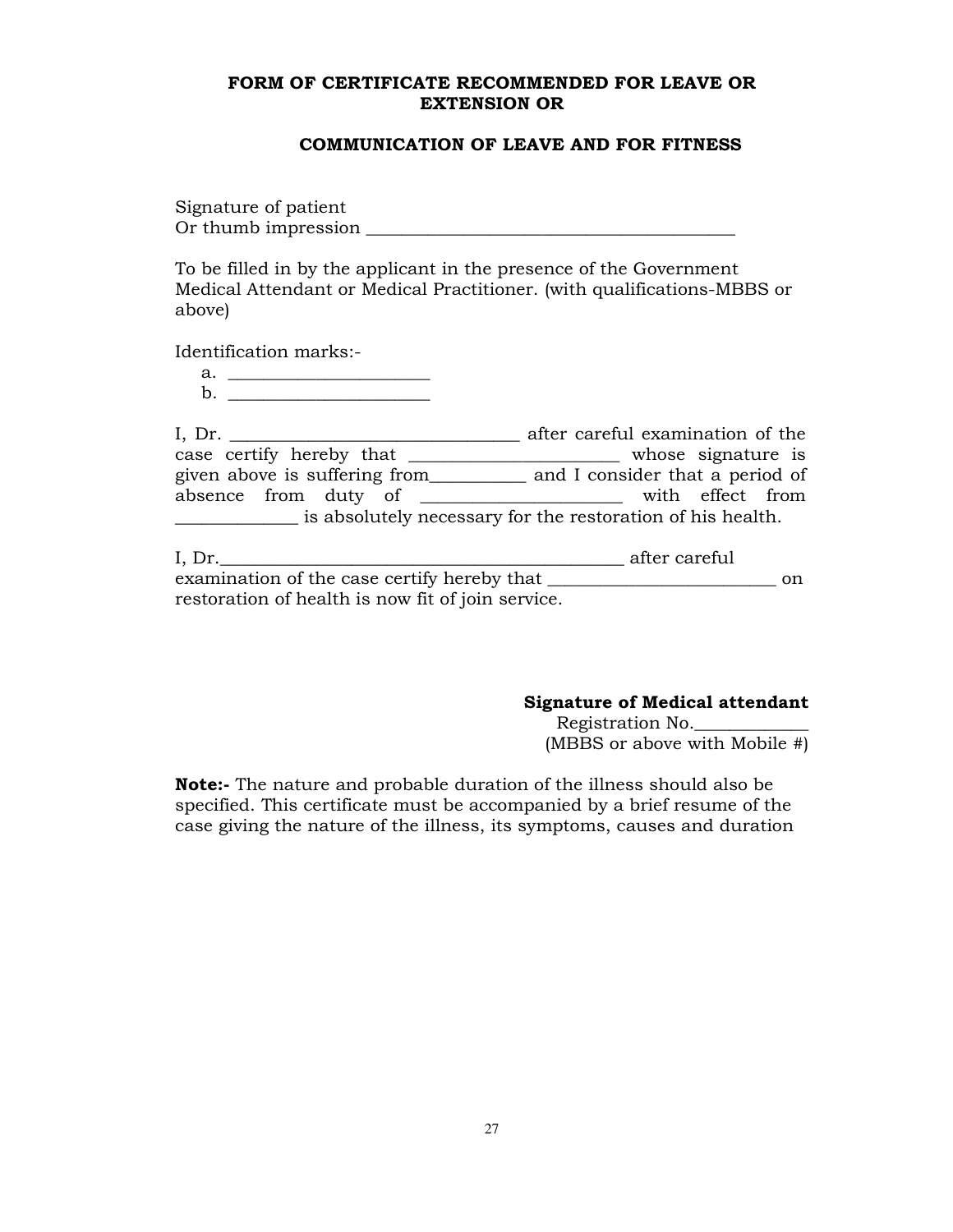## FORM OF CERTIFICATE RECOMMENDED FOR LEAVE OR EXTENSION OR

## COMMUNICATION OF LEAVE AND FOR FITNESS

Signature of patient
Or thumb impression ___________________________________________

To be filled in by the applicant in the presence of the Government Medical Attendant or Medical Practitioner. (with qualifications-MBBS or above)

Identification marks:-

a. _______________________
b. _______________________

I, Dr. _________________________________ after careful examination of the case certify hereby that _______________________ whose signature is given above is suffering from___________ and I consider that a period of absence from duty of ______________________ with effect from _____________ is absolutely necessary for the restoration of his health.

I, Dr._____________________________________________ after careful examination of the case certify hereby that __________________________ on restoration of health is now fit of join service.

**Signature of Medical attendant**
Registration No._____________
(MBBS or above with Mobile #)

**Note:-** The nature and probable duration of the illness should also be specified. This certificate must be accompanied by a brief resume of the case giving the nature of the illness, its symptoms, causes and duration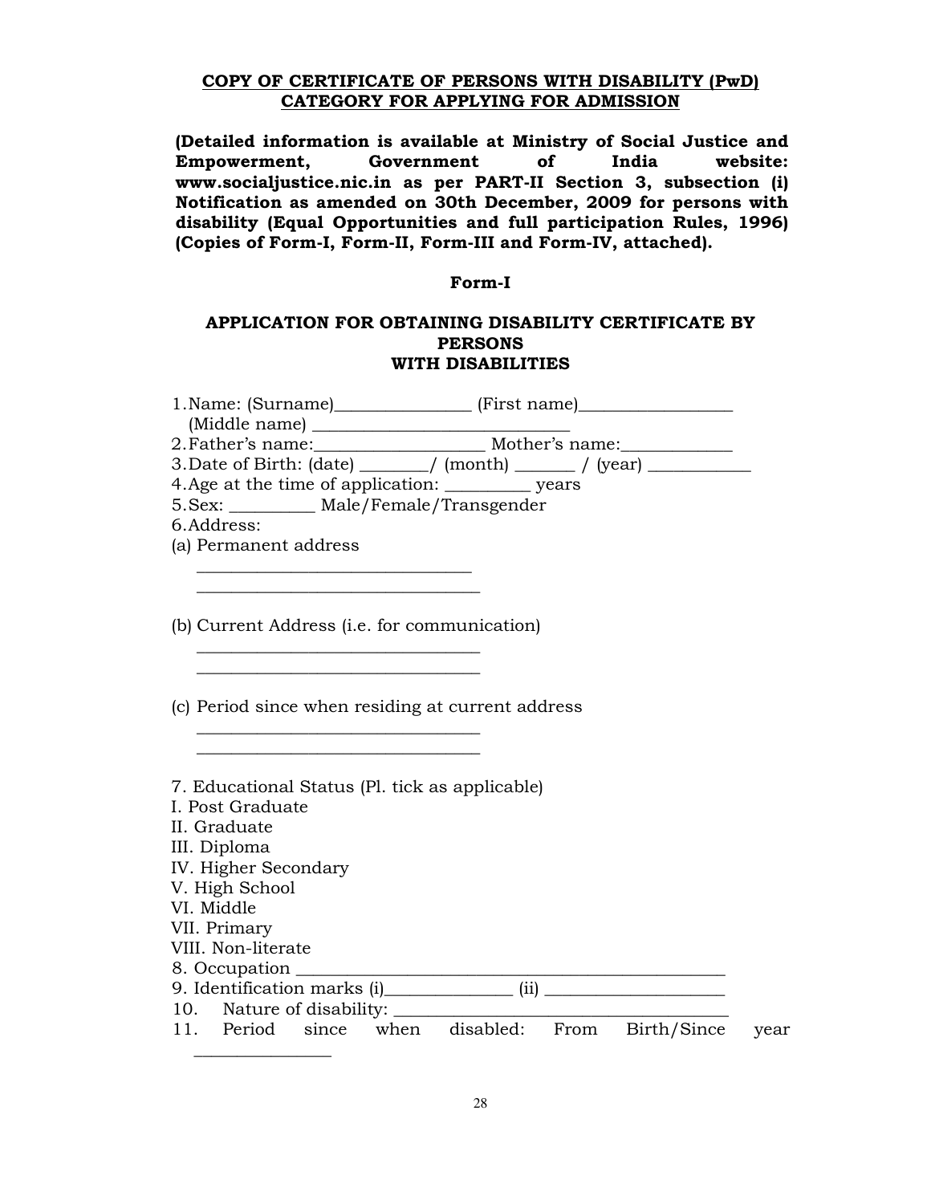**COPY OF CERTIFICATE OF PERSONS WITH DISABILITY (PwD) CATEGORY FOR APPLYING FOR ADMISSION**

**(Detailed information is available at Ministry of Social Justice and Empowerment, Government of India website: www.socialjustice.nic.in as per PART-II Section 3, subsection (i) Notification as amended on 30th December, 2009 for persons with disability (Equal Opportunities and full participation Rules, 1996) (Copies of Form-I, Form-II, Form-III and Form-IV, attached).**

**Form-I**

**APPLICATION FOR OBTAINING DISABILITY CERTIFICATE BY PERSONS WITH DISABILITIES**

1. Name: (Surname)________________ (First name)__________________
   (Middle name) ______________________________
2. Father's name:____________________ Mother's name:_____________
3. Date of Birth: (date) ________/ (month) _______ / (year) ____________
4. Age at the time of application: __________ years
5. Sex: __________ Male/Female/Transgender
6. Address:

(a) Permanent address

________________________________
________________________________

(b) Current Address (i.e. for communication)

________________________________
________________________________

(c) Period since when residing at current address

________________________________
________________________________

7. Educational Status (Pl. tick as applicable)

I. Post Graduate
II. Graduate
III. Diploma
IV. Higher Secondary
V. High School
VI. Middle
VII. Primary
VIII. Non-literate

8. Occupation ___________________________________________________
9. Identification marks (i)_______________ (ii) _____________________
10. Nature of disability: __________________________________________
11. Period since when disabled: From Birth/Since year ________________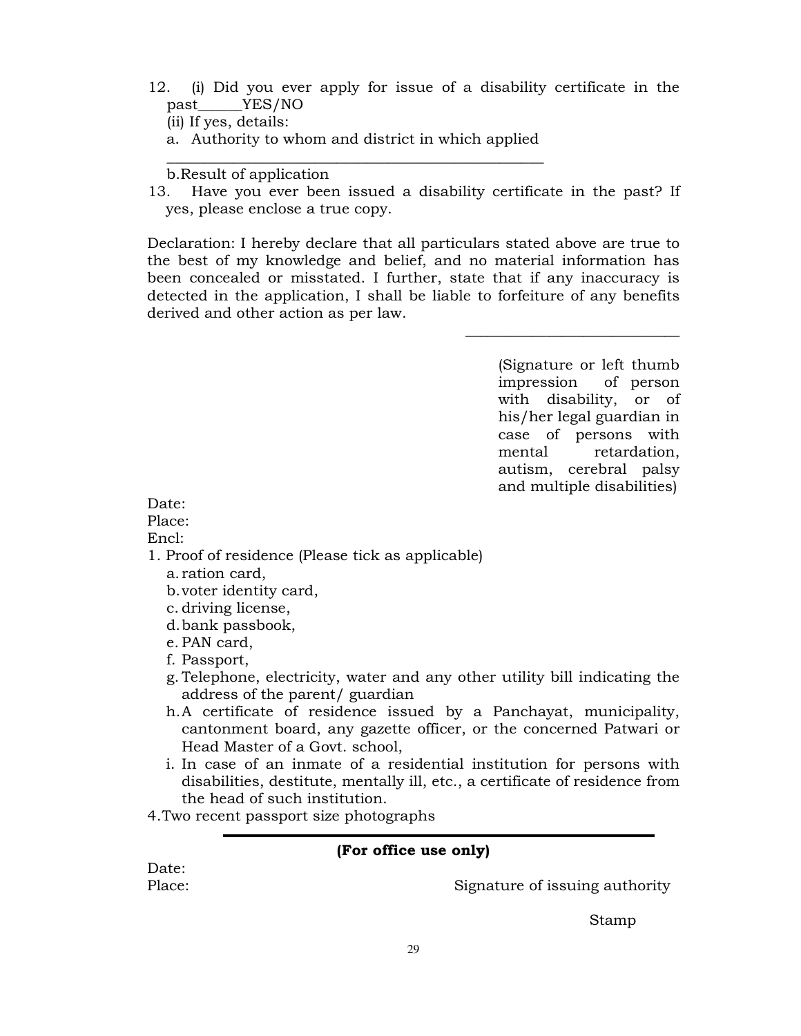12. (i) Did you ever apply for issue of a disability certificate in the past______YES/NO

    (ii) If yes, details:

    a. Authority to whom and district in which applied

    ____________________________________________________

    b. Result of application

13. Have you ever been issued a disability certificate in the past? If yes, please enclose a true copy.

Declaration: I hereby declare that all particulars stated above are true to the best of my knowledge and belief, and no material information has been concealed or misstated. I further, state that if any inaccuracy is detected in the application, I shall be liable to forfeiture of any benefits derived and other action as per law.

____________________________

(Signature or left thumb impression of person with disability, or of his/her legal guardian in case of persons with mental retardation, autism, cerebral palsy and multiple disabilities)

Date:

Place:

Encl:

1. Proof of residence (Please tick as applicable)
   a. ration card,
   b. voter identity card,
   c. driving license,
   d. bank passbook,
   e. PAN card,
   f. Passport,
   g. Telephone, electricity, water and any other utility bill indicating the address of the parent/ guardian
   h. A certificate of residence issued by a Panchayat, municipality, cantonment board, any gazette officer, or the concerned Patwari or Head Master of a Govt. school,
   i. In case of an inmate of a residential institution for persons with disabilities, destitute, mentally ill, etc., a certificate of residence from the head of such institution.

4. Two recent passport size photographs

---

**(For office use only)**

Date:

Place: Signature of issuing authority

Stamp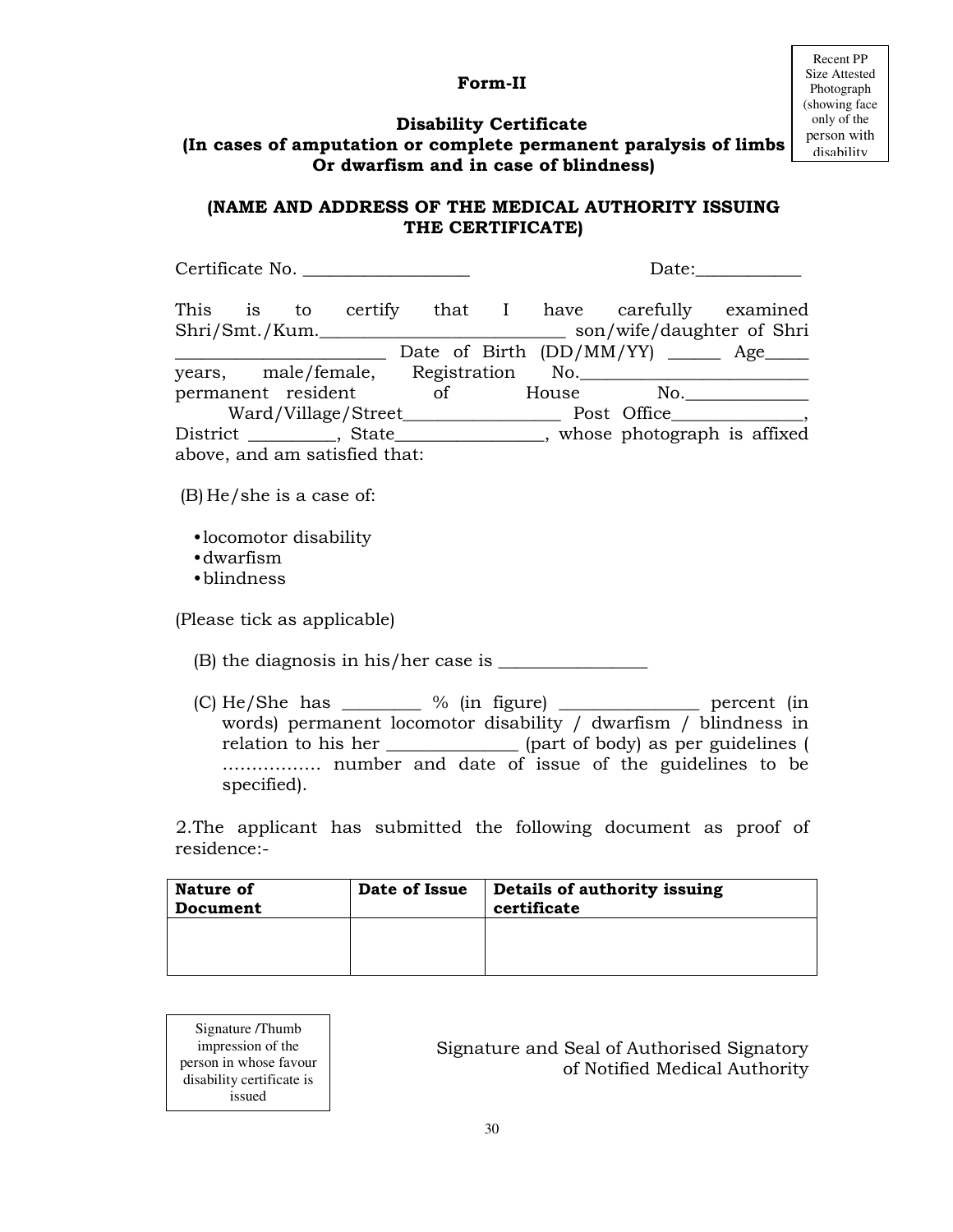Recent PP Size Attested Photograph (showing face only of the person with disability

**Form-II**

**Disability Certificate**
**(In cases of amputation or complete permanent paralysis of limbs Or dwarfism and in case of blindness)**

**(NAME AND ADDRESS OF THE MEDICAL AUTHORITY ISSUING THE CERTIFICATE)**

Certificate No. __________________ Date:___________

This is to certify that I have carefully examined Shri/Smt./Kum.___________________________ son/wife/daughter of Shri _______________________ Date of Birth (DD/MM/YY) ______ Age_____ years, male/female, Registration No.________________________ permanent resident of House No._____________ Ward/Village/Street_________________ Post Office______________, District _________, State________________, whose photograph is affixed above, and am satisfied that:

(B) He/she is a case of:

- locomotor disability
- dwarfism
- blindness

(Please tick as applicable)

(B) the diagnosis in his/her case is ________________

(C) He/She has ________ % (in figure) _______________ percent (in words) permanent locomotor disability / dwarfism / blindness in relation to his her ______________ (part of body) as per guidelines ( …………….. number and date of issue of the guidelines to be specified).

2.The applicant has submitted the following document as proof of residence:-

| Nature of Document | Date of Issue | Details of authority issuing certificate |
|---|---|---|
| | | |

Signature /Thumb impression of the person in whose favour disability certificate is issued

Signature and Seal of Authorised Signatory of Notified Medical Authority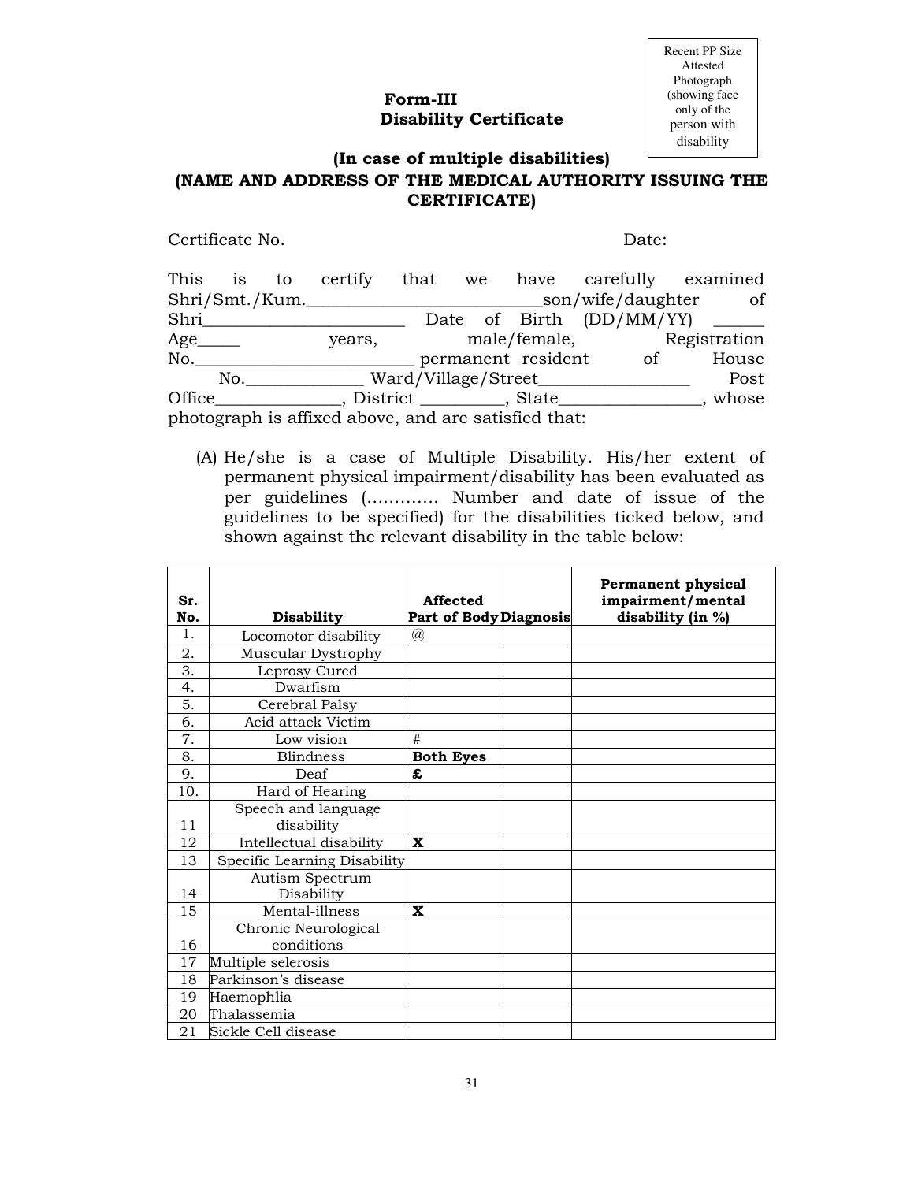Recent PP Size Attested Photograph (showing face only of the person with disability

## Form-III
## Disability Certificate

### (In case of multiple disabilities)
### (NAME AND ADDRESS OF THE MEDICAL AUTHORITY ISSUING THE CERTIFICATE)

Certificate No. Date:

This is to certify that we have carefully examined Shri/Smt./Kum.___________________________son/wife/daughter of Shri________________________ Date of Birth (DD/MM/YY) ______ Age_____ years, male/female, Registration No.__________________________ permanent resident of House No.______________ Ward/Village/Street__________________ Post Office______________, District _________, State________________, whose photograph is affixed above, and are satisfied that:

(A) He/she is a case of Multiple Disability. His/her extent of permanent physical impairment/disability has been evaluated as per guidelines (…………. Number and date of issue of the guidelines to be specified) for the disabilities ticked below, and shown against the relevant disability in the table below:

| Sr. No. | Disability | Affected Part of Body | Diagnosis | Permanent physical impairment/mental disability (in %) |
|---|---|---|---|---|
| 1. | Locomotor disability | @ | | |
| 2. | Muscular Dystrophy | | | |
| 3. | Leprosy Cured | | | |
| 4. | Dwarfism | | | |
| 5. | Cerebral Palsy | | | |
| 6. | Acid attack Victim | | | |
| 7. | Low vision | # | | |
| 8. | Blindness | **Both Eyes** | | |
| 9. | Deaf | **£** | | |
| 10. | Hard of Hearing | | | |
| 11 | Speech and language disability | | | |
| 12 | Intellectual disability | **X** | | |
| 13 | Specific Learning Disability | | | |
| 14 | Autism Spectrum Disability | | | |
| 15 | Mental-illness | **X** | | |
| 16 | Chronic Neurological conditions | | | |
| 17 | Multiple selerosis | | | |
| 18 | Parkinson's disease | | | |
| 19 | Haemophlia | | | |
| 20 | Thalassemia | | | |
| 21 | Sickle Cell disease | | | |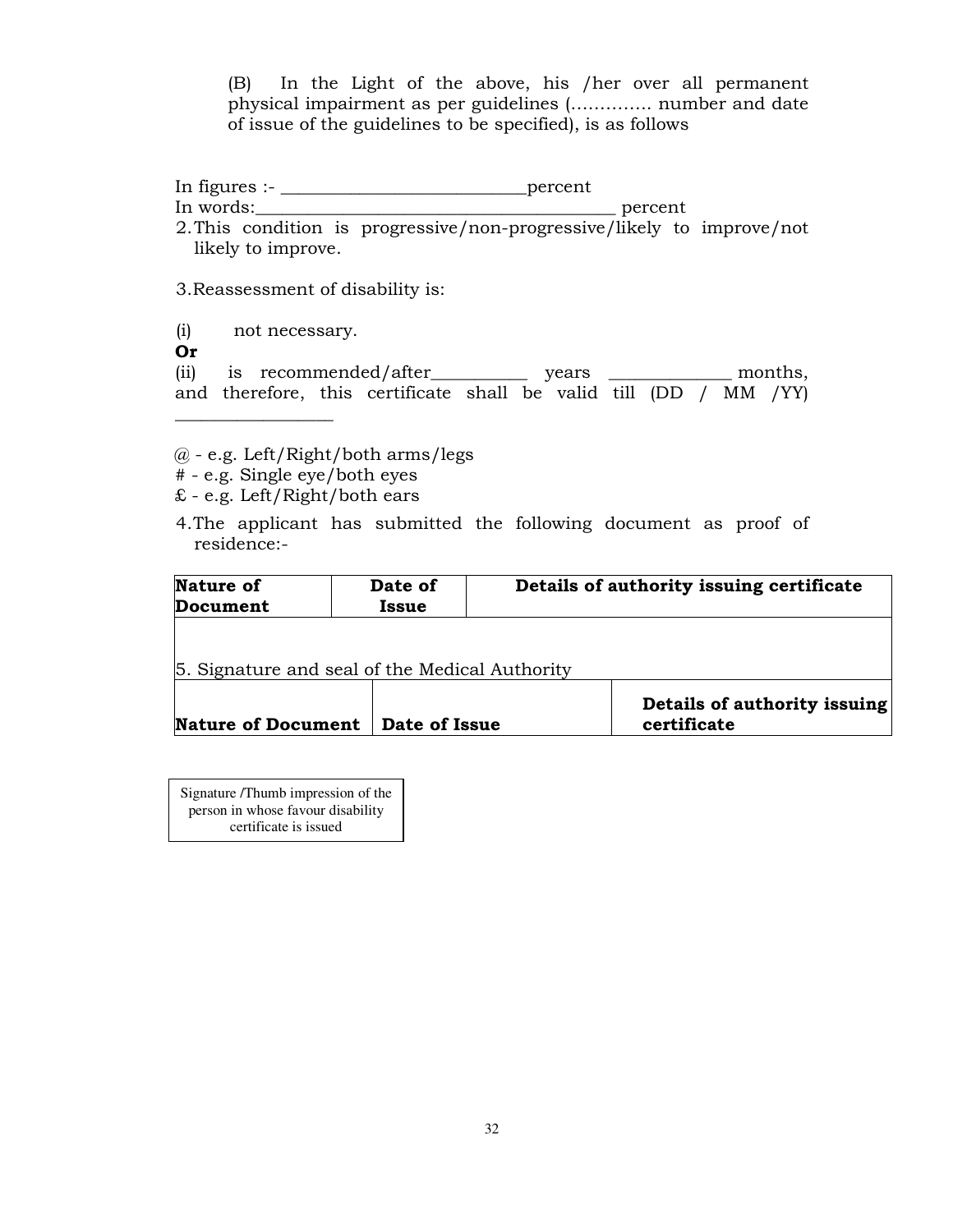(B) In the Light of the above, his /her over all permanent physical impairment as per guidelines (…………. number and date of issue of the guidelines to be specified), is as follows

In figures :- ___________________________percent

In words:________________________________________ percent

2. This condition is progressive/non-progressive/likely to improve/not likely to improve.

3. Reassessment of disability is:

(i) not necessary.

**Or**

(ii) is recommended/after__________ years _____________ months, and therefore, this certificate shall be valid till (DD / MM /YY) _________________

@ - e.g. Left/Right/both arms/legs

# - e.g. Single eye/both eyes

£ - e.g. Left/Right/both ears

4. The applicant has submitted the following document as proof of residence:-

| **Nature of Document** | **Date of Issue** | **Details of authority issuing certificate** |
|---|---|---|
| | | |

5. Signature and seal of the Medical Authority

| **Nature of Document** | **Date of Issue** | **Details of authority issuing certificate** |
|---|---|---|

| Signature /Thumb impression of the person in whose favour disability certificate is issued |
|---|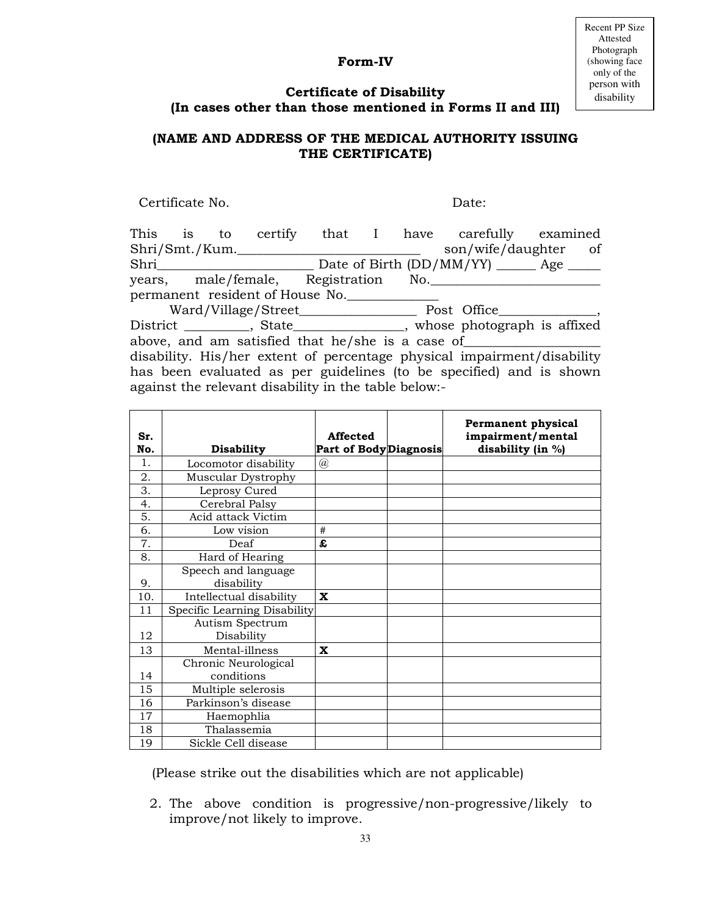Recent PP Size Attested Photograph (showing face only of the person with disability)

**Form-IV**

**Certificate of Disability**
**(In cases other than those mentioned in Forms II and III)**

**(NAME AND ADDRESS OF THE MEDICAL AUTHORITY ISSUING THE CERTIFICATE)**

Certificate No. Date:

This is to certify that I have carefully examined Shri/Smt./Kum.___________________________ son/wife/daughter of Shri_______________________ Date of Birth (DD/MM/YY) ______ Age _____ years, male/female, Registration No._________________________ permanent resident of House No._____________ Ward/Village/Street_________________ Post Office______________, District _________, State________________, whose photograph is affixed above, and am satisfied that he/she is a case of___________________ disability. His/her extent of percentage physical impairment/disability has been evaluated as per guidelines (to be specified) and is shown against the relevant disability in the table below:-

| Sr. No. | Disability | Affected Part of Body | Diagnosis | Permanent physical impairment/mental disability (in %) |
|---|---|---|---|---|
| 1. | Locomotor disability | @ | | |
| 2. | Muscular Dystrophy | | | |
| 3. | Leprosy Cured | | | |
| 4. | Cerebral Palsy | | | |
| 5. | Acid attack Victim | | | |
| 6. | Low vision | # | | |
| 7. | Deaf | £ | | |
| 8. | Hard of Hearing | | | |
| 9. | Speech and language disability | | | |
| 10. | Intellectual disability | X | | |
| 11 | Specific Learning Disability | | | |
| 12 | Autism Spectrum Disability | | | |
| 13 | Mental-illness | X | | |
| 14 | Chronic Neurological conditions | | | |
| 15 | Multiple selerosis | | | |
| 16 | Parkinson's disease | | | |
| 17 | Haemophlia | | | |
| 18 | Thalassemia | | | |
| 19 | Sickle Cell disease | | | |

(Please strike out the disabilities which are not applicable)

2. The above condition is progressive/non-progressive/likely to improve/not likely to improve.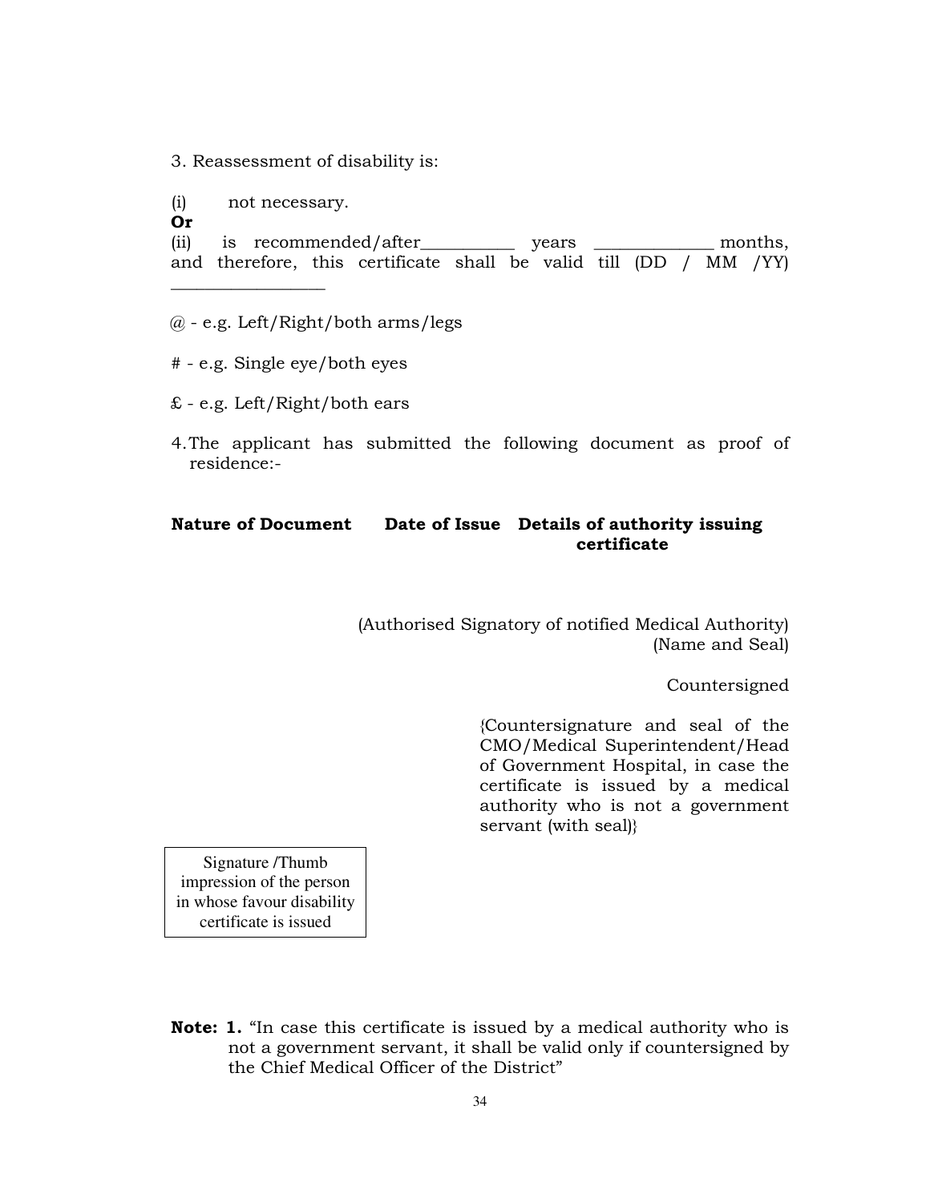3. Reassessment of disability is:

(i) not necessary.

**Or**

(ii) is recommended/after__________ years ____________ months, and therefore, this certificate shall be valid till (DD / MM /YY) ________________

@ - e.g. Left/Right/both arms/legs

# - e.g. Single eye/both eyes

£ - e.g. Left/Right/both ears

4. The applicant has submitted the following document as proof of residence:-

| Nature of Document | Date of Issue | Details of authority issuing certificate |
|---|---|---|
| | | |

(Authorised Signatory of notified Medical Authority)
(Name and Seal)

Countersigned

{Countersignature and seal of the CMO/Medical Superintendent/Head of Government Hospital, in case the certificate is issued by a medical authority who is not a government servant (with seal)}

Signature /Thumb impression of the person in whose favour disability certificate is issued

**Note: 1.** "In case this certificate is issued by a medical authority who is not a government servant, it shall be valid only if countersigned by the Chief Medical Officer of the District"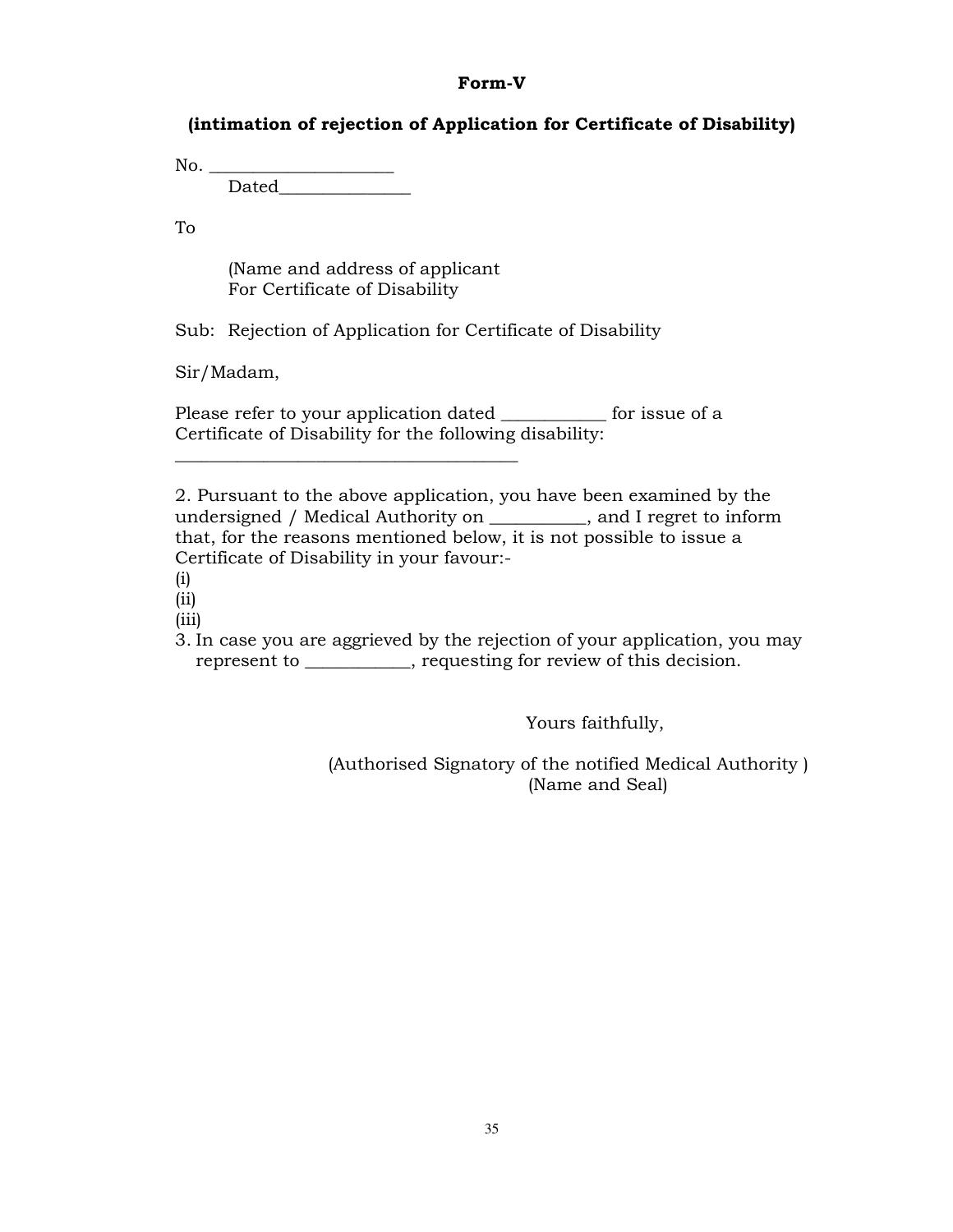**Form-V**

**(intimation of rejection of Application for Certificate of Disability)**

No. ____________________

Dated______________

To

(Name and address of applicant
For Certificate of Disability

Sub: Rejection of Application for Certificate of Disability

Sir/Madam,

Please refer to your application dated ___________ for issue of a Certificate of Disability for the following disability:
______________________________________

2. Pursuant to the above application, you have been examined by the undersigned / Medical Authority on __________, and I regret to inform that, for the reasons mentioned below, it is not possible to issue a Certificate of Disability in your favour:-

(i)

(ii)

(iii)

3. In case you are aggrieved by the rejection of your application, you may represent to ___________, requesting for review of this decision.

Yours faithfully,

(Authorised Signatory of the notified Medical Authority )
(Name and Seal)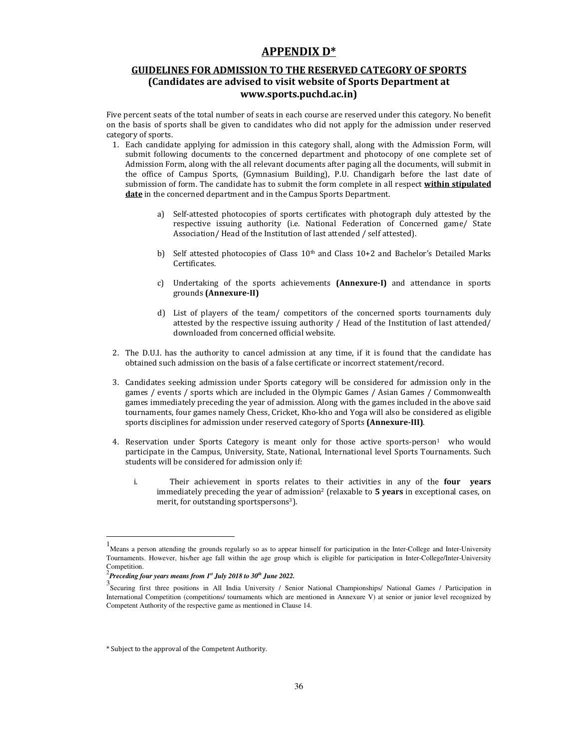# APPENDIX D*

## GUIDELINES FOR ADMISSION TO THE RESERVED CATEGORY OF SPORTS (Candidates are advised to visit website of Sports Department at www.sports.puchd.ac.in)

Five percent seats of the total number of seats in each course are reserved under this category. No benefit on the basis of sports shall be given to candidates who did not apply for the admission under reserved category of sports.

1. Each candidate applying for admission in this category shall, along with the Admission Form, will submit following documents to the concerned department and photocopy of one complete set of Admission Form, along with the all relevant documents after paging all the documents, will submit in the office of Campus Sports, (Gymnasium Building), P.U. Chandigarh before the last date of submission of form. The candidate has to submit the form complete in all respect **within stipulated date** in the concerned department and in the Campus Sports Department.

   a) Self-attested photocopies of sports certificates with photograph duly attested by the respective issuing authority (i.e. National Federation of Concerned game/ State Association/ Head of the Institution of last attended / self attested).

   b) Self attested photocopies of Class 10th and Class 10+2 and Bachelor's Detailed Marks Certificates.

   c) Undertaking of the sports achievements **(Annexure-I)** and attendance in sports grounds **(Annexure-II)**

   d) List of players of the team/ competitors of the concerned sports tournaments duly attested by the respective issuing authority / Head of the Institution of last attended/ downloaded from concerned official website.

2. The D.U.I. has the authority to cancel admission at any time, if it is found that the candidate has obtained such admission on the basis of a false certificate or incorrect statement/record.

3. Candidates seeking admission under Sports category will be considered for admission only in the games / events / sports which are included in the Olympic Games / Asian Games / Commonwealth games immediately preceding the year of admission. Along with the games included in the above said tournaments, four games namely Chess, Cricket, Kho-kho and Yoga will also be considered as eligible sports disciplines for admission under reserved category of Sports **(Annexure-III)**.

4. Reservation under Sports Category is meant only for those active sports-person[1] who would participate in the Campus, University, State, National, International level Sports Tournaments. Such students will be considered for admission only if:

   i. Their achievement in sports relates to their activities in any of the **four years** immediately preceding the year of admission[2] (relaxable to **5 years** in exceptional cases, on merit, for outstanding sportspersons[3]).

---

[1] Means a person attending the grounds regularly so as to appear himself for participation in the Inter-College and Inter-University Tournaments. However, his/her age fall within the age group which is eligible for participation in Inter-College/Inter-University Competition.

[2] ***Preceding four years means from 1st July 2018 to 30th June 2022.***

[3] Securing first three positions in All India University / Senior National Championships/ National Games / Participation in International Competition (competitions/ tournaments which are mentioned in Annexure V) at senior or junior level recognized by Competent Authority of the respective game as mentioned in Clause 14.

\* Subject to the approval of the Competent Authority.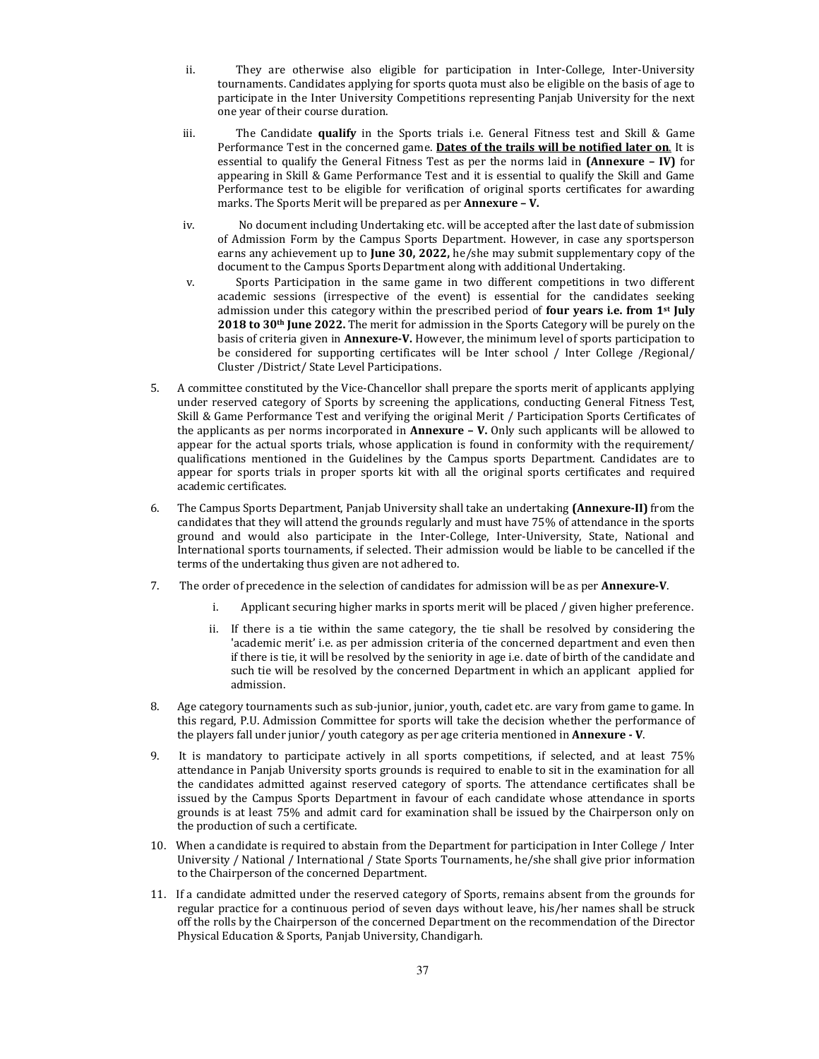ii. They are otherwise also eligible for participation in Inter-College, Inter-University tournaments. Candidates applying for sports quota must also be eligible on the basis of age to participate in the Inter University Competitions representing Panjab University for the next one year of their course duration.

iii. The Candidate **qualify** in the Sports trials i.e. General Fitness test and Skill & Game Performance Test in the concerned game. **<u>Dates of the trails will be notified later on</u>**. It is essential to qualify the General Fitness Test as per the norms laid in **(Annexure – IV)** for appearing in Skill & Game Performance Test and it is essential to qualify the Skill and Game Performance test to be eligible for verification of original sports certificates for awarding marks. The Sports Merit will be prepared as per **Annexure – V.**

iv. No document including Undertaking etc. will be accepted after the last date of submission of Admission Form by the Campus Sports Department. However, in case any sportsperson earns any achievement up to **June 30, 2022,** he/she may submit supplementary copy of the document to the Campus Sports Department along with additional Undertaking.

v. Sports Participation in the same game in two different competitions in two different academic sessions (irrespective of the event) is essential for the candidates seeking admission under this category within the prescribed period of **four years i.e. from 1st July 2018 to 30th June 2022.** The merit for admission in the Sports Category will be purely on the basis of criteria given in **Annexure-V.** However, the minimum level of sports participation to be considered for supporting certificates will be Inter school / Inter College /Regional/ Cluster /District/ State Level Participations.

5. A committee constituted by the Vice-Chancellor shall prepare the sports merit of applicants applying under reserved category of Sports by screening the applications, conducting General Fitness Test, Skill & Game Performance Test and verifying the original Merit / Participation Sports Certificates of the applicants as per norms incorporated in **Annexure – V.** Only such applicants will be allowed to appear for the actual sports trials, whose application is found in conformity with the requirement/ qualifications mentioned in the Guidelines by the Campus sports Department. Candidates are to appear for sports trials in proper sports kit with all the original sports certificates and required academic certificates.

6. The Campus Sports Department, Panjab University shall take an undertaking **(Annexure-II)** from the candidates that they will attend the grounds regularly and must have 75% of attendance in the sports ground and would also participate in the Inter-College, Inter-University, State, National and International sports tournaments, if selected. Their admission would be liable to be cancelled if the terms of the undertaking thus given are not adhered to.

7. The order of precedence in the selection of candidates for admission will be as per **Annexure-V**.

   i. Applicant securing higher marks in sports merit will be placed / given higher preference.

   ii. If there is a tie within the same category, the tie shall be resolved by considering the 'academic merit' i.e. as per admission criteria of the concerned department and even then if there is tie, it will be resolved by the seniority in age i.e. date of birth of the candidate and such tie will be resolved by the concerned Department in which an applicant applied for admission.

8. Age category tournaments such as sub-junior, junior, youth, cadet etc. are vary from game to game. In this regard, P.U. Admission Committee for sports will take the decision whether the performance of the players fall under junior/ youth category as per age criteria mentioned in **Annexure - V**.

9. It is mandatory to participate actively in all sports competitions, if selected, and at least 75% attendance in Panjab University sports grounds is required to enable to sit in the examination for all the candidates admitted against reserved category of sports. The attendance certificates shall be issued by the Campus Sports Department in favour of each candidate whose attendance in sports grounds is at least 75% and admit card for examination shall be issued by the Chairperson only on the production of such a certificate.

10. When a candidate is required to abstain from the Department for participation in Inter College / Inter University / National / International / State Sports Tournaments, he/she shall give prior information to the Chairperson of the concerned Department.

11. If a candidate admitted under the reserved category of Sports, remains absent from the grounds for regular practice for a continuous period of seven days without leave, his/her names shall be struck off the rolls by the Chairperson of the concerned Department on the recommendation of the Director Physical Education & Sports, Panjab University, Chandigarh.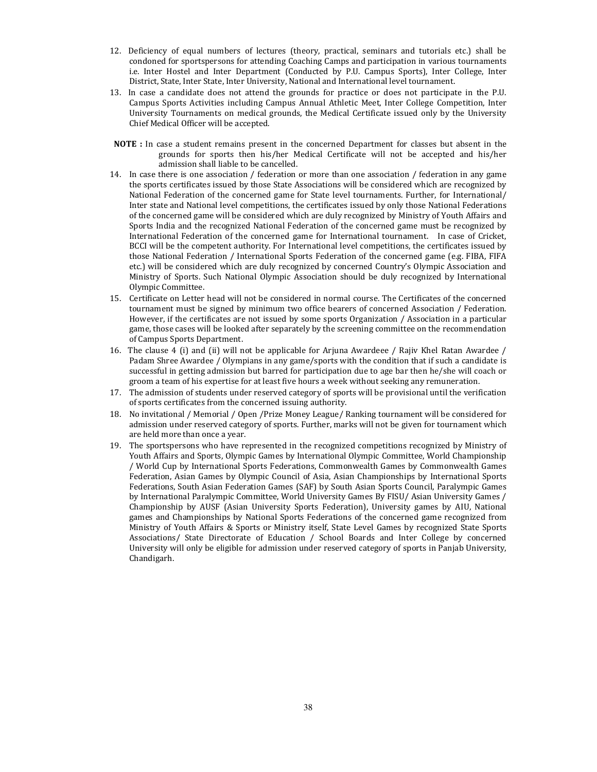12. Deficiency of equal numbers of lectures (theory, practical, seminars and tutorials etc.) shall be condoned for sportspersons for attending Coaching Camps and participation in various tournaments i.e. Inter Hostel and Inter Department (Conducted by P.U. Campus Sports), Inter College, Inter District, State, Inter State, Inter University, National and International level tournament.
13. In case a candidate does not attend the grounds for practice or does not participate in the P.U. Campus Sports Activities including Campus Annual Athletic Meet, Inter College Competition, Inter University Tournaments on medical grounds, the Medical Certificate issued only by the University Chief Medical Officer will be accepted.

**NOTE :** In case a student remains present in the concerned Department for classes but absent in the grounds for sports then his/her Medical Certificate will not be accepted and his/her admission shall liable to be cancelled.

14. In case there is one association / federation or more than one association / federation in any game the sports certificates issued by those State Associations will be considered which are recognized by National Federation of the concerned game for State level tournaments. Further, for International/ Inter state and National level competitions, the certificates issued by only those National Federations of the concerned game will be considered which are duly recognized by Ministry of Youth Affairs and Sports India and the recognized National Federation of the concerned game must be recognized by International Federation of the concerned game for International tournament. In case of Cricket, BCCI will be the competent authority. For International level competitions, the certificates issued by those National Federation / International Sports Federation of the concerned game (e.g. FIBA, FIFA etc.) will be considered which are duly recognized by concerned Country's Olympic Association and Ministry of Sports. Such National Olympic Association should be duly recognized by International Olympic Committee.
15. Certificate on Letter head will not be considered in normal course. The Certificates of the concerned tournament must be signed by minimum two office bearers of concerned Association / Federation. However, if the certificates are not issued by some sports Organization / Association in a particular game, those cases will be looked after separately by the screening committee on the recommendation of Campus Sports Department.
16. The clause 4 (i) and (ii) will not be applicable for Arjuna Awardeee / Rajiv Khel Ratan Awardee / Padam Shree Awardee / Olympians in any game/sports with the condition that if such a candidate is successful in getting admission but barred for participation due to age bar then he/she will coach or groom a team of his expertise for at least five hours a week without seeking any remuneration.
17. The admission of students under reserved category of sports will be provisional until the verification of sports certificates from the concerned issuing authority.
18. No invitational / Memorial / Open /Prize Money League/ Ranking tournament will be considered for admission under reserved category of sports. Further, marks will not be given for tournament which are held more than once a year.
19. The sportspersons who have represented in the recognized competitions recognized by Ministry of Youth Affairs and Sports, Olympic Games by International Olympic Committee, World Championship / World Cup by International Sports Federations, Commonwealth Games by Commonwealth Games Federation, Asian Games by Olympic Council of Asia, Asian Championships by International Sports Federations, South Asian Federation Games (SAF) by South Asian Sports Council, Paralympic Games by International Paralympic Committee, World University Games By FISU/ Asian University Games / Championship by AUSF (Asian University Sports Federation), University games by AIU, National games and Championships by National Sports Federations of the concerned game recognized from Ministry of Youth Affairs & Sports or Ministry itself, State Level Games by recognized State Sports Associations/ State Directorate of Education / School Boards and Inter College by concerned University will only be eligible for admission under reserved category of sports in Panjab University, Chandigarh.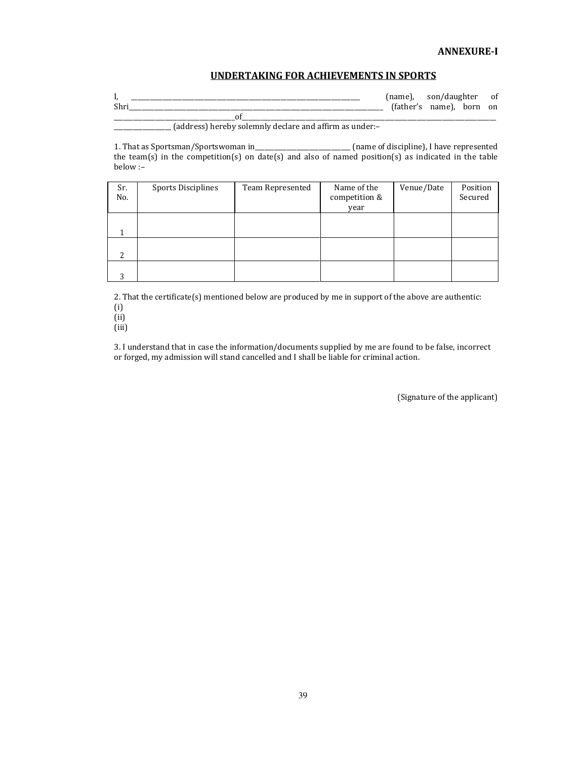**ANNEXURE-I**

## UNDERTAKING FOR ACHIEVEMENTS IN SPORTS

I, ______________________________________________________________ (name), son/daughter of Shri______________________________________________________________ (father's name), born on ________________________________of______________________________________________________________ ________________ (address) hereby solemnly declare and affirm as under:–

1. That as Sportsman/Sportswoman in___________________________ (name of discipline), I have represented the team(s) in the competition(s) on date(s) and also of named position(s) as indicated in the table below :–

| Sr. No. | Sports Disciplines | Team Represented | Name of the competition & year | Venue/Date | Position Secured |
|---|---|---|---|---|---|
| 1 | | | | | |
| 2 | | | | | |
| 3 | | | | | |

2. That the certificate(s) mentioned below are produced by me in support of the above are authentic:
(i)
(ii)
(iii)

3. I understand that in case the information/documents supplied by me are found to be false, incorrect or forged, my admission will stand cancelled and I shall be liable for criminal action.

(Signature of the applicant)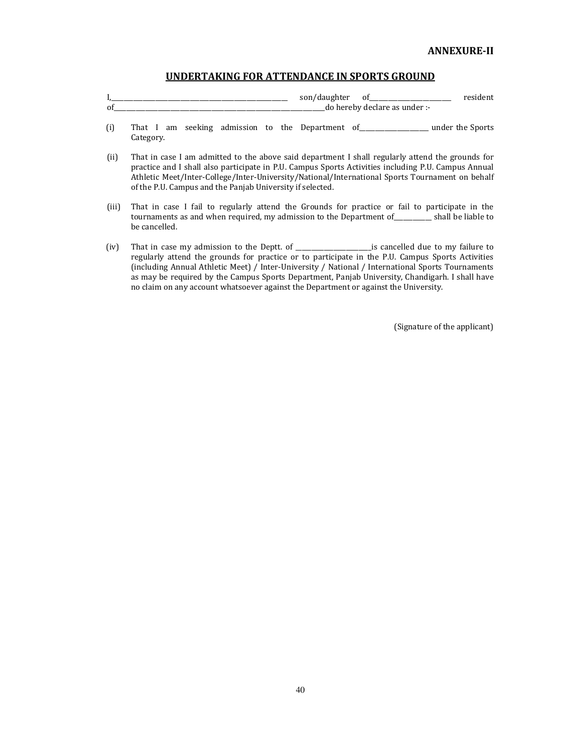**ANNEXURE-II**

## UNDERTAKING FOR ATTENDANCE IN SPORTS GROUND

I,\_\_\_\_\_\_\_\_\_\_\_\_\_\_\_\_\_\_\_\_\_\_\_\_\_\_\_\_\_\_\_\_\_\_\_\_\_\_\_\_ son/daughter of\_\_\_\_\_\_\_\_\_\_\_\_\_\_\_\_\_\_\_\_ resident of\_\_\_\_\_\_\_\_\_\_\_\_\_\_\_\_\_\_\_\_\_\_\_\_\_\_\_\_\_\_\_\_\_\_\_\_\_\_\_\_\_\_\_\_\_\_\_\_\_\_do hereby declare as under :-

(i) That I am seeking admission to the Department of\_\_\_\_\_\_\_\_\_\_\_\_\_\_\_\_\_ under the Sports Category.

(ii) That in case I am admitted to the above said department I shall regularly attend the grounds for practice and I shall also participate in P.U. Campus Sports Activities including P.U. Campus Annual Athletic Meet/Inter-College/Inter-University/National/International Sports Tournament on behalf of the P.U. Campus and the Panjab University if selected.

(iii) That in case I fail to regularly attend the Grounds for practice or fail to participate in the tournaments as and when required, my admission to the Department of\_\_\_\_\_\_\_\_\_ shall be liable to be cancelled.

(iv) That in case my admission to the Deptt. of \_\_\_\_\_\_\_\_\_\_\_\_\_\_\_\_\_\_is cancelled due to my failure to regularly attend the grounds for practice or to participate in the P.U. Campus Sports Activities (including Annual Athletic Meet) / Inter-University / National / International Sports Tournaments as may be required by the Campus Sports Department, Panjab University, Chandigarh. I shall have no claim on any account whatsoever against the Department or against the University.

(Signature of the applicant)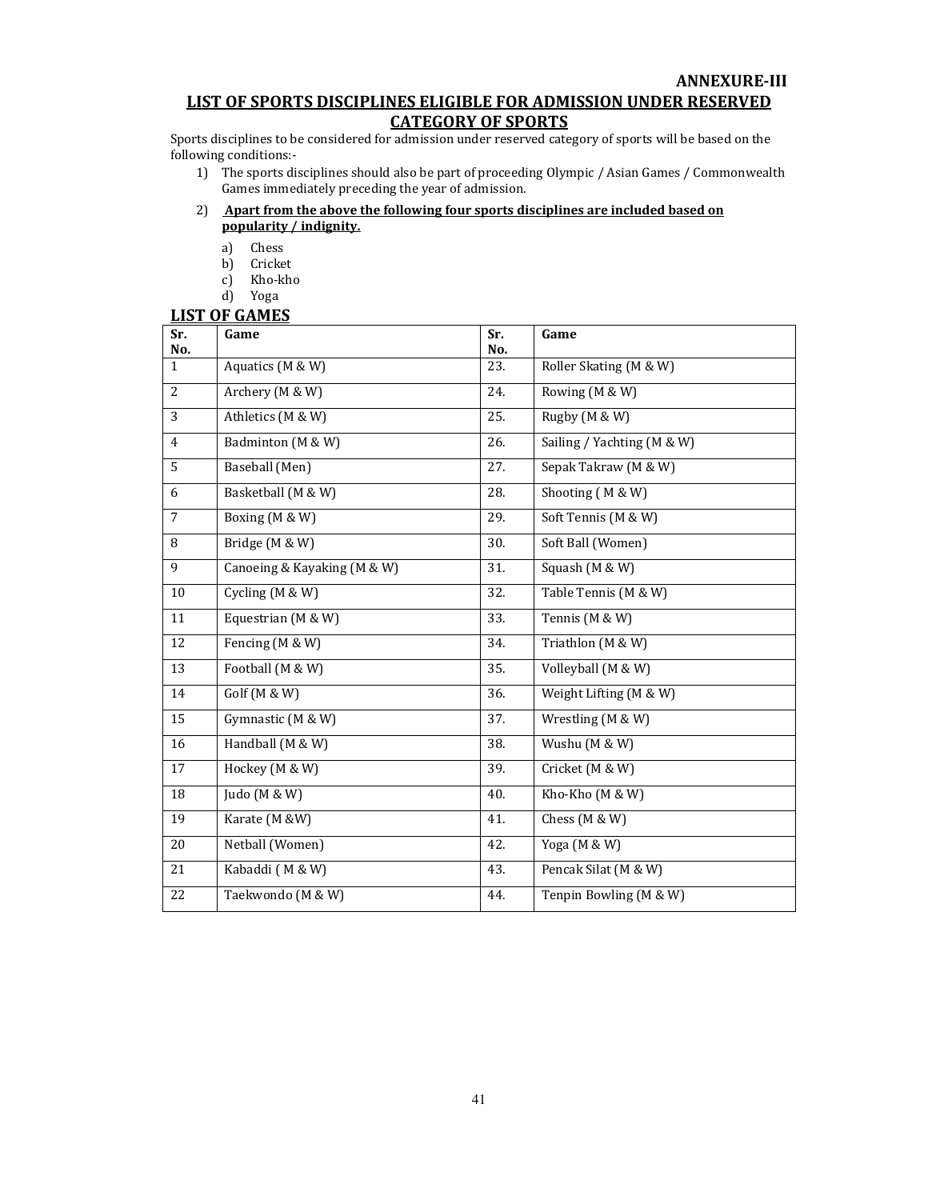**ANNEXURE-III**

## LIST OF SPORTS DISCIPLINES ELIGIBLE FOR ADMISSION UNDER RESERVED CATEGORY OF SPORTS

Sports disciplines to be considered for admission under reserved category of sports will be based on the following conditions:-

1) The sports disciplines should also be part of proceeding Olympic / Asian Games / Commonwealth Games immediately preceding the year of admission.

2) **Apart from the above the following four sports disciplines are included based on popularity / indignity.**

   a) Chess
   b) Cricket
   c) Kho-kho
   d) Yoga

### LIST OF GAMES

| Sr. No. | Game | Sr. No. | Game |
|---|---|---|---|
| 1 | Aquatics (M & W) | 23. | Roller Skating (M & W) |
| 2 | Archery (M & W) | 24. | Rowing (M & W) |
| 3 | Athletics (M & W) | 25. | Rugby (M & W) |
| 4 | Badminton (M & W) | 26. | Sailing / Yachting (M & W) |
| 5 | Baseball (Men) | 27. | Sepak Takraw (M & W) |
| 6 | Basketball (M & W) | 28. | Shooting ( M & W) |
| 7 | Boxing (M & W) | 29. | Soft Tennis (M & W) |
| 8 | Bridge (M & W) | 30. | Soft Ball (Women) |
| 9 | Canoeing & Kayaking (M & W) | 31. | Squash (M & W) |
| 10 | Cycling (M & W) | 32. | Table Tennis (M & W) |
| 11 | Equestrian (M & W) | 33. | Tennis (M & W) |
| 12 | Fencing (M & W) | 34. | Triathlon (M & W) |
| 13 | Football (M & W) | 35. | Volleyball (M & W) |
| 14 | Golf (M & W) | 36. | Weight Lifting (M & W) |
| 15 | Gymnastic (M & W) | 37. | Wrestling (M & W) |
| 16 | Handball (M & W) | 38. | Wushu (M & W) |
| 17 | Hockey (M & W) | 39. | Cricket (M & W) |
| 18 | Judo (M & W) | 40. | Kho-Kho (M & W) |
| 19 | Karate (M &W) | 41. | Chess (M & W) |
| 20 | Netball (Women) | 42. | Yoga (M & W) |
| 21 | Kabaddi ( M & W) | 43. | Pencak Silat (M & W) |
| 22 | Taekwondo (M & W) | 44. | Tenpin Bowling (M & W) |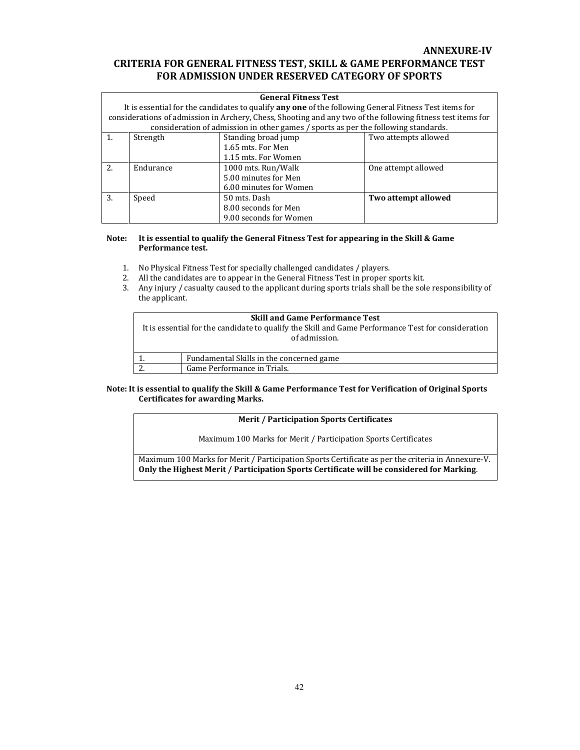**ANNEXURE-IV**

# CRITERIA FOR GENERAL FITNESS TEST, SKILL & GAME PERFORMANCE TEST FOR ADMISSION UNDER RESERVED CATEGORY OF SPORTS

| **General Fitness Test**<br>It is essential for the candidates to qualify **any one** of the following General Fitness Test items for considerations of admission in Archery, Chess, Shooting and any two of the following fitness test items for consideration of admission in other games / sports as per the following standards. | | | |
|---|---|---|---|
| 1. | Strength | Standing broad jump<br>1.65 mts. For Men<br>1.15 mts. For Women | Two attempts allowed |
| 2. | Endurance | 1000 mts. Run/Walk<br>5.00 minutes for Men<br>6.00 minutes for Women | One attempt allowed |
| 3. | Speed | 50 mts. Dash<br>8.00 seconds for Men<br>9.00 seconds for Women | **Two attempt allowed** |

**Note: It is essential to qualify the General Fitness Test for appearing in the Skill & Game Performance test.**

1. No Physical Fitness Test for specially challenged candidates / players.
2. All the candidates are to appear in the General Fitness Test in proper sports kit.
3. Any injury / casualty caused to the applicant during sports trials shall be the sole responsibility of the applicant.

| **Skill and Game Performance Test**<br>It is essential for the candidate to qualify the Skill and Game Performance Test for consideration of admission. | |
|---|---|
| 1. | Fundamental Skills in the concerned game |
| 2. | Game Performance in Trials. |

**Note: It is essential to qualify the Skill & Game Performance Test for Verification of Original Sports Certificates for awarding Marks.**

| **Merit / Participation Sports Certificates**<br>Maximum 100 Marks for Merit / Participation Sports Certificates |
|---|
| Maximum 100 Marks for Merit / Participation Sports Certificate as per the criteria in Annexure-V. **Only the Highest Merit / Participation Sports Certificate will be considered for Marking**. |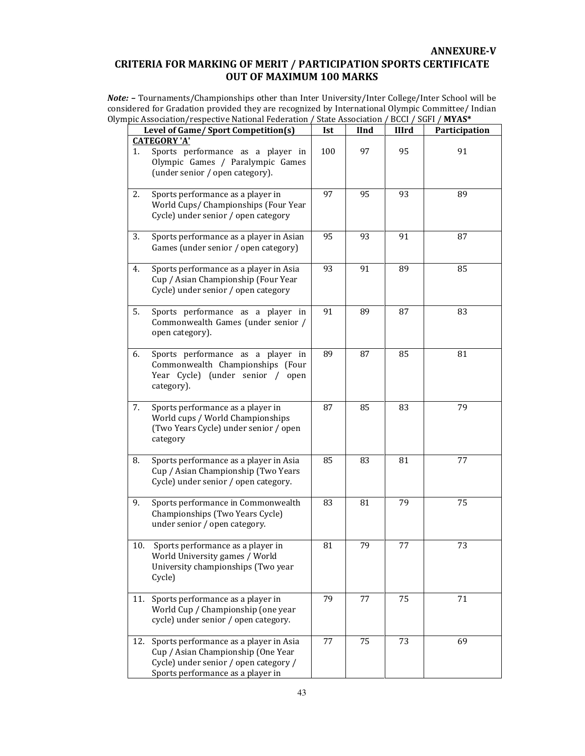**ANNEXURE-V**

## CRITERIA FOR MARKING OF MERIT / PARTICIPATION SPORTS CERTIFICATE OUT OF MAXIMUM 100 MARKS

***Note:*** – Tournaments/Championships other than Inter University/Inter College/Inter School will be considered for Gradation provided they are recognized by International Olympic Committee/ Indian Olympic Association/respective National Federation / State Association / BCCI / SGFI / **MYAS***

| Level of Game/ Sport Competition(s) | Ist | IInd | IIIrd | Participation |
|---|---|---|---|---|
| **CATEGORY 'A'** | | | | |
| 1. Sports performance as a player in Olympic Games / Paralympic Games (under senior / open category). | 100 | 97 | 95 | 91 |
| 2. Sports performance as a player in World Cups/ Championships (Four Year Cycle) under senior / open category | 97 | 95 | 93 | 89 |
| 3. Sports performance as a player in Asian Games (under senior / open category) | 95 | 93 | 91 | 87 |
| 4. Sports performance as a player in Asia Cup / Asian Championship (Four Year Cycle) under senior / open category | 93 | 91 | 89 | 85 |
| 5. Sports performance as a player in Commonwealth Games (under senior / open category). | 91 | 89 | 87 | 83 |
| 6. Sports performance as a player in Commonwealth Championships (Four Year Cycle) (under senior / open category). | 89 | 87 | 85 | 81 |
| 7. Sports performance as a player in World cups / World Championships (Two Years Cycle) under senior / open category | 87 | 85 | 83 | 79 |
| 8. Sports performance as a player in Asia Cup / Asian Championship (Two Years Cycle) under senior / open category. | 85 | 83 | 81 | 77 |
| 9. Sports performance in Commonwealth Championships (Two Years Cycle) under senior / open category. | 83 | 81 | 79 | 75 |
| 10. Sports performance as a player in World University games / World University championships (Two year Cycle) | 81 | 79 | 77 | 73 |
| 11. Sports performance as a player in World Cup / Championship (one year cycle) under senior / open category. | 79 | 77 | 75 | 71 |
| 12. Sports performance as a player in Asia Cup / Asian Championship (One Year Cycle) under senior / open category / Sports performance as a player in | 77 | 75 | 73 | 69 |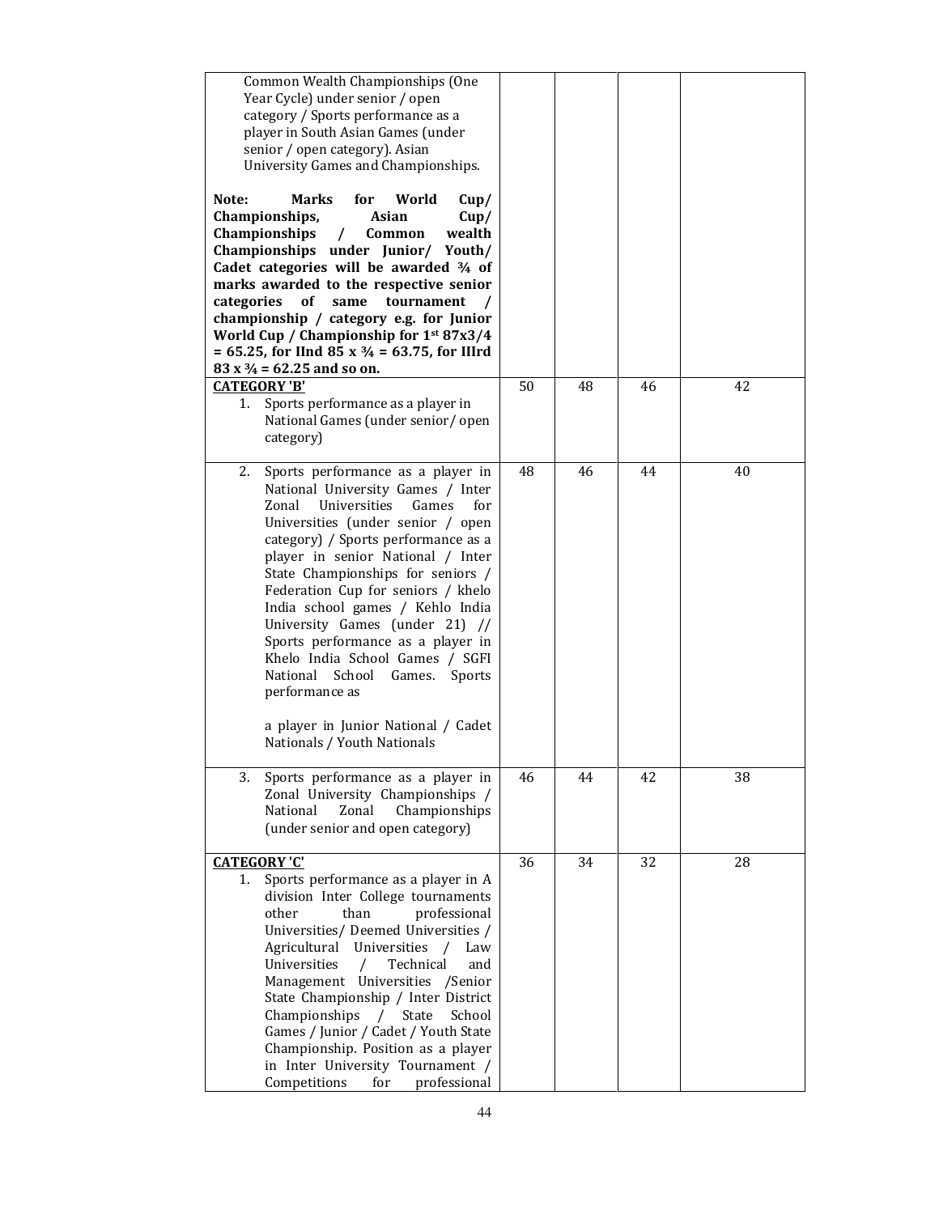| | | | | |
|---|---|---|---|---|
| Common Wealth Championships (One Year Cycle) under senior / open category / Sports performance as a player in South Asian Games (under senior / open category). Asian University Games and Championships.<br><br>**Note: Marks for World Cup/ Championships, Asian Cup/ Championships / Common wealth Championships under Junior/ Youth/ Cadet categories will be awarded ¾ of marks awarded to the respective senior categories of same tournament / championship / category e.g. for Junior World Cup / Championship for 1st 87x3/4 = 65.25, for IInd 85 x ¾ = 63.75, for IIIrd 83 x ¾ = 62.25 and so on.** | | | | |
| **CATEGORY 'B'**<br>1. Sports performance as a player in National Games (under senior/ open category) | 50 | 48 | 46 | 42 |
| 2. Sports performance as a player in National University Games / Inter Zonal Universities Games for Universities (under senior / open category) / Sports performance as a player in senior National / Inter State Championships for seniors / Federation Cup for seniors / khelo India school games / Kehlo India University Games (under 21) // Sports performance as a player in Khelo India School Games / SGFI National School Games. Sports performance as<br><br>a player in Junior National / Cadet Nationals / Youth Nationals | 48 | 46 | 44 | 40 |
| 3. Sports performance as a player in Zonal University Championships / National Zonal Championships (under senior and open category) | 46 | 44 | 42 | 38 |
| **CATEGORY 'C'**<br>1. Sports performance as a player in A division Inter College tournaments other than professional Universities/ Deemed Universities / Agricultural Universities / Law Universities / Technical and Management Universities /Senior State Championship / Inter District Championships / State School Games / Junior / Cadet / Youth State Championship. Position as a player in Inter University Tournament / Competitions for professional | 36 | 34 | 32 | 28 |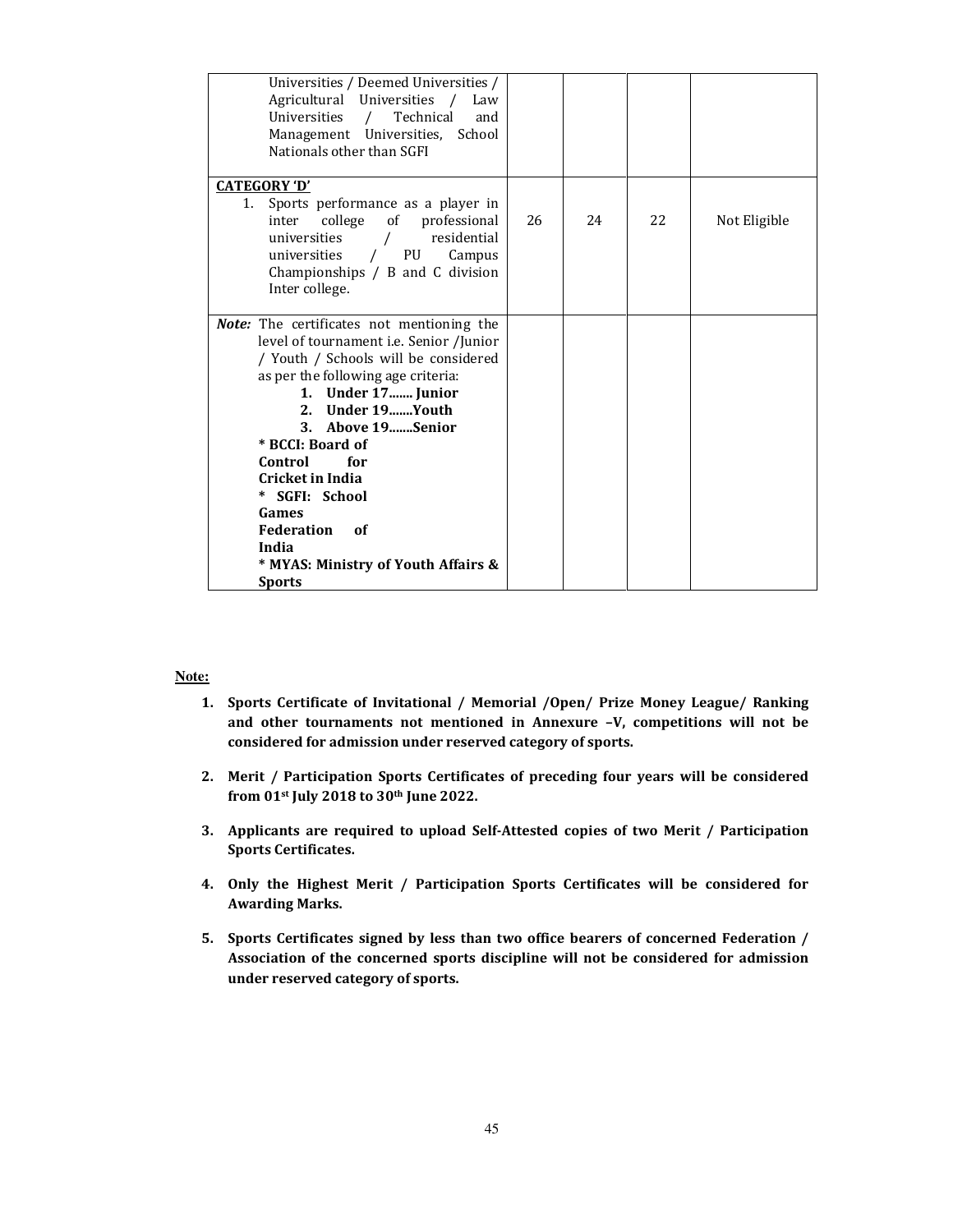| | | | | |
|---|---|---|---|---|
| Universities / Deemed Universities / Agricultural Universities / Law Universities / Technical and Management Universities, School Nationals other than SGFI | | | | |
| **CATEGORY 'D'**<br>1. Sports performance as a player in inter college of professional universities / residential universities / PU Campus Championships / B and C division Inter college. | 26 | 24 | 22 | Not Eligible |
| ***Note:*** The certificates not mentioning the level of tournament i.e. Senior /Junior / Youth / Schools will be considered as per the following age criteria:<br>**1. Under 17....... Junior**<br>**2. Under 19.......Youth**<br>**3. Above 19.......Senior**<br>**\* BCCI: Board of Control for Cricket in India**<br>**\* SGFI: School Games Federation of India**<br>**\* MYAS: Ministry of Youth Affairs & Sports** | | | | |

**Note:**

1. **Sports Certificate of Invitational / Memorial /Open/ Prize Money League/ Ranking and other tournaments not mentioned in Annexure –V, competitions will not be considered for admission under reserved category of sports.**
2. **Merit / Participation Sports Certificates of preceding four years will be considered from 01st July 2018 to 30th June 2022.**
3. **Applicants are required to upload Self-Attested copies of two Merit / Participation Sports Certificates.**
4. **Only the Highest Merit / Participation Sports Certificates will be considered for Awarding Marks.**
5. **Sports Certificates signed by less than two office bearers of concerned Federation / Association of the concerned sports discipline will not be considered for admission under reserved category of sports.**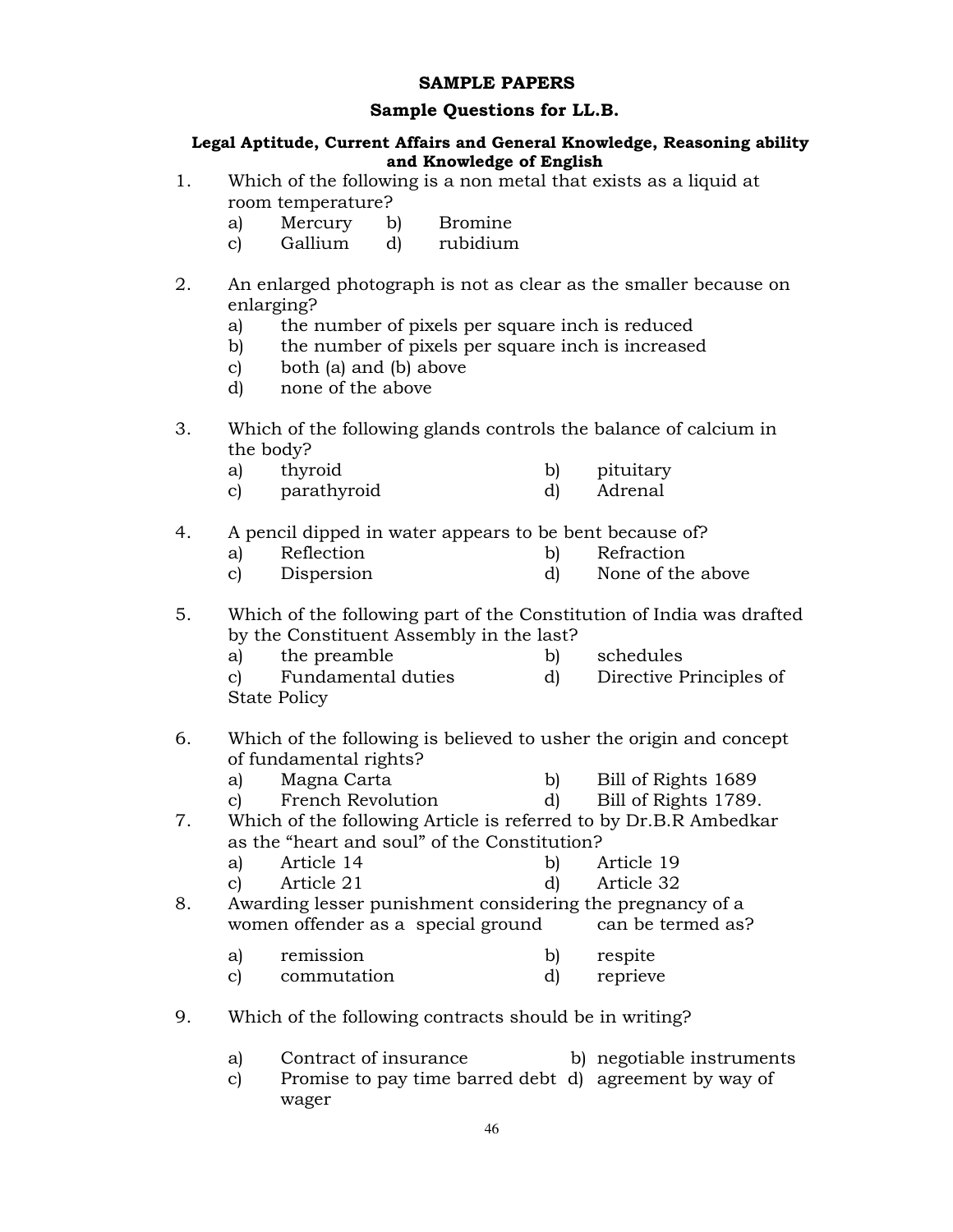## SAMPLE PAPERS

### Sample Questions for LL.B.

**Legal Aptitude, Current Affairs and General Knowledge, Reasoning ability and Knowledge of English**

1. Which of the following is a non metal that exists as a liquid at room temperature?
   - a) Mercury
   - b) Bromine
   - c) Gallium
   - d) rubidium

2. An enlarged photograph is not as clear as the smaller because on enlarging?
   - a) the number of pixels per square inch is reduced
   - b) the number of pixels per square inch is increased
   - c) both (a) and (b) above
   - d) none of the above

3. Which of the following glands controls the balance of calcium in the body?
   - a) thyroid
   - b) pituitary
   - c) parathyroid
   - d) Adrenal

4. A pencil dipped in water appears to be bent because of?
   - a) Reflection
   - b) Refraction
   - c) Dispersion
   - d) None of the above

5. Which of the following part of the Constitution of India was drafted by the Constituent Assembly in the last?
   - a) the preamble
   - b) schedules
   - c) Fundamental duties
   - d) Directive Principles of State Policy

6. Which of the following is believed to usher the origin and concept of fundamental rights?
   - a) Magna Carta
   - b) Bill of Rights 1689
   - c) French Revolution
   - d) Bill of Rights 1789.

7. Which of the following Article is referred to by Dr.B.R Ambedkar as the "heart and soul" of the Constitution?
   - a) Article 14
   - b) Article 19
   - c) Article 21
   - d) Article 32

8. Awarding lesser punishment considering the pregnancy of a women offender as a special ground can be termed as?
   - a) remission
   - b) respite
   - c) commutation
   - d) reprieve

9. Which of the following contracts should be in writing?
   - a) Contract of insurance
   - b) negotiable instruments
   - c) Promise to pay time barred debt
   - d) agreement by way of wager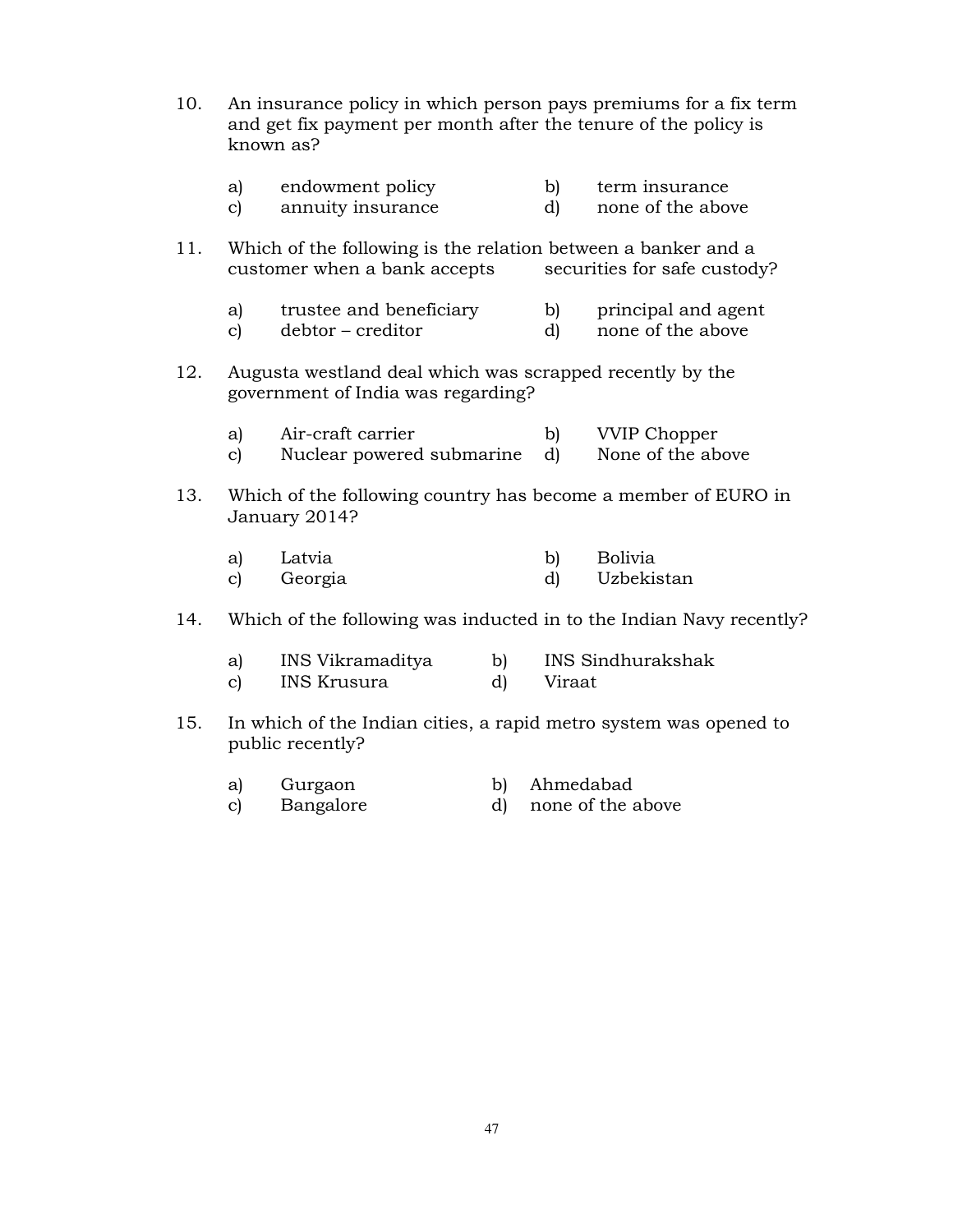10. An insurance policy in which person pays premiums for a fix term and get fix payment per month after the tenure of the policy is known as?

    a) endowment policy
    b) term insurance
    c) annuity insurance
    d) none of the above

11. Which of the following is the relation between a banker and a customer when a bank accepts securities for safe custody?

    a) trustee and beneficiary
    b) principal and agent
    c) debtor – creditor
    d) none of the above

12. Augusta westland deal which was scrapped recently by the government of India was regarding?

    a) Air-craft carrier
    b) VVIP Chopper
    c) Nuclear powered submarine
    d) None of the above

13. Which of the following country has become a member of EURO in January 2014?

    a) Latvia
    b) Bolivia
    c) Georgia
    d) Uzbekistan

14. Which of the following was inducted in to the Indian Navy recently?

    a) INS Vikramaditya
    b) INS Sindhurakshak
    c) INS Krusura
    d) Viraat

15. In which of the Indian cities, a rapid metro system was opened to public recently?

    a) Gurgaon
    b) Ahmedabad
    c) Bangalore
    d) none of the above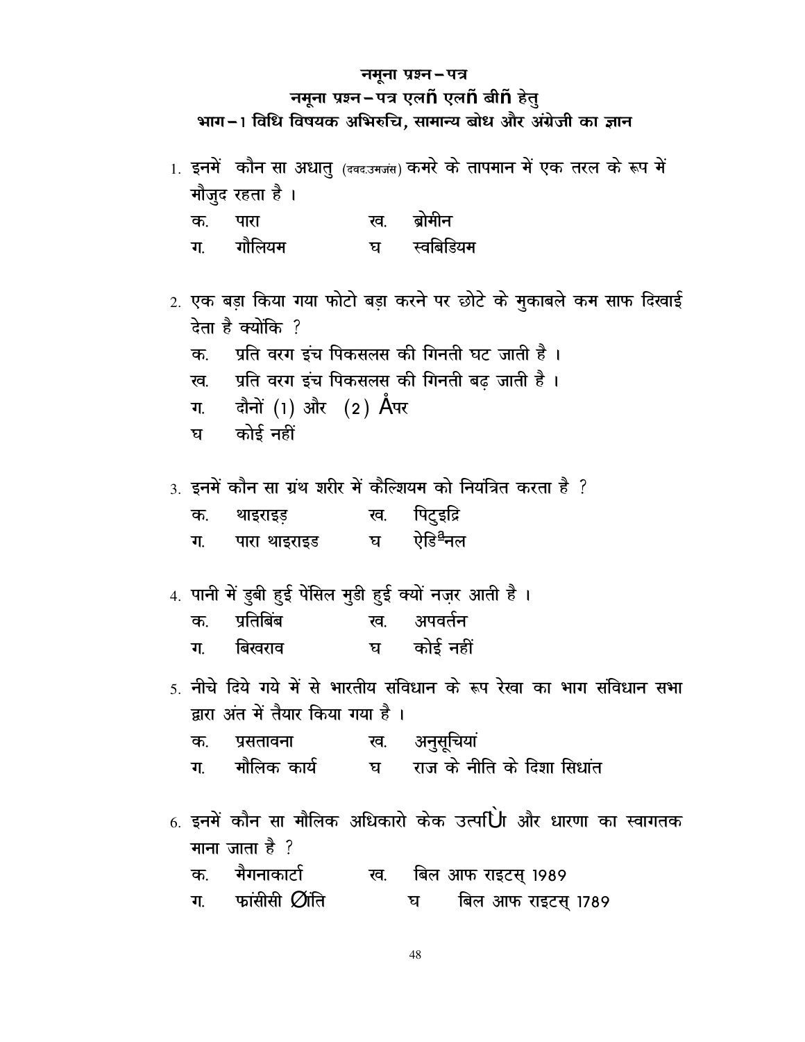# नमूना प्रश्न–पत्र

## नमूना प्रश्न–पत्र एलñ एलñ बीñ हेतु

### भाग–1 विधि विषयक अभिरुचि, सामान्य बोध और अंग्रेजी का ज्ञान

1. इनमें कौन सा अधातु (दवद:उमजंस) कमरे के तापमान में एक तरल के रूप में मौजुद रहता है ।

   क. पारा ख. ब्रोमीन

   ग. गौलियम घ स्वबिडियम

2. एक बड़ा किया गया फोटो बड़ा करने पर छोटे के मुकाबले कम साफ दिखाई देता है क्योंकि ?

   क. प्रति वरग इंच पिकसलस की गिनती घट जाती है ।

   ख. प्रति वरग इंच पिकसलस की गिनती बढ़ जाती है ।

   ग. दौनों (1) और (2) Åपर

   घ कोई नहीं

3. इनमें कौन सा ग्रंथ शरीर में कैल्शियम को नियंत्रित करता है ?

   क. थाइराइड़ ख. पिटुइद्रि

   ग. पारा थाइराइड घ ऐडिªनल

4. पानी में डुबी हुई पेंसिल मुडी हुई क्यों नज़र आती है ।

   क. प्रतिबिंब ख. अपवर्तन

   ग. बिखराव घ कोई नहीं

5. नीचे दिये गये में से भारतीय संविधान के रूप रेखा का भाग संविधान सभा द्वारा अंत में तैयार किया गया है ।

   क. प्रसतावना ख. अनुसूचियां

   ग. मौलिक कार्य घ राज के नीति के दिशा सिधांत

6. इनमें कौन सा मौलिक अधिकारो केक उत्पfÙा और धारणा का स्वागतक माना जाता है ?

   क. मैगनाकार्टा ख. बिल आफ राइटस् 1989

   ग. फांसीसी Øांति घ बिल आफ राइटस् 1789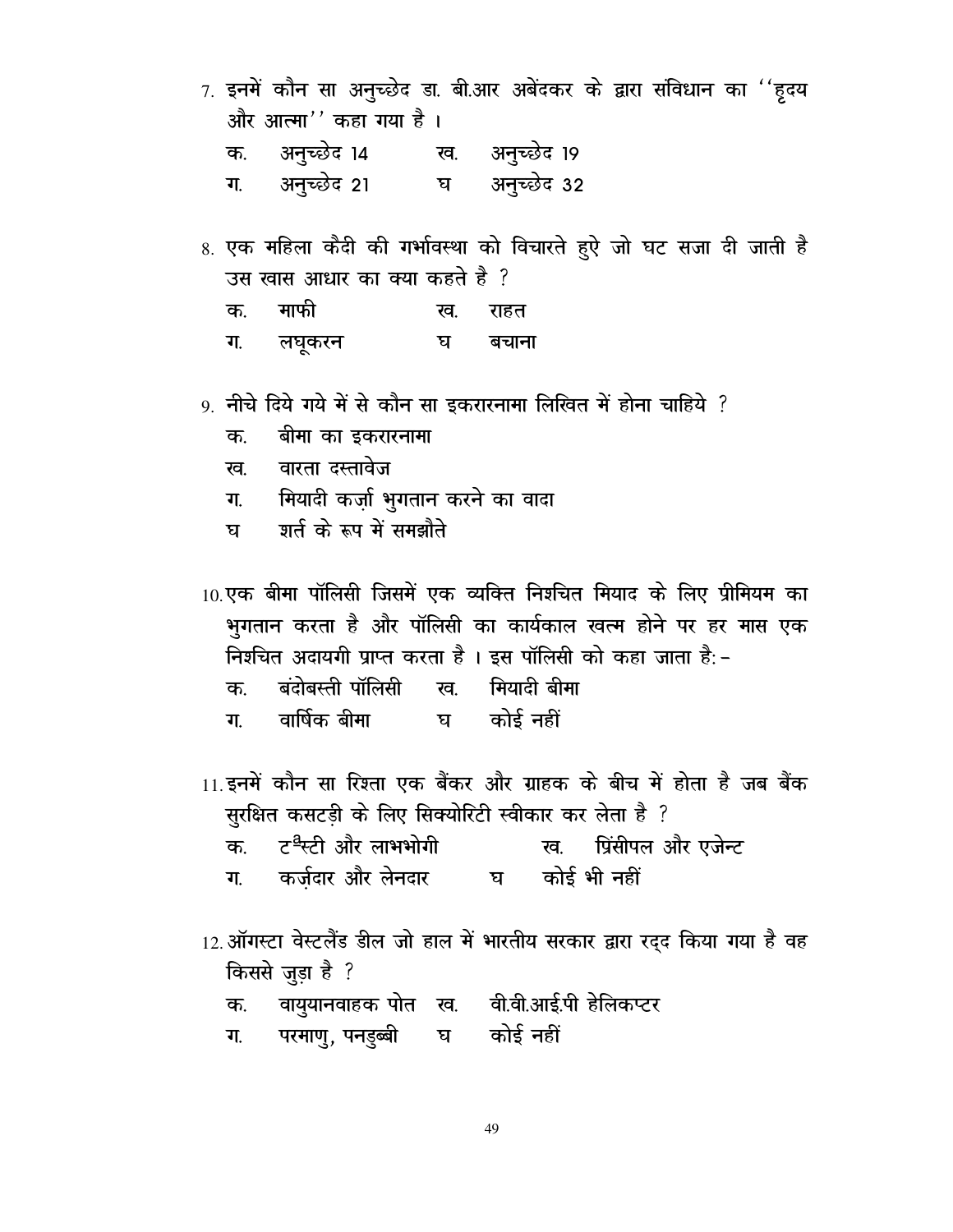7. इनमें कौन सा अनुच्छेद डा. बी.आर अबेंदकर के द्वारा संविधान का ''हृदय और आत्मा'' कहा गया है ।

   क. अनुच्छेद 14 ख. अनुच्छेद 19

   ग. अनुच्छेद 21 घ अनुच्छेद 32

8. एक महिला कैदी की गर्भावस्था को विचारते हुऐ जो घट सजा दी जाती है उस खास आधार का क्या कहते है ?

   क. माफी ख. राहत

   ग. लघूकरन घ बचाना

9. नीचे दिये गये में से कौन सा इकरारनामा लिखित में होना चाहिये ?

   क. बीमा का इकरारनामा

   ख. वारता दस्तावेज

   ग. मियादी कर्ज़ा भुगतान करने का वादा

   घ शर्त के रूप में समझौते

10. एक बीमा पॉलिसी जिसमें एक व्यक्ति निश्चित मियाद के लिए प्रीमियम का भुगतान करता है और पॉलिसी का कार्यकाल खत्म होने पर हर मास एक निश्चित अदायगी प्राप्त करता है । इस पॉलिसी को कहा जाता है: -

    क. बंदोबस्ती पॉलिसी ख. मियादी बीमा

    ग. वार्षिक बीमा घ कोई नहीं

11. इनमें कौन सा रिश्ता एक बैंकर और ग्राहक के बीच में होता है जब बैंक सुरक्षित कसटड़ी के लिए सिक्योरिटी स्वीकार कर लेता है ?

    क. ट्रस्टी और लाभभोगी ख. प्रिंसीपल और एजेन्ट

    ग. कर्ज़दार और लेनदार घ कोई भी नहीं

12. ऑगस्टा वेस्टलैंड डील जो हाल में भारतीय सरकार द्वारा रद्द किया गया है वह किससे जुड़ा है ?

    क. वायुयानवाहक पोत ख. वी.वी.आई.पी हेलिकप्टर

    ग. परमाणु, पनडुब्बी घ कोई नहीं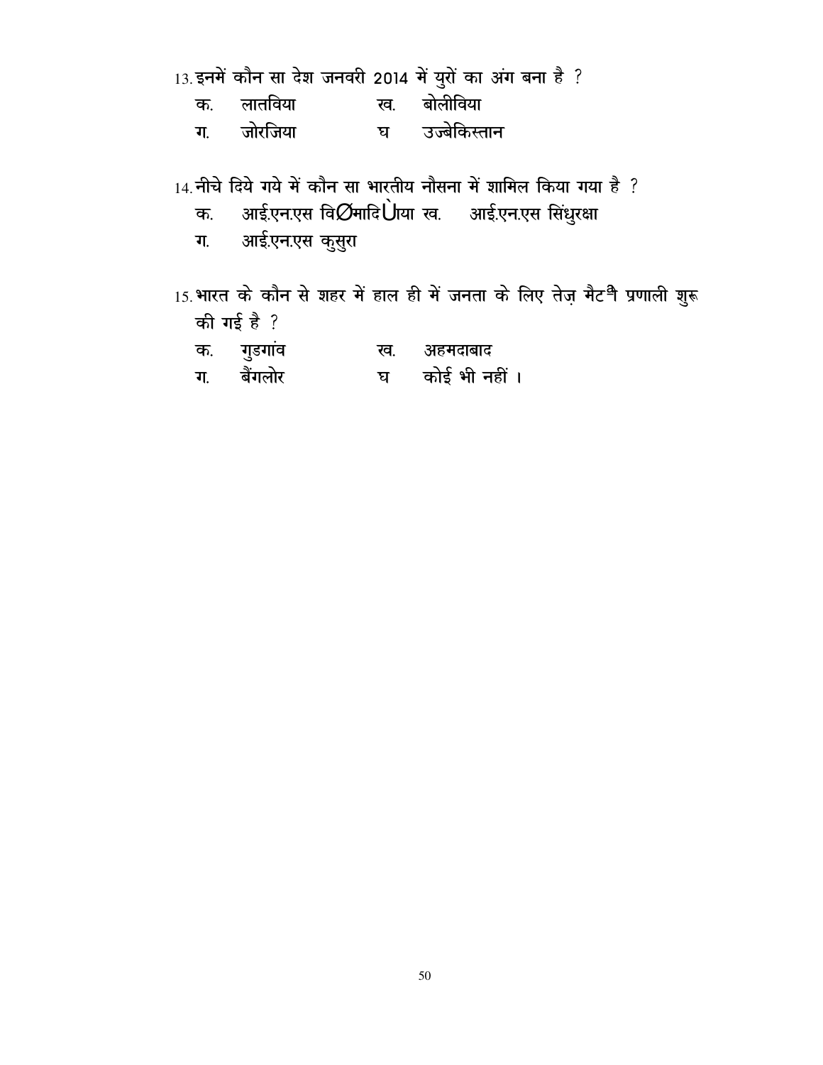13. इनमें कौन सा देश जनवरी 2014 में युरों का अंग बना है ?

क. लातविया ख. बोलीविया

ग. जोरजिया घ उज्बेकिस्तान

14. नीचे दिये गये में कौन सा भारतीय नौसना में शामिल किया गया है ?

क. आई.एन.एस वि∅मादि̀Uाया ख. आई.एन.एस सिंधुरक्षा

ग. आई.एन.एस कुसुरा

15. भारत के कौन से शहर में हाल ही में जनता के लिए तेज़ मैटªो प्रणाली शुरू की गई है ?

क. गुडगांव ख. अहमदाबाद

ग. बैंगलोर घ कोई भी नहीं ।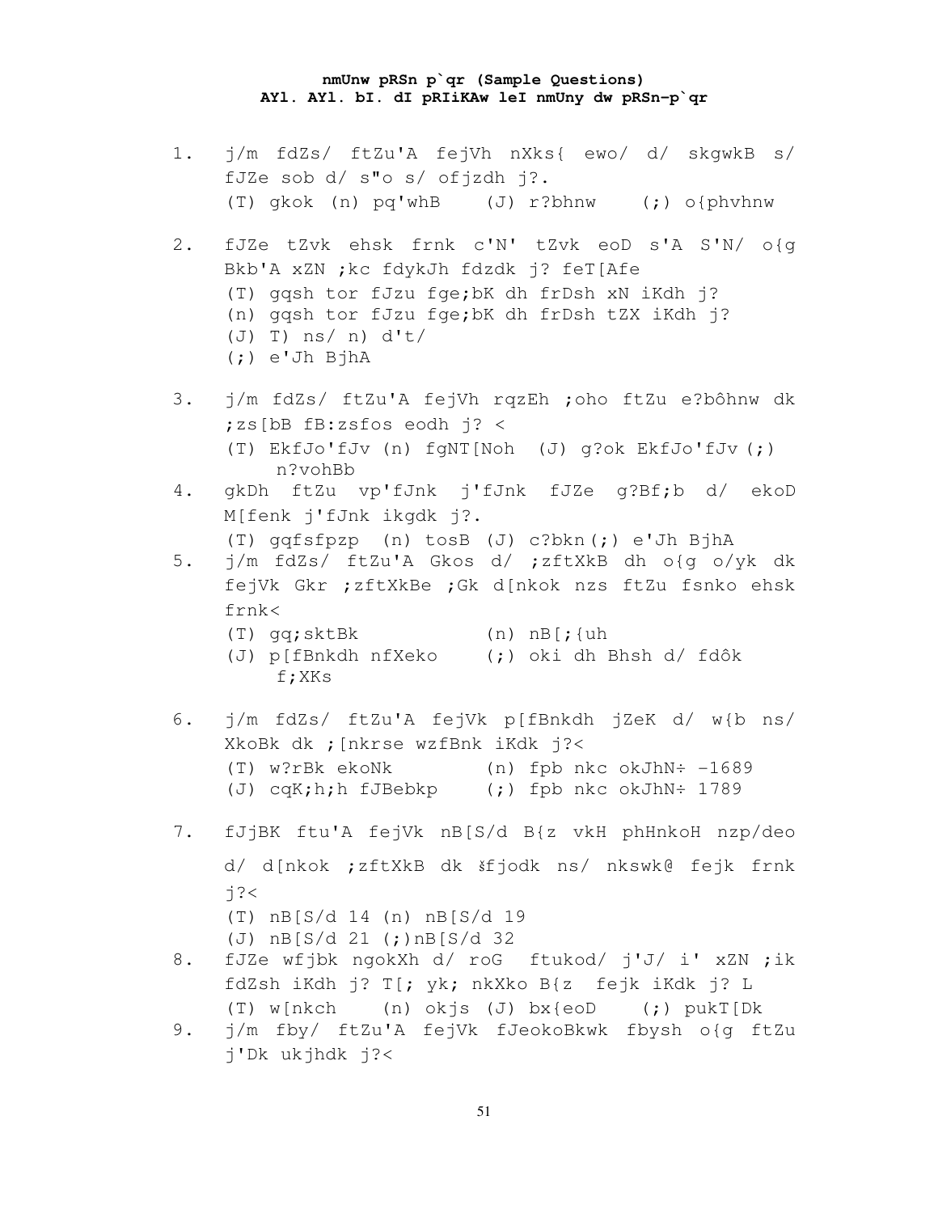**nmUnw pRSn p`qr (Sample Questions)**
**AYl. AYl. bI. dI pRIiKAw leI nmUny dw pRSn-p`qr**

1. j/m fdZs/ ftZu'A fejVh nXks{ ewo/ d/ skgwkB s/ fJZe sob d/ s"o s/ ofjzdh j?.
   (T) gkok (n) pq'whB (J) r?bhnw (;) o{phvhnw

2. fJZe tZvk ehsk frnk c'N' tZvk eoD s'A S'N/ o{g Bkb'A xZN ;kc fdykJh fdzdk j? feT[Afe
   (T) gqsh tor fJzu fge;bK dh frDsh xN iKdh j?
   (n) gqsh tor fJzu fge;bK dh frDsh tZX iKdh j?
   (J) T) ns/ n) d't/
   (;) e'Jh BjhA

3. j/m fdZs/ ftZu'A fejVh rqzEh ;oho ftZu e?bôhnw dk ;zs[bB fB:zsfos eodh j? <
   (T) EkfJo'fJv (n) fgNT[Noh (J) g?ok EkfJo'fJv (;) n?vohBb

4. gkDh ftZu vp'fJnk j'fJnk fJZe g?Bf;b d/ ekoD M[fenk j'fJnk ikgdk j?.
   (T) gqfsfpzp (n) tosB (J) c?bkn (;) e'Jh BjhA

5. j/m fdZs/ ftZu'A Gkos d/ ;zftXkB dh o{g o/yk dk fejVk Gkr ;zftXkBe ;Gk d[nkok nzs ftZu fsnko ehsk frnk<
   (T) gq;sktBk (n) nB[;{uh
   (J) p[fBnkdh nfXeko (;) oki dh Bhsh d/ fdôk f;XKs

6. j/m fdZs/ ftZu'A fejVk p[fBnkdh jZeK d/ w{b ns/ XkoBk dk ;[nkrse wzfBnk iKdk j?<
   (T) w?rBk ekoNk (n) fpb nkc okJhN÷ -1689
   (J) cqK;h;h fJBebkp (;) fpb nkc okJhN÷ 1789

7. fJjBK ftu'A fejVk nB[S/d B{z vkH phHnkoH nzp/deo d/ d[nkok ;zftXkB dk šfjodk ns/ nkswk@ fejk frnk j?<
   (T) nB[S/d 14 (n) nB[S/d 19
   (J) nB[S/d 21 (;)nB[S/d 32

8. fJZe wfjbk ngokXh d/ roG ftukod/ j'J/ i' xZN ;ik fdZsh iKdh j? T[; yk; nkXko B{z fejk iKdk j? L
   (T) w[nkch (n) okjs (J) bx{eoD (;) pukT[Dk

9. j/m fby/ ftZu'A fejVk fJeokoBkwk fbysh o{g ftZu j'Dk ukjhdk j?<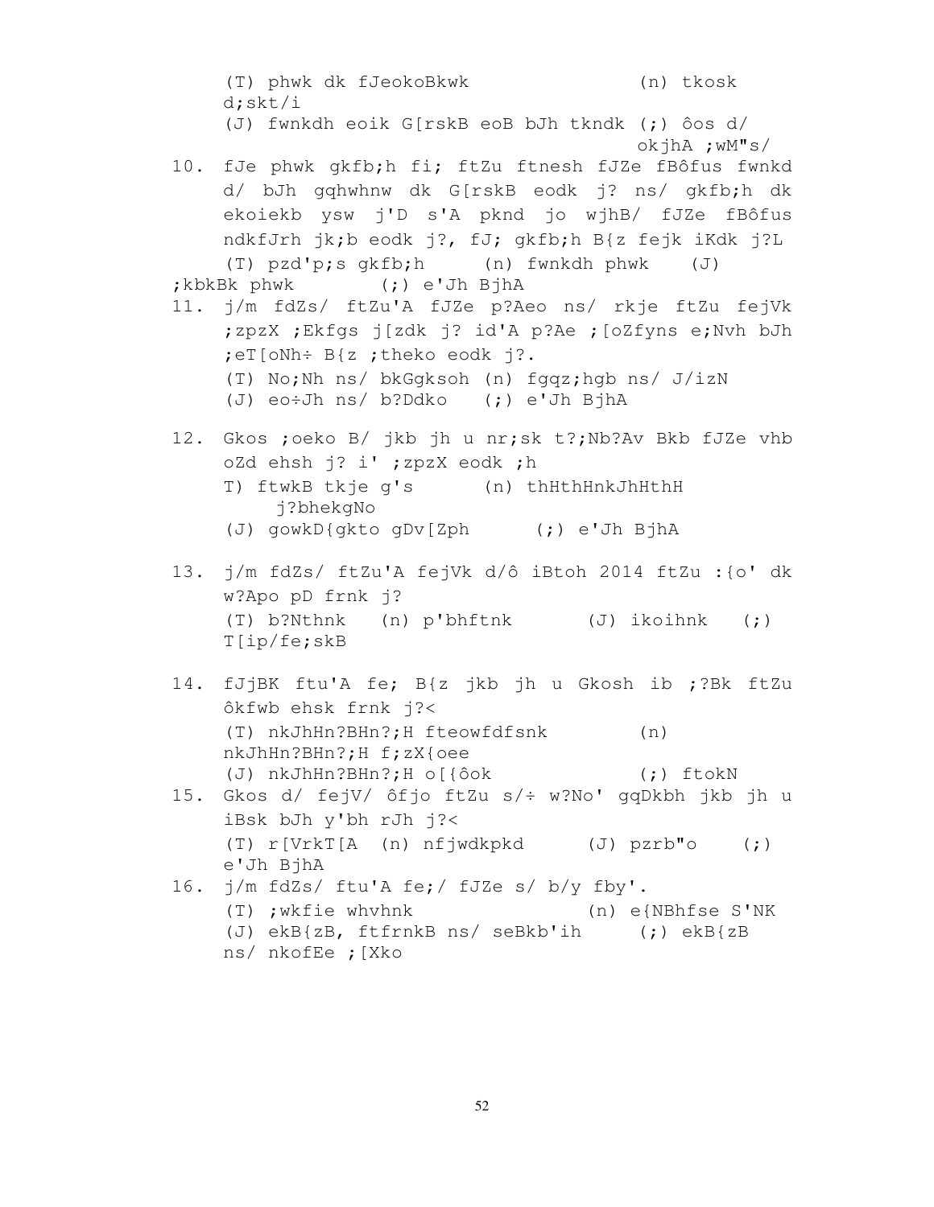(T) phwk dk fJeokoBkwk (n) tkosk d;skt/i

(J) fwnkdh eoik G[rskB eoB bJh tkndk (;) ôos d/ okjhA ;wM"s/

10. fJe phwk gkfb;h fi; ftZu ftnesh fJZe fBôfus fwnkd d/ bJh gqhwhnw dk G[rskB eodk j? ns/ gkfb;h dk ekoiekb ysw j'D s'A pknd jo wjhB/ fJZe fBôfus ndkfJrh jk;b eodk j?, fJ; gkfb;h B{z fejk iKdk j?L

(T) pzd'p;s gkfb;h (n) fwnkdh phwk (J) ;kbkBk phwk (;) e'Jh BjhA

11. j/m fdZs/ ftZu'A fJZe p?Aeo ns/ rkje ftZu fejVk ;zpzX ;Ekfgs j[zdk j? id'A p?Ae ;[oZfyns e;Nvh bJh ;eT[oNh÷ B{z ;theko eodk j?.

(T) No;Nh ns/ bkGgksoh (n) fgqz;hgb ns/ J/izN

(J) eo÷Jh ns/ b?Ddko (;) e'Jh BjhA

12. Gkos ;oeko B/ jkb jh u nr;sk t?;Nb?Av Bkb fJZe vhb oZd ehsh j? i' ;zpzX eodk ;h

T) ftwkB tkje g's (n) thHthHnkJhHthH j?bhekgNo

(J) gowkD{gkto gDv[Zph (;) e'Jh BjhA

13. j/m fdZs/ ftZu'A fejVk d/ô iBtoh 2014 ftZu :{o' dk w?Apo pD frnk j?

(T) b?Nthnk (n) p'bhftnk (J) ikoihnk (;) T[ip/fe;skB

14. fJjBK ftu'A fe; B{z jkb jh u Gkosh ib ;?Bk ftZu ôkfwb ehsk frnk j?<

(T) nkJhHn?BHn?;H fteowfdfsnk (n) nkJhHn?BHn?;H f;zX{oee

(J) nkJhHn?BHn?;H o[{ôok (;) ftokN

15. Gkos d/ fejV/ ôfjo ftZu s/÷ w?No' gqDkbh jkb jh u iBsk bJh y'bh rJh j?<

(T) r[VrkT[A (n) nfjwdkpkd (J) pzrb"o (;) e'Jh BjhA

16. j/m fdZs/ ftu'A fe;/ fJZe s/ b/y fby'.

(T) ;wkfie whvhnk (n) e{NBhfse S'NK

(J) ekB{zB, ftfrnkB ns/ seBkb'ih (;) ekB{zB ns/ nkofEe ;[Xko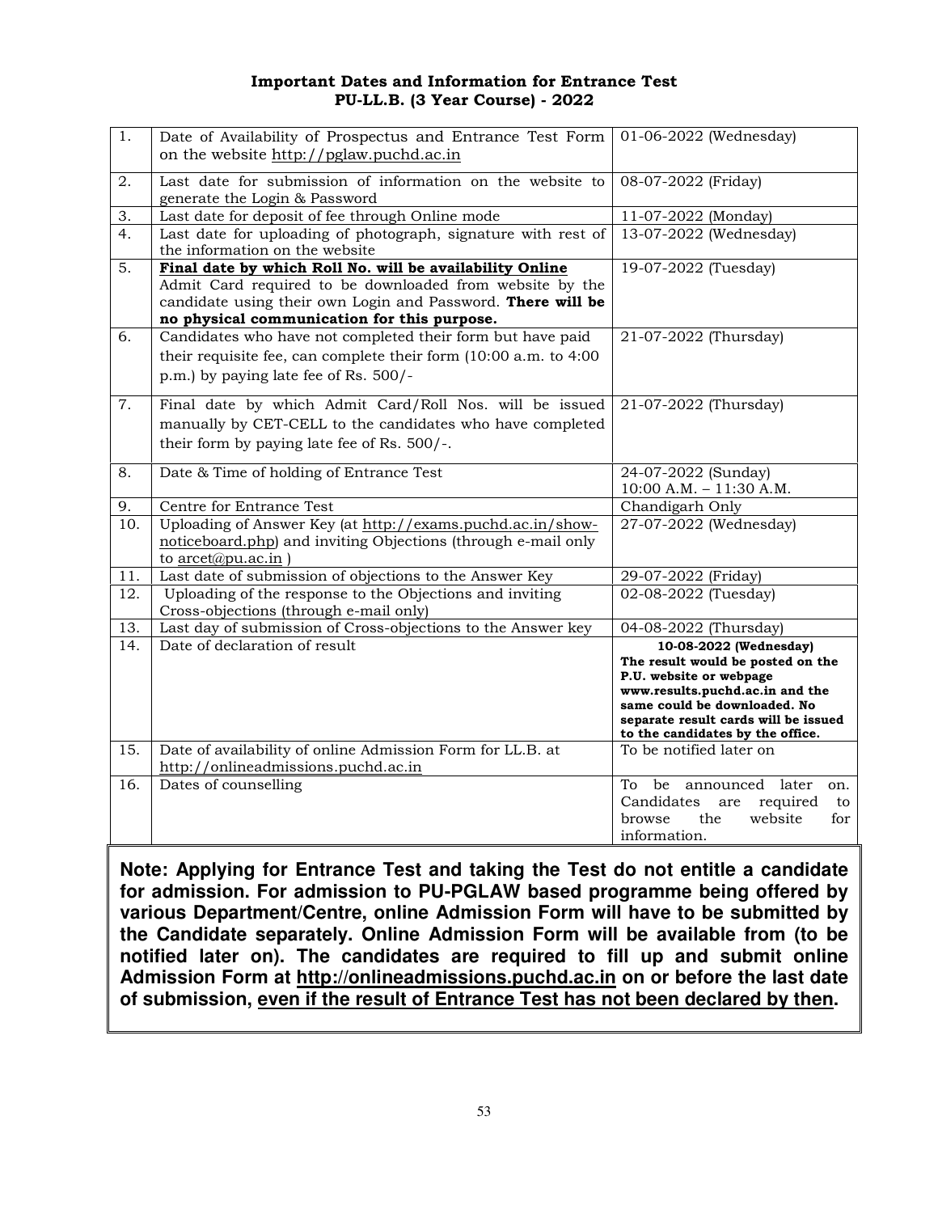**Important Dates and Information for Entrance Test**
**PU-LL.B. (3 Year Course) - 2022**

| | | |
|---|---|---|
| 1. | Date of Availability of Prospectus and Entrance Test Form on the website http://pglaw.puchd.ac.in | 01-06-2022 (Wednesday) |
| 2. | Last date for submission of information on the website to generate the Login & Password | 08-07-2022 (Friday) |
| 3. | Last date for deposit of fee through Online mode | 11-07-2022 (Monday) |
| 4. | Last date for uploading of photograph, signature with rest of the information on the website | 13-07-2022 (Wednesday) |
| 5. | **Final date by which Roll No. will be availability Online** Admit Card required to be downloaded from website by the candidate using their own Login and Password. **There will be no physical communication for this purpose.** | 19-07-2022 (Tuesday) |
| 6. | Candidates who have not completed their form but have paid their requisite fee, can complete their form (10:00 a.m. to 4:00 p.m.) by paying late fee of Rs. 500/- | 21-07-2022 (Thursday) |
| 7. | Final date by which Admit Card/Roll Nos. will be issued manually by CET-CELL to the candidates who have completed their form by paying late fee of Rs. 500/-. | 21-07-2022 (Thursday) |
| 8. | Date & Time of holding of Entrance Test | 24-07-2022 (Sunday) 10:00 A.M. – 11:30 A.M. |
| 9. | Centre for Entrance Test | Chandigarh Only |
| 10. | Uploading of Answer Key (at http://exams.puchd.ac.in/show-noticeboard.php) and inviting Objections (through e-mail only to arcet@pu.ac.in ) | 27-07-2022 (Wednesday) |
| 11. | Last date of submission of objections to the Answer Key | 29-07-2022 (Friday) |
| 12. | Uploading of the response to the Objections and inviting Cross-objections (through e-mail only) | 02-08-2022 (Tuesday) |
| 13. | Last day of submission of Cross-objections to the Answer key | 04-08-2022 (Thursday) |
| 14. | Date of declaration of result | **10-08-2022 (Wednesday) The result would be posted on the P.U. website or webpage www.results.puchd.ac.in and the same could be downloaded. No separate result cards will be issued to the candidates by the office.** |
| 15. | Date of availability of online Admission Form for LL.B. at http://onlineadmissions.puchd.ac.in | To be notified later on |
| 16. | Dates of counselling | To be announced later on. Candidates are required to browse the website for information. |

**Note: Applying for Entrance Test and taking the Test do not entitle a candidate for admission. For admission to PU-PGLAW based programme being offered by various Department/Centre, online Admission Form will have to be submitted by the Candidate separately. Online Admission Form will be available from (to be notified later on). The candidates are required to fill up and submit online Admission Form at http://onlineadmissions.puchd.ac.in on or before the last date of submission, even if the result of Entrance Test has not been declared by then.**